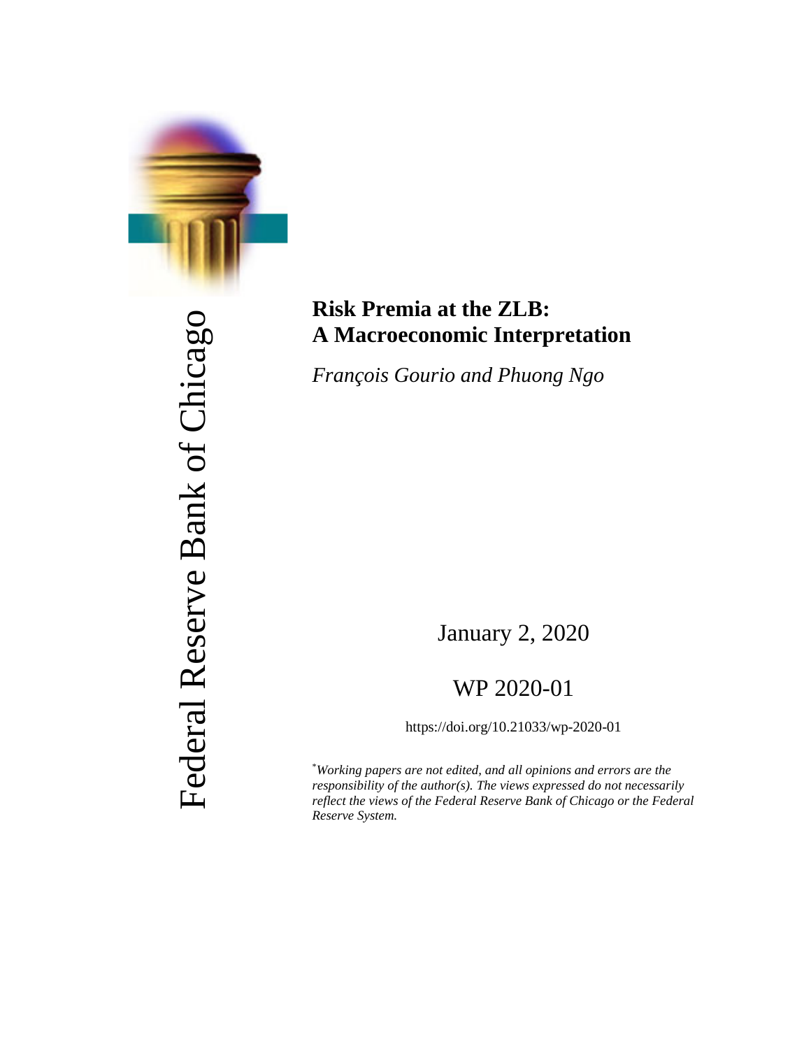Federal Reserve Bank of Chicago

# Risk Premia at the ZLB: A Macroeconomic Interpretation

*François Gourio and Phuong Ngo*

January 2, 2020

WP 2020-01

https://doi.org/10.21033/wp-2020-01

*[*]Working papers are not edited, and all opinions and errors are the responsibility of the author(s). The views expressed do not necessarily reflect the views of the Federal Reserve Bank of Chicago or the Federal Reserve System.*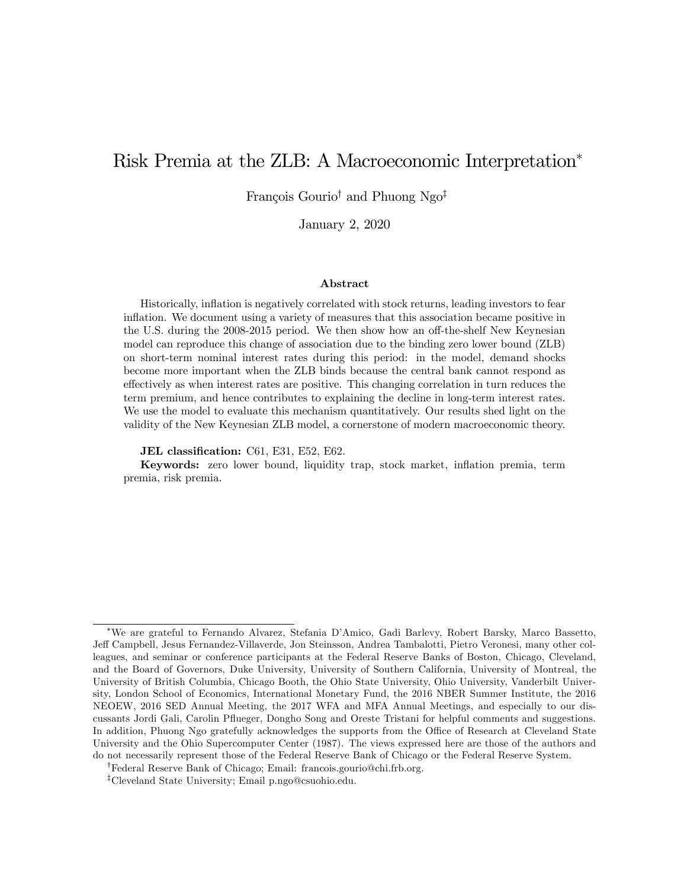# Risk Premia at the ZLB: A Macroeconomic Interpretation*

François Gourio[†] and Phuong Ngo[‡]

January 2, 2020

### Abstract

Historically, inflation is negatively correlated with stock returns, leading investors to fear inflation. We document using a variety of measures that this association became positive in the U.S. during the 2008-2015 period. We then show how an off-the-shelf New Keynesian model can reproduce this change of association due to the binding zero lower bound (ZLB) on short-term nominal interest rates during this period: in the model, demand shocks become more important when the ZLB binds because the central bank cannot respond as effectively as when interest rates are positive. This changing correlation in turn reduces the term premium, and hence contributes to explaining the decline in long-term interest rates. We use the model to evaluate this mechanism quantitatively. Our results shed light on the validity of the New Keynesian ZLB model, a cornerstone of modern macroeconomic theory.

**JEL classification:** C61, E31, E52, E62.

**Keywords:** zero lower bound, liquidity trap, stock market, inflation premia, term premia, risk premia.

---

*We are grateful to Fernando Alvarez, Stefania D'Amico, Gadi Barlevy, Robert Barsky, Marco Bassetto, Jeff Campbell, Jesus Fernandez-Villaverde, Jon Steinsson, Andrea Tambalotti, Pietro Veronesi, many other colleagues, and seminar or conference participants at the Federal Reserve Banks of Boston, Chicago, Cleveland, and the Board of Governors, Duke University, University of Southern California, University of Montreal, the University of British Columbia, Chicago Booth, the Ohio State University, Ohio University, Vanderbilt University, London School of Economics, International Monetary Fund, the 2016 NBER Summer Institute, the 2016 NEOEW, 2016 SED Annual Meeting, the 2017 WFA and MFA Annual Meetings, and especially to our discussants Jordi Gali, Carolin Pflueger, Dongho Song and Oreste Tristani for helpful comments and suggestions. In addition, Phuong Ngo gratefully acknowledges the supports from the Office of Research at Cleveland State University and the Ohio Supercomputer Center (1987). The views expressed here are those of the authors and do not necessarily represent those of the Federal Reserve Bank of Chicago or the Federal Reserve System.

[†]Federal Reserve Bank of Chicago; Email: francois.gourio@chi.frb.org.

[‡]Cleveland State University; Email p.ngo@csuohio.edu.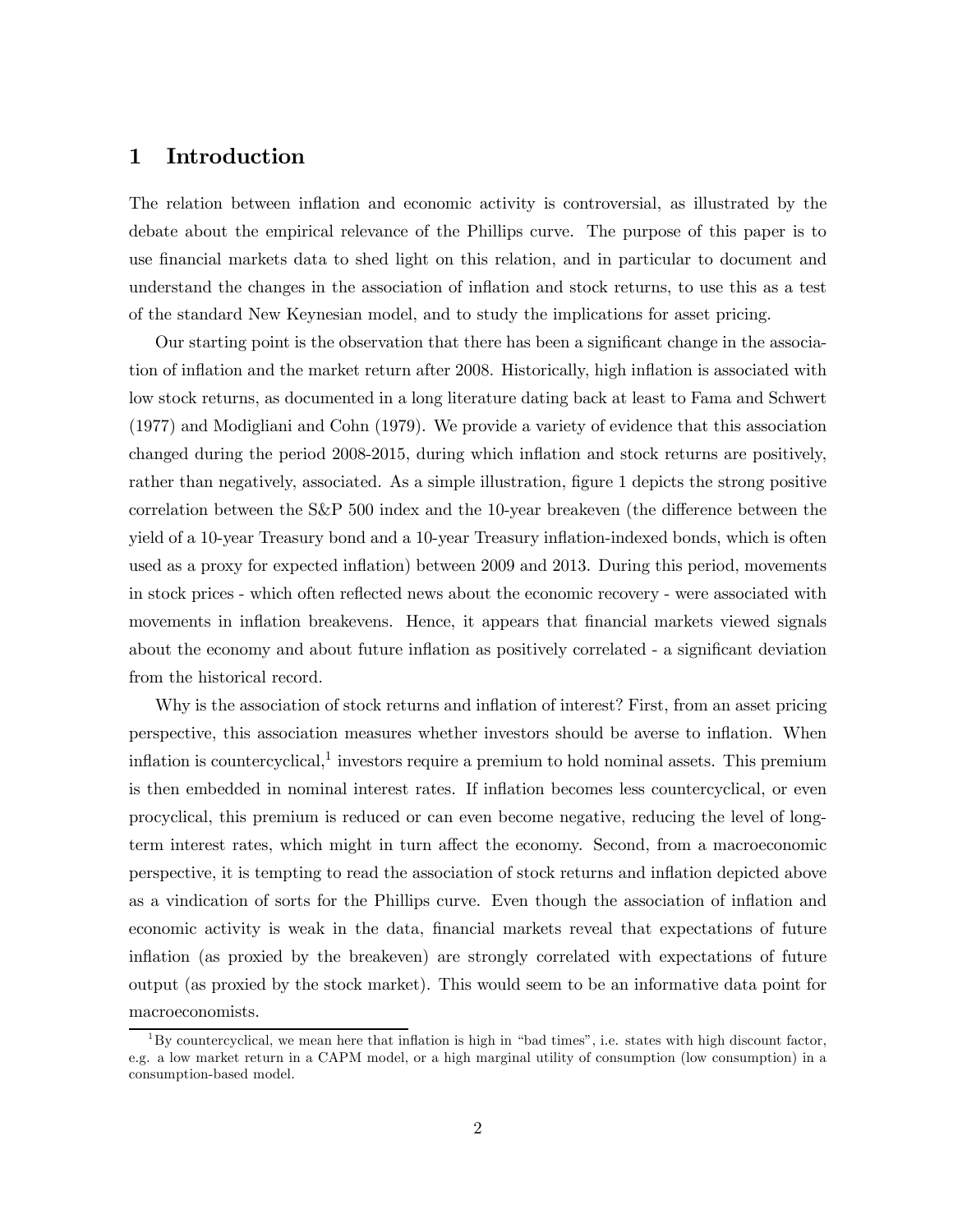# 1 Introduction

The relation between inflation and economic activity is controversial, as illustrated by the debate about the empirical relevance of the Phillips curve. The purpose of this paper is to use financial markets data to shed light on this relation, and in particular to document and understand the changes in the association of inflation and stock returns, to use this as a test of the standard New Keynesian model, and to study the implications for asset pricing.

Our starting point is the observation that there has been a significant change in the association of inflation and the market return after 2008. Historically, high inflation is associated with low stock returns, as documented in a long literature dating back at least to Fama and Schwert (1977) and Modigliani and Cohn (1979). We provide a variety of evidence that this association changed during the period 2008-2015, during which inflation and stock returns are positively, rather than negatively, associated. As a simple illustration, figure 1 depicts the strong positive correlation between the S&P 500 index and the 10-year breakeven (the difference between the yield of a 10-year Treasury bond and a 10-year Treasury inflation-indexed bonds, which is often used as a proxy for expected inflation) between 2009 and 2013. During this period, movements in stock prices - which often reflected news about the economic recovery - were associated with movements in inflation breakevens. Hence, it appears that financial markets viewed signals about the economy and about future inflation as positively correlated - a significant deviation from the historical record.

Why is the association of stock returns and inflation of interest? First, from an asset pricing perspective, this association measures whether investors should be averse to inflation. When inflation is countercyclical,[1] investors require a premium to hold nominal assets. This premium is then embedded in nominal interest rates. If inflation becomes less countercyclical, or even procyclical, this premium is reduced or can even become negative, reducing the level of long-term interest rates, which might in turn affect the economy. Second, from a macroeconomic perspective, it is tempting to read the association of stock returns and inflation depicted above as a vindication of sorts for the Phillips curve. Even though the association of inflation and economic activity is weak in the data, financial markets reveal that expectations of future inflation (as proxied by the breakeven) are strongly correlated with expectations of future output (as proxied by the stock market). This would seem to be an informative data point for macroeconomists.

[1] By countercyclical, we mean here that inflation is high in "bad times", i.e. states with high discount factor, e.g. a low market return in a CAPM model, or a high marginal utility of consumption (low consumption) in a consumption-based model.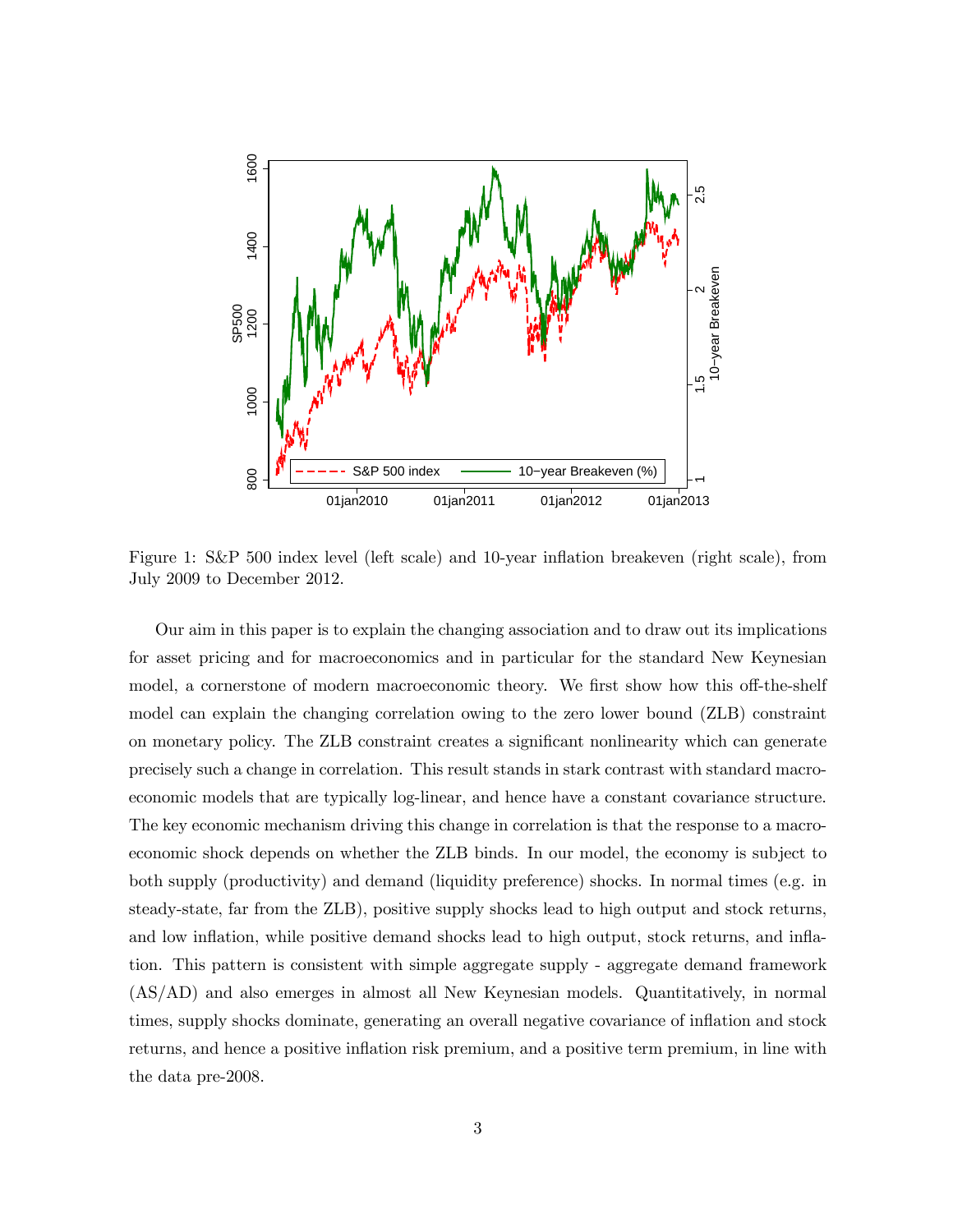Figure 1: S&P 500 index level (left scale) and 10-year inflation breakeven (right scale), from July 2009 to December 2012.

Our aim in this paper is to explain the changing association and to draw out its implications for asset pricing and for macroeconomics and in particular for the standard New Keynesian model, a cornerstone of modern macroeconomic theory. We first show how this off-the-shelf model can explain the changing correlation owing to the zero lower bound (ZLB) constraint on monetary policy. The ZLB constraint creates a significant nonlinearity which can generate precisely such a change in correlation. This result stands in stark contrast with standard macroeconomic models that are typically log-linear, and hence have a constant covariance structure. The key economic mechanism driving this change in correlation is that the response to a macroeconomic shock depends on whether the ZLB binds. In our model, the economy is subject to both supply (productivity) and demand (liquidity preference) shocks. In normal times (e.g. in steady-state, far from the ZLB), positive supply shocks lead to high output and stock returns, and low inflation, while positive demand shocks lead to high output, stock returns, and inflation. This pattern is consistent with simple aggregate supply - aggregate demand framework (AS/AD) and also emerges in almost all New Keynesian models. Quantitatively, in normal times, supply shocks dominate, generating an overall negative covariance of inflation and stock returns, and hence a positive inflation risk premium, and a positive term premium, in line with the data pre-2008.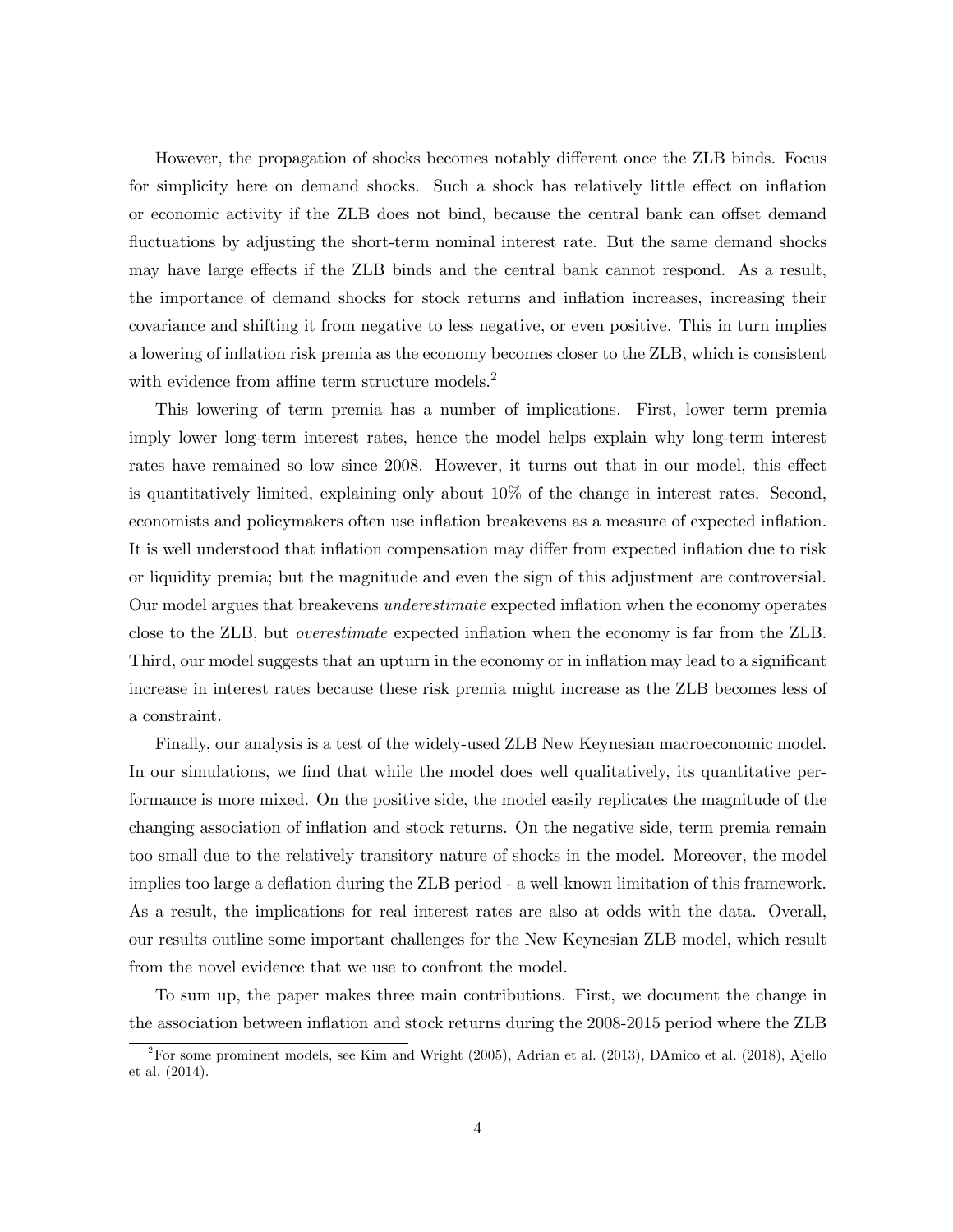However, the propagation of shocks becomes notably different once the ZLB binds. Focus for simplicity here on demand shocks. Such a shock has relatively little effect on inflation or economic activity if the ZLB does not bind, because the central bank can offset demand fluctuations by adjusting the short-term nominal interest rate. But the same demand shocks may have large effects if the ZLB binds and the central bank cannot respond. As a result, the importance of demand shocks for stock returns and inflation increases, increasing their covariance and shifting it from negative to less negative, or even positive. This in turn implies a lowering of inflation risk premia as the economy becomes closer to the ZLB, which is consistent with evidence from affine term structure models.[2]

This lowering of term premia has a number of implications. First, lower term premia imply lower long-term interest rates, hence the model helps explain why long-term interest rates have remained so low since 2008. However, it turns out that in our model, this effect is quantitatively limited, explaining only about 10% of the change in interest rates. Second, economists and policymakers often use inflation breakevens as a measure of expected inflation. It is well understood that inflation compensation may differ from expected inflation due to risk or liquidity premia; but the magnitude and even the sign of this adjustment are controversial. Our model argues that breakevens *underestimate* expected inflation when the economy operates close to the ZLB, but *overestimate* expected inflation when the economy is far from the ZLB. Third, our model suggests that an upturn in the economy or in inflation may lead to a significant increase in interest rates because these risk premia might increase as the ZLB becomes less of a constraint.

Finally, our analysis is a test of the widely-used ZLB New Keynesian macroeconomic model. In our simulations, we find that while the model does well qualitatively, its quantitative performance is more mixed. On the positive side, the model easily replicates the magnitude of the changing association of inflation and stock returns. On the negative side, term premia remain too small due to the relatively transitory nature of shocks in the model. Moreover, the model implies too large a deflation during the ZLB period - a well-known limitation of this framework. As a result, the implications for real interest rates are also at odds with the data. Overall, our results outline some important challenges for the New Keynesian ZLB model, which result from the novel evidence that we use to confront the model.

To sum up, the paper makes three main contributions. First, we document the change in the association between inflation and stock returns during the 2008-2015 period where the ZLB

[2] For some prominent models, see Kim and Wright (2005), Adrian et al. (2013), DAmico et al. (2018), Ajello et al. (2014).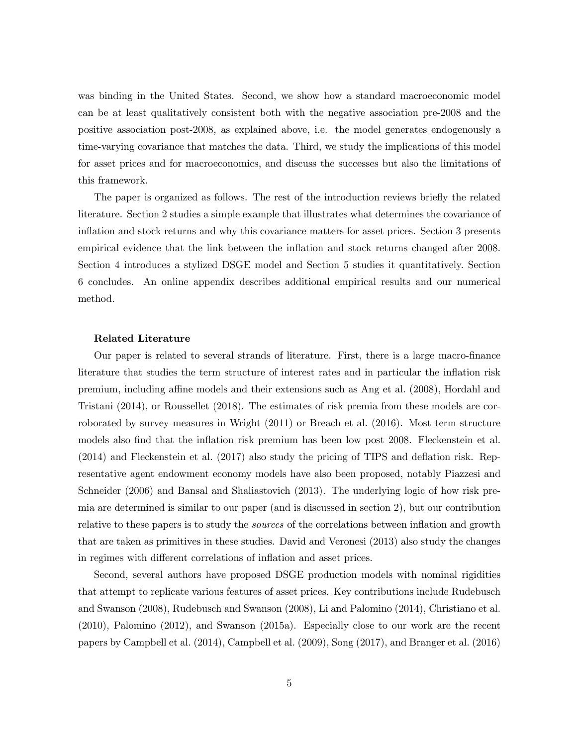was binding in the United States. Second, we show how a standard macroeconomic model can be at least qualitatively consistent both with the negative association pre-2008 and the positive association post-2008, as explained above, i.e. the model generates endogenously a time-varying covariance that matches the data. Third, we study the implications of this model for asset prices and for macroeconomics, and discuss the successes but also the limitations of this framework.

The paper is organized as follows. The rest of the introduction reviews briefly the related literature. Section 2 studies a simple example that illustrates what determines the covariance of inflation and stock returns and why this covariance matters for asset prices. Section 3 presents empirical evidence that the link between the inflation and stock returns changed after 2008. Section 4 introduces a stylized DSGE model and Section 5 studies it quantitatively. Section 6 concludes. An online appendix describes additional empirical results and our numerical method.

**Related Literature**

Our paper is related to several strands of literature. First, there is a large macro-finance literature that studies the term structure of interest rates and in particular the inflation risk premium, including affine models and their extensions such as Ang et al. (2008), Hordahl and Tristani (2014), or Roussellet (2018). The estimates of risk premia from these models are corroborated by survey measures in Wright (2011) or Breach et al. (2016). Most term structure models also find that the inflation risk premium has been low post 2008. Fleckenstein et al. (2014) and Fleckenstein et al. (2017) also study the pricing of TIPS and deflation risk. Representative agent endowment economy models have also been proposed, notably Piazzesi and Schneider (2006) and Bansal and Shaliastovich (2013). The underlying logic of how risk premia are determined is similar to our paper (and is discussed in section 2), but our contribution relative to these papers is to study the *sources* of the correlations between inflation and growth that are taken as primitives in these studies. David and Veronesi (2013) also study the changes in regimes with different correlations of inflation and asset prices.

Second, several authors have proposed DSGE production models with nominal rigidities that attempt to replicate various features of asset prices. Key contributions include Rudebusch and Swanson (2008), Rudebusch and Swanson (2008), Li and Palomino (2014), Christiano et al. (2010), Palomino (2012), and Swanson (2015a). Especially close to our work are the recent papers by Campbell et al. (2014), Campbell et al. (2009), Song (2017), and Branger et al. (2016)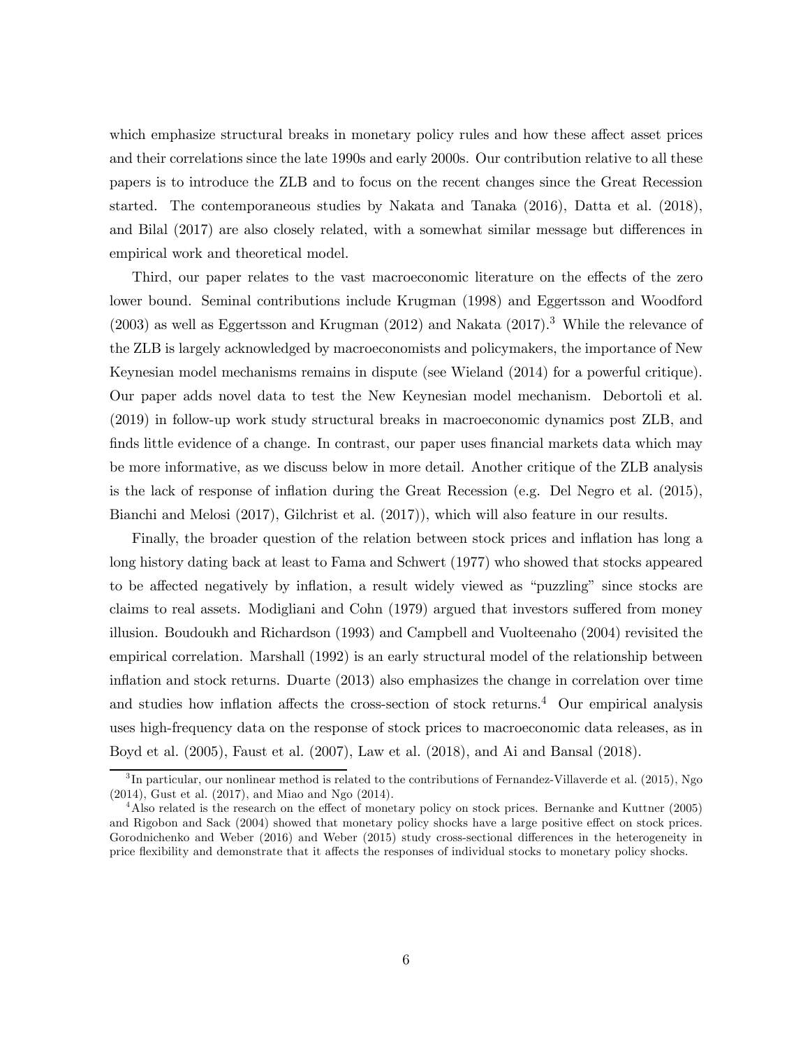which emphasize structural breaks in monetary policy rules and how these affect asset prices and their correlations since the late 1990s and early 2000s. Our contribution relative to all these papers is to introduce the ZLB and to focus on the recent changes since the Great Recession started. The contemporaneous studies by Nakata and Tanaka (2016), Datta et al. (2018), and Bilal (2017) are also closely related, with a somewhat similar message but differences in empirical work and theoretical model.

Third, our paper relates to the vast macroeconomic literature on the effects of the zero lower bound. Seminal contributions include Krugman (1998) and Eggertsson and Woodford (2003) as well as Eggertsson and Krugman (2012) and Nakata (2017).[3] While the relevance of the ZLB is largely acknowledged by macroeconomists and policymakers, the importance of New Keynesian model mechanisms remains in dispute (see Wieland (2014) for a powerful critique). Our paper adds novel data to test the New Keynesian model mechanism. Debortoli et al. (2019) in follow-up work study structural breaks in macroeconomic dynamics post ZLB, and finds little evidence of a change. In contrast, our paper uses financial markets data which may be more informative, as we discuss below in more detail. Another critique of the ZLB analysis is the lack of response of inflation during the Great Recession (e.g. Del Negro et al. (2015), Bianchi and Melosi (2017), Gilchrist et al. (2017)), which will also feature in our results.

Finally, the broader question of the relation between stock prices and inflation has long a long history dating back at least to Fama and Schwert (1977) who showed that stocks appeared to be affected negatively by inflation, a result widely viewed as "puzzling" since stocks are claims to real assets. Modigliani and Cohn (1979) argued that investors suffered from money illusion. Boudoukh and Richardson (1993) and Campbell and Vuolteenaho (2004) revisited the empirical correlation. Marshall (1992) is an early structural model of the relationship between inflation and stock returns. Duarte (2013) also emphasizes the change in correlation over time and studies how inflation affects the cross-section of stock returns.[4] Our empirical analysis uses high-frequency data on the response of stock prices to macroeconomic data releases, as in Boyd et al. (2005), Faust et al. (2007), Law et al. (2018), and Ai and Bansal (2018).

[3] In particular, our nonlinear method is related to the contributions of Fernandez-Villaverde et al. (2015), Ngo (2014), Gust et al. (2017), and Miao and Ngo (2014).

[4] Also related is the research on the effect of monetary policy on stock prices. Bernanke and Kuttner (2005) and Rigobon and Sack (2004) showed that monetary policy shocks have a large positive effect on stock prices. Gorodnichenko and Weber (2016) and Weber (2015) study cross-sectional differences in the heterogeneity in price flexibility and demonstrate that it affects the responses of individual stocks to monetary policy shocks.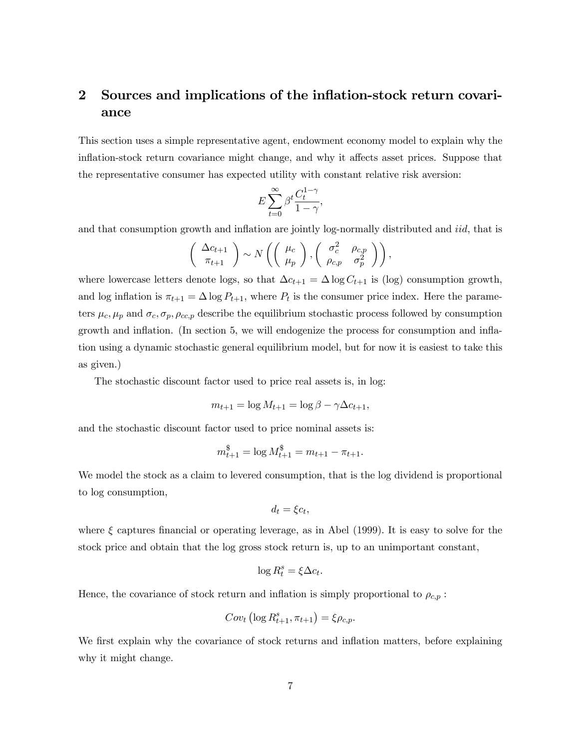## 2 Sources and implications of the inflation-stock return covariance

This section uses a simple representative agent, endowment economy model to explain why the inflation-stock return covariance might change, and why it affects asset prices. Suppose that the representative consumer has expected utility with constant relative risk aversion:

$$E\sum_{t=0}^{\infty}\beta^t\frac{C_t^{1-\gamma}}{1-\gamma},$$

and that consumption growth and inflation are jointly log-normally distributed and *iid*, that is

$$\begin{pmatrix}\Delta c_{t+1}\\ \pi_{t+1}\end{pmatrix}\sim N\left(\begin{pmatrix}\mu_c\\ \mu_p\end{pmatrix},\begin{pmatrix}\sigma_c^2 & \rho_{c,p}\\ \rho_{c,p} & \sigma_p^2\end{pmatrix}\right),$$

where lowercase letters denote logs, so that $\Delta c_{t+1} = \Delta \log C_{t+1}$ is (log) consumption growth, and log inflation is $\pi_{t+1} = \Delta \log P_{t+1}$, where $P_t$ is the consumer price index. Here the parameters $\mu_c, \mu_p$ and $\sigma_c, \sigma_p, \rho_{cc,p}$ describe the equilibrium stochastic process followed by consumption growth and inflation. (In section 5, we will endogenize the process for consumption and inflation using a dynamic stochastic general equilibrium model, but for now it is easiest to take this as given.)

The stochastic discount factor used to price real assets is, in log:

$$m_{t+1} = \log M_{t+1} = \log\beta - \gamma\Delta c_{t+1},$$

and the stochastic discount factor used to price nominal assets is:

$$m_{t+1}^{\$} = \log M_{t+1}^{\$} = m_{t+1} - \pi_{t+1}.$$

We model the stock as a claim to levered consumption, that is the log dividend is proportional to log consumption,

$$d_t = \xi c_t,$$

where $\xi$ captures financial or operating leverage, as in Abel (1999). It is easy to solve for the stock price and obtain that the log gross stock return is, up to an unimportant constant,

$$\log R_t^s = \xi\Delta c_t.$$

Hence, the covariance of stock return and inflation is simply proportional to $\rho_{c,p}$ :

$$Cov_t\left(\log R_{t+1}^s, \pi_{t+1}\right) = \xi\rho_{c,p}.$$

We first explain why the covariance of stock returns and inflation matters, before explaining why it might change.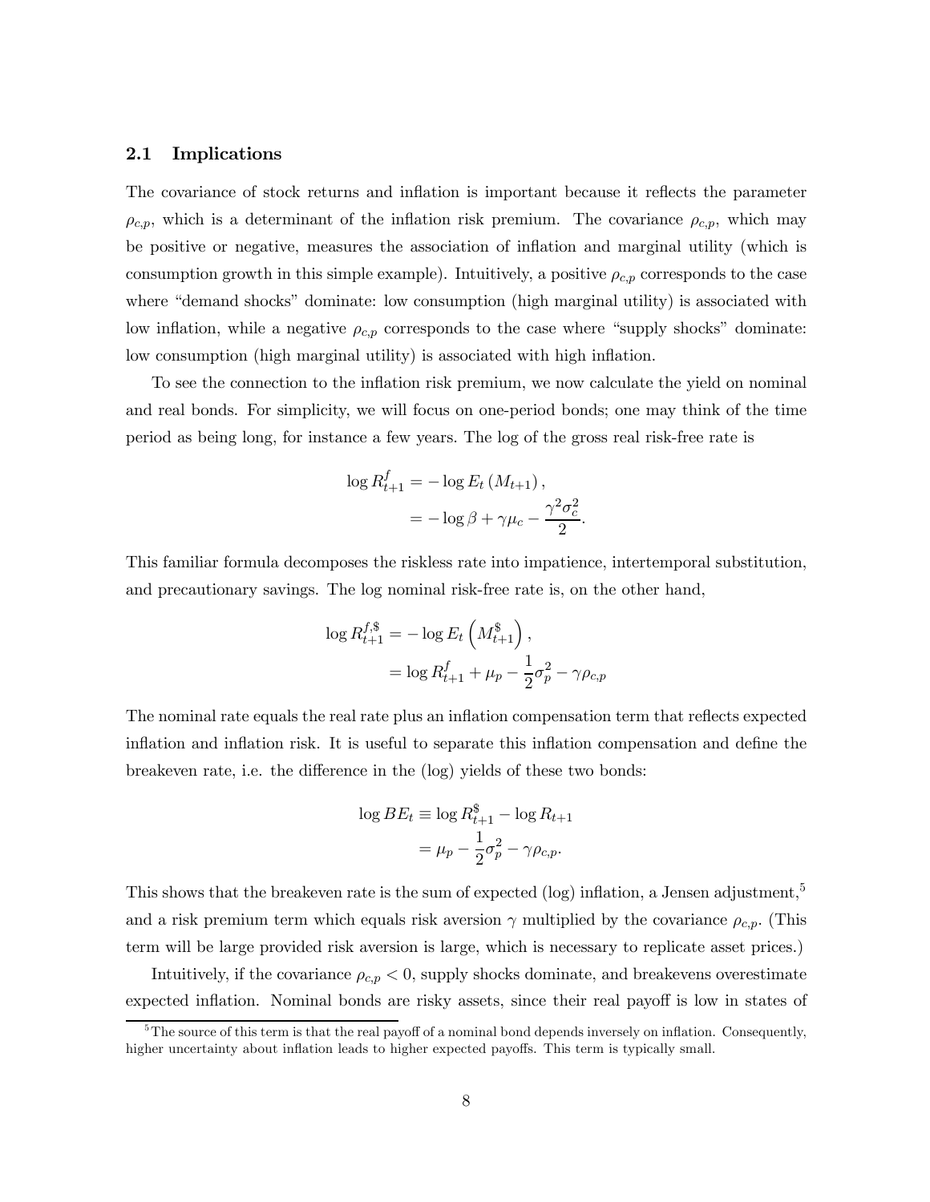## 2.1 Implications

The covariance of stock returns and inflation is important because it reflects the parameter $\rho_{c,p}$, which is a determinant of the inflation risk premium. The covariance $\rho_{c,p}$, which may be positive or negative, measures the association of inflation and marginal utility (which is consumption growth in this simple example). Intuitively, a positive $\rho_{c,p}$ corresponds to the case where "demand shocks" dominate: low consumption (high marginal utility) is associated with low inflation, while a negative $\rho_{c,p}$ corresponds to the case where "supply shocks" dominate: low consumption (high marginal utility) is associated with high inflation.

To see the connection to the inflation risk premium, we now calculate the yield on nominal and real bonds. For simplicity, we will focus on one-period bonds; one may think of the time period as being long, for instance a few years. The log of the gross real risk-free rate is

$$
\begin{aligned}
\log R_{t+1}^{f} &= -\log E_t \left( M_{t+1} \right), \\
&= -\log \beta + \gamma \mu_c - \frac{\gamma^2 \sigma_c^2}{2}.
\end{aligned}
$$

This familiar formula decomposes the riskless rate into impatience, intertemporal substitution, and precautionary savings. The log nominal risk-free rate is, on the other hand,

$$
\begin{aligned}
\log R_{t+1}^{f,\$} &= -\log E_t \left( M_{t+1}^{\$} \right), \\
&= \log R_{t+1}^{f} + \mu_p - \frac{1}{2}\sigma_p^2 - \gamma \rho_{c,p}
\end{aligned}
$$

The nominal rate equals the real rate plus an inflation compensation term that reflects expected inflation and inflation risk. It is useful to separate this inflation compensation and define the breakeven rate, i.e. the difference in the (log) yields of these two bonds:

$$
\begin{aligned}
\log BE_t &\equiv \log R_{t+1}^{\$} - \log R_{t+1} \\
&= \mu_p - \frac{1}{2}\sigma_p^2 - \gamma \rho_{c,p}.
\end{aligned}
$$

This shows that the breakeven rate is the sum of expected (log) inflation, a Jensen adjustment,[5] and a risk premium term which equals risk aversion $\gamma$ multiplied by the covariance $\rho_{c,p}$. (This term will be large provided risk aversion is large, which is necessary to replicate asset prices.)

Intuitively, if the covariance $\rho_{c,p} < 0$, supply shocks dominate, and breakevens overestimate expected inflation. Nominal bonds are risky assets, since their real payoff is low in states of

[5] The source of this term is that the real payoff of a nominal bond depends inversely on inflation. Consequently, higher uncertainty about inflation leads to higher expected payoffs. This term is typically small.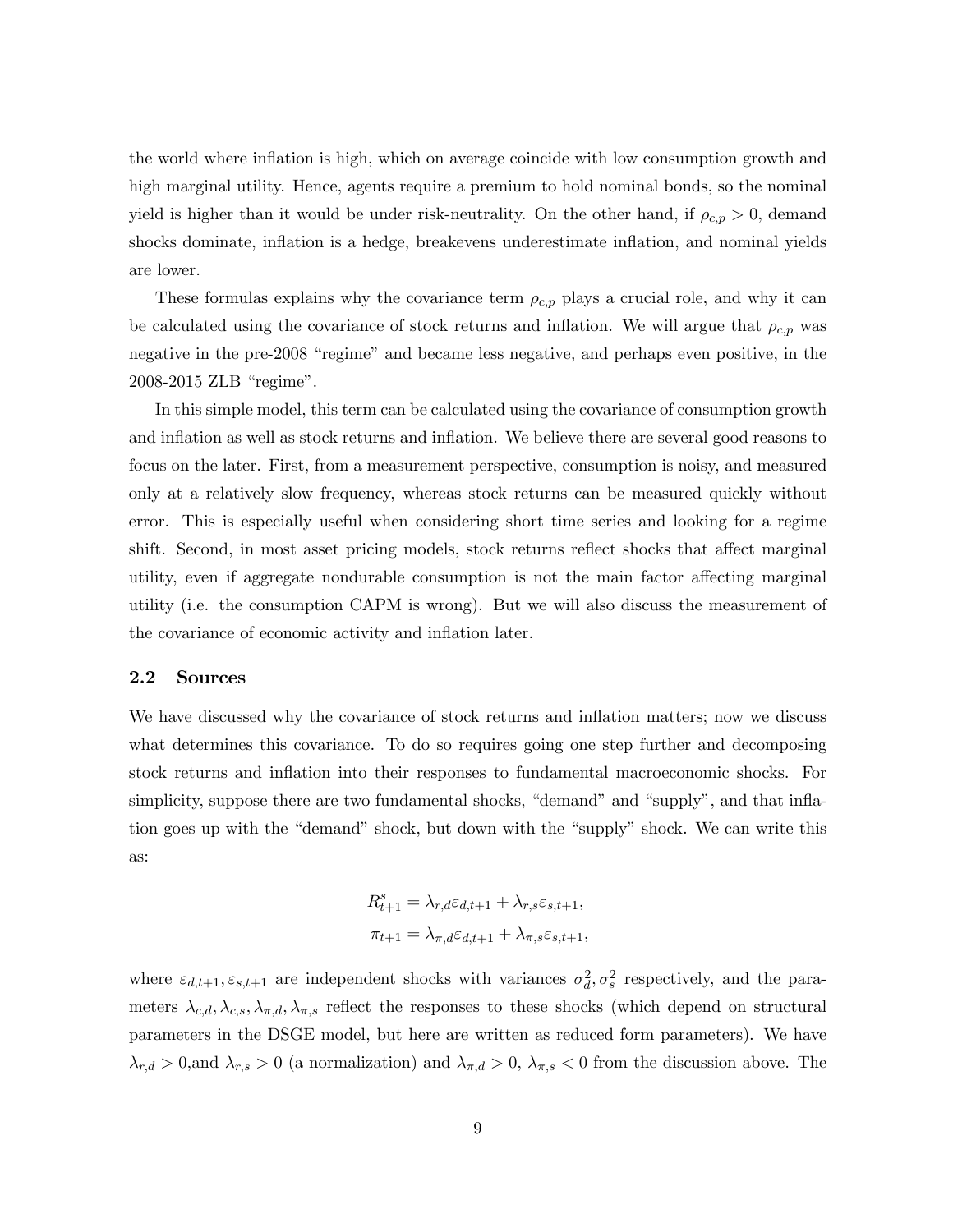the world where inflation is high, which on average coincide with low consumption growth and high marginal utility. Hence, agents require a premium to hold nominal bonds, so the nominal yield is higher than it would be under risk-neutrality. On the other hand, if $\rho_{c,p} > 0$, demand shocks dominate, inflation is a hedge, breakevens underestimate inflation, and nominal yields are lower.

These formulas explains why the covariance term $\rho_{c,p}$ plays a crucial role, and why it can be calculated using the covariance of stock returns and inflation. We will argue that $\rho_{c,p}$ was negative in the pre-2008 "regime" and became less negative, and perhaps even positive, in the 2008-2015 ZLB "regime".

In this simple model, this term can be calculated using the covariance of consumption growth and inflation as well as stock returns and inflation. We believe there are several good reasons to focus on the later. First, from a measurement perspective, consumption is noisy, and measured only at a relatively slow frequency, whereas stock returns can be measured quickly without error. This is especially useful when considering short time series and looking for a regime shift. Second, in most asset pricing models, stock returns reflect shocks that affect marginal utility, even if aggregate nondurable consumption is not the main factor affecting marginal utility (i.e. the consumption CAPM is wrong). But we will also discuss the measurement of the covariance of economic activity and inflation later.

## 2.2 Sources

We have discussed why the covariance of stock returns and inflation matters; now we discuss what determines this covariance. To do so requires going one step further and decomposing stock returns and inflation into their responses to fundamental macroeconomic shocks. For simplicity, suppose there are two fundamental shocks, "demand" and "supply", and that inflation goes up with the "demand" shock, but down with the "supply" shock. We can write this as:

$$R^s_{t+1} = \lambda_{r,d}\varepsilon_{d,t+1} + \lambda_{r,s}\varepsilon_{s,t+1},$$

$$\pi_{t+1} = \lambda_{\pi,d}\varepsilon_{d,t+1} + \lambda_{\pi,s}\varepsilon_{s,t+1},$$

where $\varepsilon_{d,t+1}, \varepsilon_{s,t+1}$ are independent shocks with variances $\sigma^2_d, \sigma^2_s$ respectively, and the parameters $\lambda_{c,d}, \lambda_{c,s}, \lambda_{\pi,d}, \lambda_{\pi,s}$ reflect the responses to these shocks (which depend on structural parameters in the DSGE model, but here are written as reduced form parameters). We have $\lambda_{r,d} > 0$,and $\lambda_{r,s} > 0$ (a normalization) and $\lambda_{\pi,d} > 0$, $\lambda_{\pi,s} < 0$ from the discussion above. The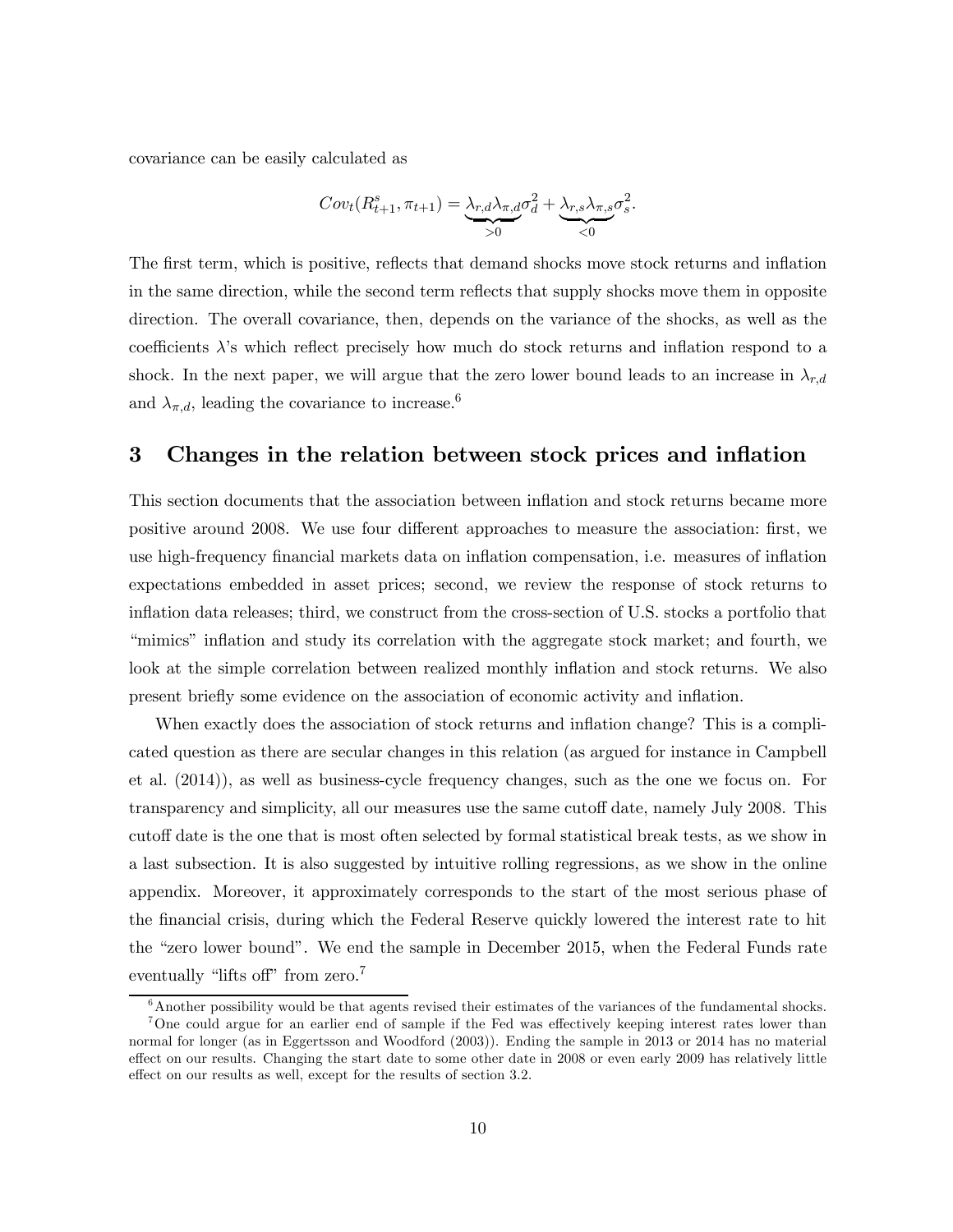covariance can be easily calculated as

$$Cov_t(R^s_{t+1}, \pi_{t+1}) = \underbrace{\lambda_{r,d}\lambda_{\pi,d}}_{>0}\sigma^2_d + \underbrace{\lambda_{r,s}\lambda_{\pi,s}}_{<0}\sigma^2_s.$$

The first term, which is positive, reflects that demand shocks move stock returns and inflation in the same direction, while the second term reflects that supply shocks move them in opposite direction. The overall covariance, then, depends on the variance of the shocks, as well as the coefficients $\lambda$'s which reflect precisely how much do stock returns and inflation respond to a shock. In the next paper, we will argue that the zero lower bound leads to an increase in $\lambda_{r,d}$ and $\lambda_{\pi,d}$, leading the covariance to increase.[6]

## 3 Changes in the relation between stock prices and inflation

This section documents that the association between inflation and stock returns became more positive around 2008. We use four different approaches to measure the association: first, we use high-frequency financial markets data on inflation compensation, i.e. measures of inflation expectations embedded in asset prices; second, we review the response of stock returns to inflation data releases; third, we construct from the cross-section of U.S. stocks a portfolio that "mimics" inflation and study its correlation with the aggregate stock market; and fourth, we look at the simple correlation between realized monthly inflation and stock returns. We also present briefly some evidence on the association of economic activity and inflation.

When exactly does the association of stock returns and inflation change? This is a complicated question as there are secular changes in this relation (as argued for instance in Campbell et al. (2014)), as well as business-cycle frequency changes, such as the one we focus on. For transparency and simplicity, all our measures use the same cutoff date, namely July 2008. This cutoff date is the one that is most often selected by formal statistical break tests, as we show in a last subsection. It is also suggested by intuitive rolling regressions, as we show in the online appendix. Moreover, it approximately corresponds to the start of the most serious phase of the financial crisis, during which the Federal Reserve quickly lowered the interest rate to hit the "zero lower bound". We end the sample in December 2015, when the Federal Funds rate eventually "lifts off" from zero.[7]

[6] Another possibility would be that agents revised their estimates of the variances of the fundamental shocks.

[7] One could argue for an earlier end of sample if the Fed was effectively keeping interest rates lower than normal for longer (as in Eggertsson and Woodford (2003)). Ending the sample in 2013 or 2014 has no material effect on our results. Changing the start date to some other date in 2008 or even early 2009 has relatively little effect on our results as well, except for the results of section 3.2.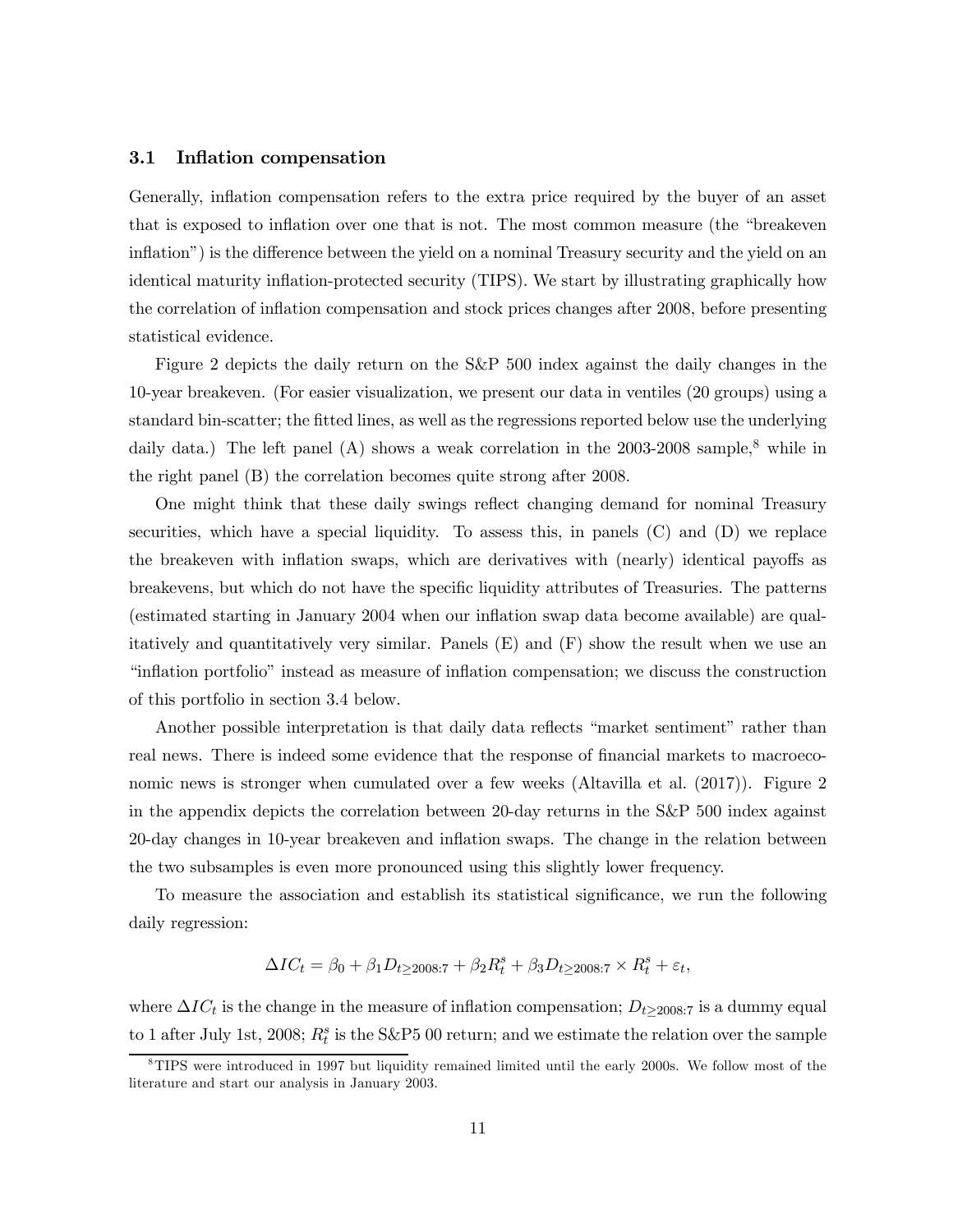### 3.1 Inflation compensation

Generally, inflation compensation refers to the extra price required by the buyer of an asset that is exposed to inflation over one that is not. The most common measure (the "breakeven inflation") is the difference between the yield on a nominal Treasury security and the yield on an identical maturity inflation-protected security (TIPS). We start by illustrating graphically how the correlation of inflation compensation and stock prices changes after 2008, before presenting statistical evidence.

Figure 2 depicts the daily return on the S&P 500 index against the daily changes in the 10-year breakeven. (For easier visualization, we present our data in ventiles (20 groups) using a standard bin-scatter; the fitted lines, as well as the regressions reported below use the underlying daily data.) The left panel (A) shows a weak correlation in the 2003-2008 sample,[8] while in the right panel (B) the correlation becomes quite strong after 2008.

One might think that these daily swings reflect changing demand for nominal Treasury securities, which have a special liquidity. To assess this, in panels (C) and (D) we replace the breakeven with inflation swaps, which are derivatives with (nearly) identical payoffs as breakevens, but which do not have the specific liquidity attributes of Treasuries. The patterns (estimated starting in January 2004 when our inflation swap data become available) are qualitatively and quantitatively very similar. Panels (E) and (F) show the result when we use an "inflation portfolio" instead as measure of inflation compensation; we discuss the construction of this portfolio in section 3.4 below.

Another possible interpretation is that daily data reflects "market sentiment" rather than real news. There is indeed some evidence that the response of financial markets to macroeconomic news is stronger when cumulated over a few weeks (Altavilla et al. (2017)). Figure 2 in the appendix depicts the correlation between 20-day returns in the S&P 500 index against 20-day changes in 10-year breakeven and inflation swaps. The change in the relation between the two subsamples is even more pronounced using this slightly lower frequency.

To measure the association and establish its statistical significance, we run the following daily regression:

$$\Delta IC_t = \beta_0 + \beta_1 D_{t \geq 2008:7} + \beta_2 R_t^s + \beta_3 D_{t \geq 2008:7} \times R_t^s + \varepsilon_t,$$

where $\Delta IC_t$ is the change in the measure of inflation compensation; $D_{t \geq 2008:7}$ is a dummy equal to 1 after July 1st, 2008; $R_t^s$ is the S&P5 00 return; and we estimate the relation over the sample

[8] TIPS were introduced in 1997 but liquidity remained limited until the early 2000s. We follow most of the literature and start our analysis in January 2003.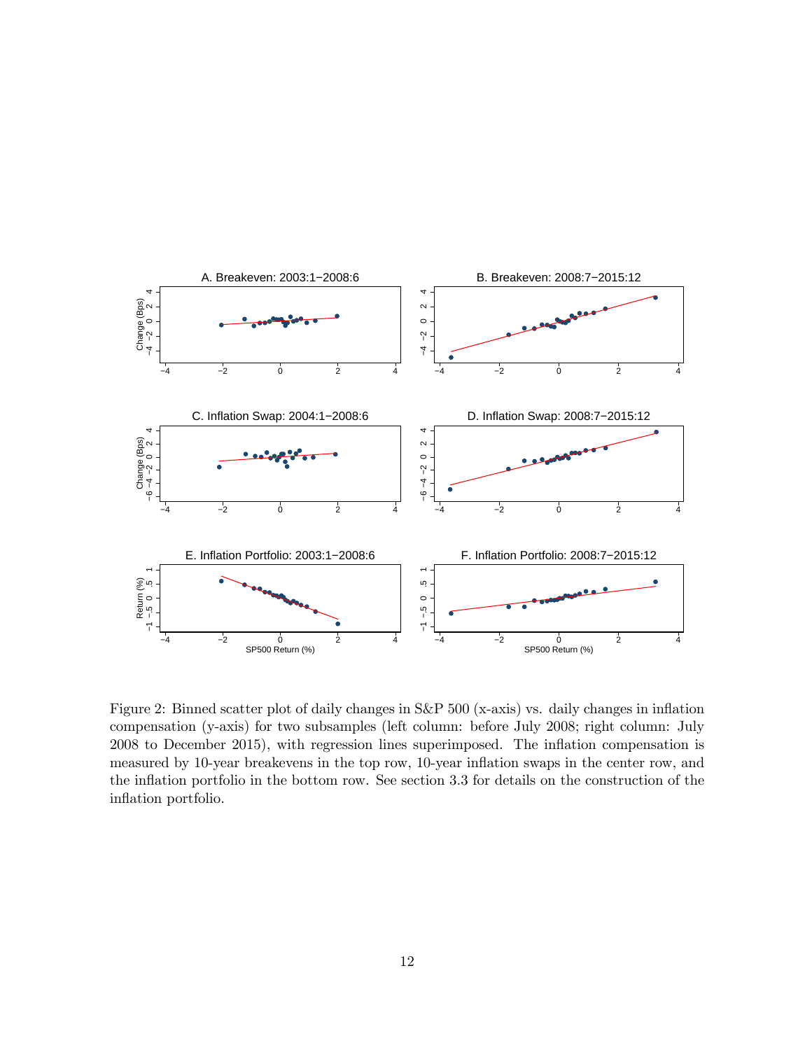Figure 2: Binned scatter plot of daily changes in S&P 500 (x-axis) vs. daily changes in inflation compensation (y-axis) for two subsamples (left column: before July 2008; right column: July 2008 to December 2015), with regression lines superimposed. The inflation compensation is measured by 10-year breakevens in the top row, 10-year inflation swaps in the center row, and the inflation portfolio in the bottom row. See section 3.3 for details on the construction of the inflation portfolio.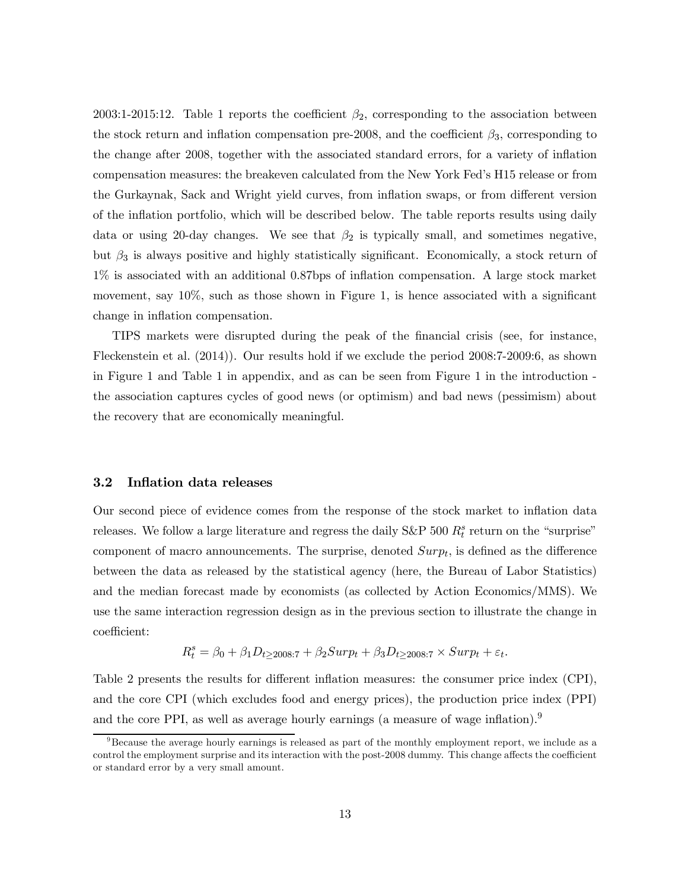2003:1-2015:12. Table 1 reports the coefficient $\beta_2$, corresponding to the association between the stock return and inflation compensation pre-2008, and the coefficient $\beta_3$, corresponding to the change after 2008, together with the associated standard errors, for a variety of inflation compensation measures: the breakeven calculated from the New York Fed's H15 release or from the Gurkaynak, Sack and Wright yield curves, from inflation swaps, or from different version of the inflation portfolio, which will be described below. The table reports results using daily data or using 20-day changes. We see that $\beta_2$ is typically small, and sometimes negative, but $\beta_3$ is always positive and highly statistically significant. Economically, a stock return of 1% is associated with an additional 0.87bps of inflation compensation. A large stock market movement, say 10%, such as those shown in Figure 1, is hence associated with a significant change in inflation compensation.

TIPS markets were disrupted during the peak of the financial crisis (see, for instance, Fleckenstein et al. (2014)). Our results hold if we exclude the period 2008:7-2009:6, as shown in Figure 1 and Table 1 in appendix, and as can be seen from Figure 1 in the introduction - the association captures cycles of good news (or optimism) and bad news (pessimism) about the recovery that are economically meaningful.

### 3.2 Inflation data releases

Our second piece of evidence comes from the response of the stock market to inflation data releases. We follow a large literature and regress the daily S&P 500 $R_t^s$ return on the "surprise" component of macro announcements. The surprise, denoted $Surp_t$, is defined as the difference between the data as released by the statistical agency (here, the Bureau of Labor Statistics) and the median forecast made by economists (as collected by Action Economics/MMS). We use the same interaction regression design as in the previous section to illustrate the change in coefficient:

$$R_t^s = \beta_0 + \beta_1 D_{t \geq 2008:7} + \beta_2 Surp_t + \beta_3 D_{t \geq 2008:7} \times Surp_t + \varepsilon_t.$$

Table 2 presents the results for different inflation measures: the consumer price index (CPI), and the core CPI (which excludes food and energy prices), the production price index (PPI) and the core PPI, as well as average hourly earnings (a measure of wage inflation).[9]

[9] Because the average hourly earnings is released as part of the monthly employment report, we include as a control the employment surprise and its interaction with the post-2008 dummy. This change affects the coefficient or standard error by a very small amount.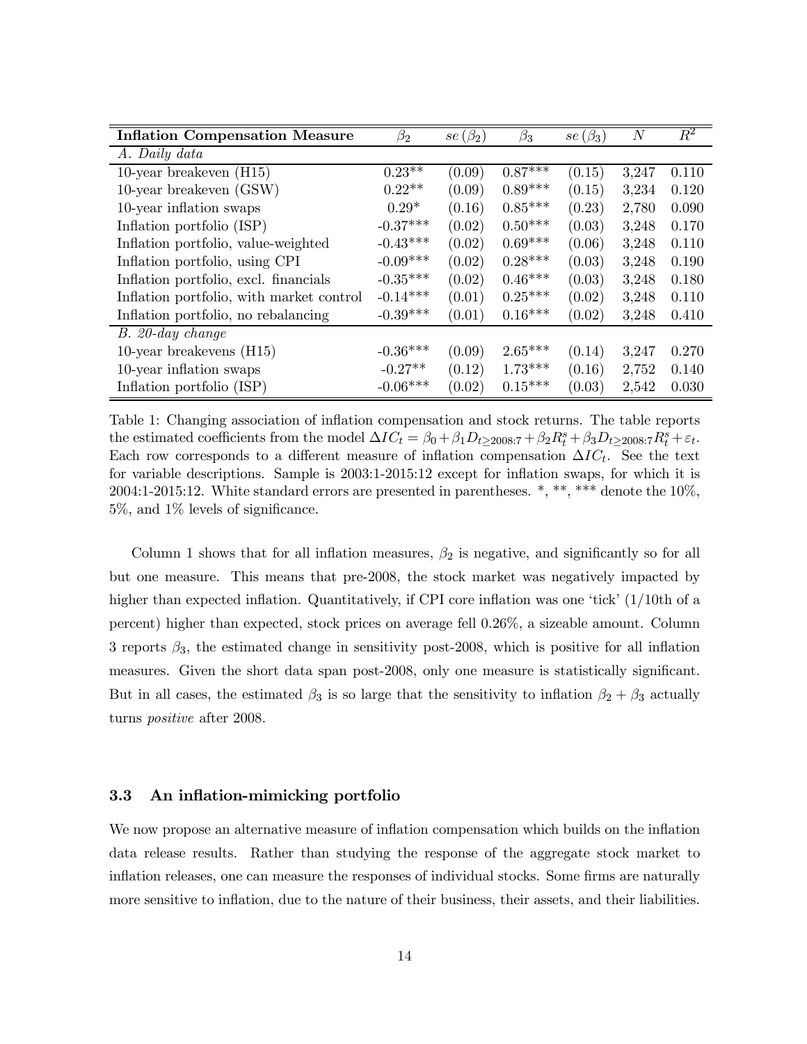| **Inflation Compensation Measure** | $\beta_2$ | $se(\beta_2)$ | $\beta_3$ | $se(\beta_3)$ | $N$ | $R^2$ |
|---|---|---|---|---|---|---|
| *A. Daily data* | | | | | | |
| 10-year breakeven (H15) | 0.23** | (0.09) | 0.87*** | (0.15) | 3,247 | 0.110 |
| 10-year breakeven (GSW) | 0.22** | (0.09) | 0.89*** | (0.15) | 3,234 | 0.120 |
| 10-year inflation swaps | 0.29* | (0.16) | 0.85*** | (0.23) | 2,780 | 0.090 |
| Inflation portfolio (ISP) | -0.37*** | (0.02) | 0.50*** | (0.03) | 3,248 | 0.170 |
| Inflation portfolio, value-weighted | -0.43*** | (0.02) | 0.69*** | (0.06) | 3,248 | 0.110 |
| Inflation portfolio, using CPI | -0.09*** | (0.02) | 0.28*** | (0.03) | 3,248 | 0.190 |
| Inflation portfolio, excl. financials | -0.35*** | (0.02) | 0.46*** | (0.03) | 3,248 | 0.180 |
| Inflation portfolio, with market control | -0.14*** | (0.01) | 0.25*** | (0.02) | 3,248 | 0.110 |
| Inflation portfolio, no rebalancing | -0.39*** | (0.01) | 0.16*** | (0.02) | 3,248 | 0.410 |
| *B. 20-day change* | | | | | | |
| 10-year breakevens (H15) | -0.36*** | (0.09) | 2.65*** | (0.14) | 3,247 | 0.270 |
| 10-year inflation swaps | -0.27** | (0.12) | 1.73*** | (0.16) | 2,752 | 0.140 |
| Inflation portfolio (ISP) | -0.06*** | (0.02) | 0.15*** | (0.03) | 2,542 | 0.030 |

Table 1: Changing association of inflation compensation and stock returns. The table reports the estimated coefficients from the model $\Delta IC_t = \beta_0 + \beta_1 D_{t \geq 2008:7} + \beta_2 R_t^s + \beta_3 D_{t \geq 2008:7} R_t^s + \varepsilon_t$. Each row corresponds to a different measure of inflation compensation $\Delta IC_t$. See the text for variable descriptions. Sample is 2003:1-2015:12 except for inflation swaps, for which it is 2004:1-2015:12. White standard errors are presented in parentheses. *, **, *** denote the 10%, 5%, and 1% levels of significance.

Column 1 shows that for all inflation measures, $\beta_2$ is negative, and significantly so for all but one measure. This means that pre-2008, the stock market was negatively impacted by higher than expected inflation. Quantitatively, if CPI core inflation was one 'tick' (1/10th of a percent) higher than expected, stock prices on average fell 0.26%, a sizeable amount. Column 3 reports $\beta_3$, the estimated change in sensitivity post-2008, which is positive for all inflation measures. Given the short data span post-2008, only one measure is statistically significant. But in all cases, the estimated $\beta_3$ is so large that the sensitivity to inflation $\beta_2 + \beta_3$ actually turns *positive* after 2008.

### 3.3 An inflation-mimicking portfolio

We now propose an alternative measure of inflation compensation which builds on the inflation data release results. Rather than studying the response of the aggregate stock market to inflation releases, one can measure the responses of individual stocks. Some firms are naturally more sensitive to inflation, due to the nature of their business, their assets, and their liabilities.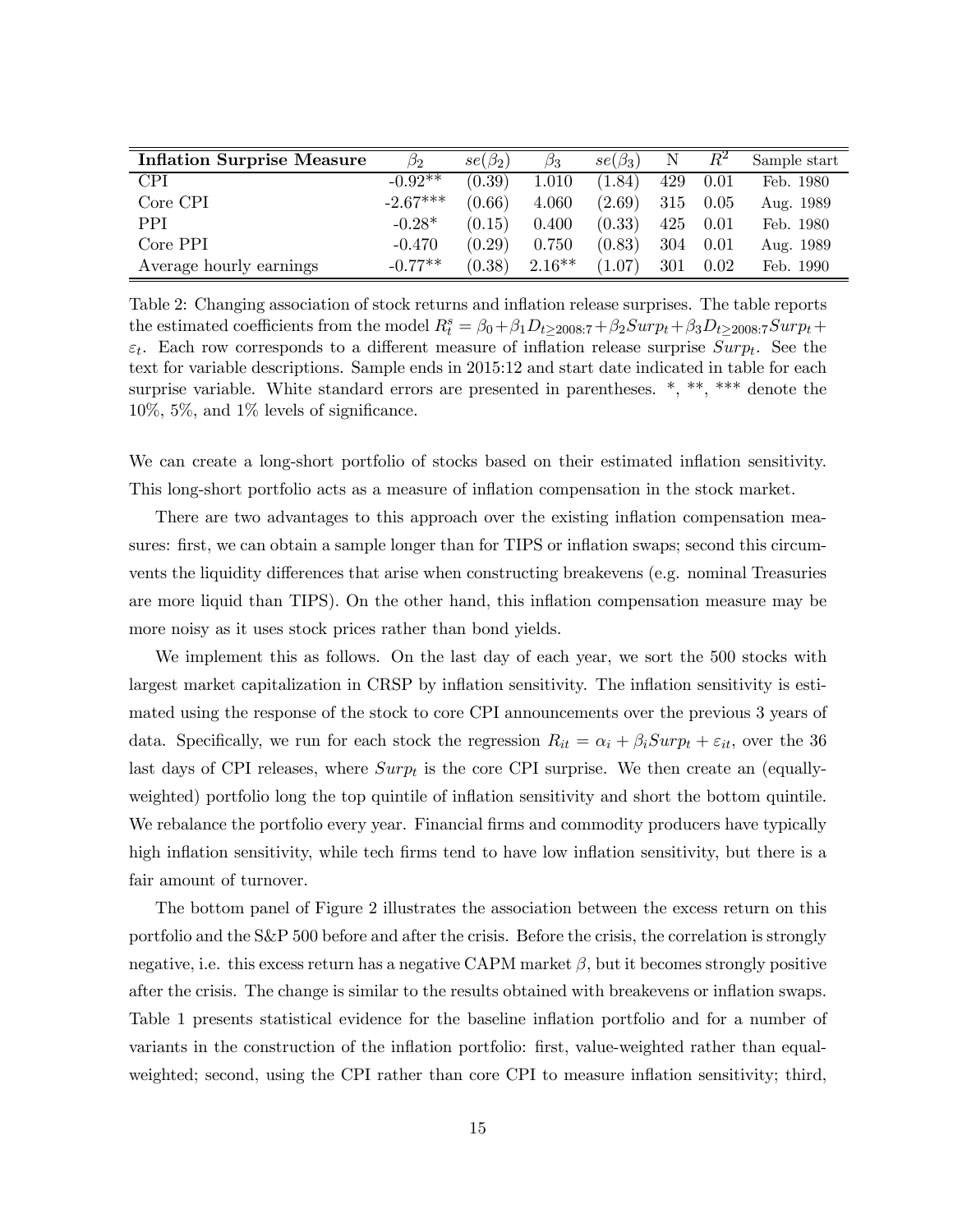| **Inflation Surprise Measure** | $\beta_2$ | $se(\beta_2)$ | $\beta_3$ | $se(\beta_3)$ | N | $R^2$ | Sample start |
|---|---|---|---|---|---|---|---|
| CPI | -0.92** | (0.39) | 1.010 | (1.84) | 429 | 0.01 | Feb. 1980 |
| Core CPI | -2.67*** | (0.66) | 4.060 | (2.69) | 315 | 0.05 | Aug. 1989 |
| PPI | -0.28* | (0.15) | 0.400 | (0.33) | 425 | 0.01 | Feb. 1980 |
| Core PPI | -0.470 | (0.29) | 0.750 | (0.83) | 304 | 0.01 | Aug. 1989 |
| Average hourly earnings | -0.77** | (0.38) | 2.16** | (1.07) | 301 | 0.02 | Feb. 1990 |

Table 2: Changing association of stock returns and inflation release surprises. The table reports the estimated coefficients from the model $R_t^s = \beta_0 + \beta_1 D_{t \geq 2008:7} + \beta_2 Surp_t + \beta_3 D_{t \geq 2008:7} Surp_t + \varepsilon_t$. Each row corresponds to a different measure of inflation release surprise $Surp_t$. See the text for variable descriptions. Sample ends in 2015:12 and start date indicated in table for each surprise variable. White standard errors are presented in parentheses. *, **, *** denote the 10%, 5%, and 1% levels of significance.

We can create a long-short portfolio of stocks based on their estimated inflation sensitivity. This long-short portfolio acts as a measure of inflation compensation in the stock market.

There are two advantages to this approach over the existing inflation compensation measures: first, we can obtain a sample longer than for TIPS or inflation swaps; second this circumvents the liquidity differences that arise when constructing breakevens (e.g. nominal Treasuries are more liquid than TIPS). On the other hand, this inflation compensation measure may be more noisy as it uses stock prices rather than bond yields.

We implement this as follows. On the last day of each year, we sort the 500 stocks with largest market capitalization in CRSP by inflation sensitivity. The inflation sensitivity is estimated using the response of the stock to core CPI announcements over the previous 3 years of data. Specifically, we run for each stock the regression $R_{it} = \alpha_i + \beta_i Surp_t + \varepsilon_{it}$, over the 36 last days of CPI releases, where $Surp_t$ is the core CPI surprise. We then create an (equally-weighted) portfolio long the top quintile of inflation sensitivity and short the bottom quintile. We rebalance the portfolio every year. Financial firms and commodity producers have typically high inflation sensitivity, while tech firms tend to have low inflation sensitivity, but there is a fair amount of turnover.

The bottom panel of Figure 2 illustrates the association between the excess return on this portfolio and the S&P 500 before and after the crisis. Before the crisis, the correlation is strongly negative, i.e. this excess return has a negative CAPM market $\beta$, but it becomes strongly positive after the crisis. The change is similar to the results obtained with breakevens or inflation swaps. Table 1 presents statistical evidence for the baseline inflation portfolio and for a number of variants in the construction of the inflation portfolio: first, value-weighted rather than equal-weighted; second, using the CPI rather than core CPI to measure inflation sensitivity; third,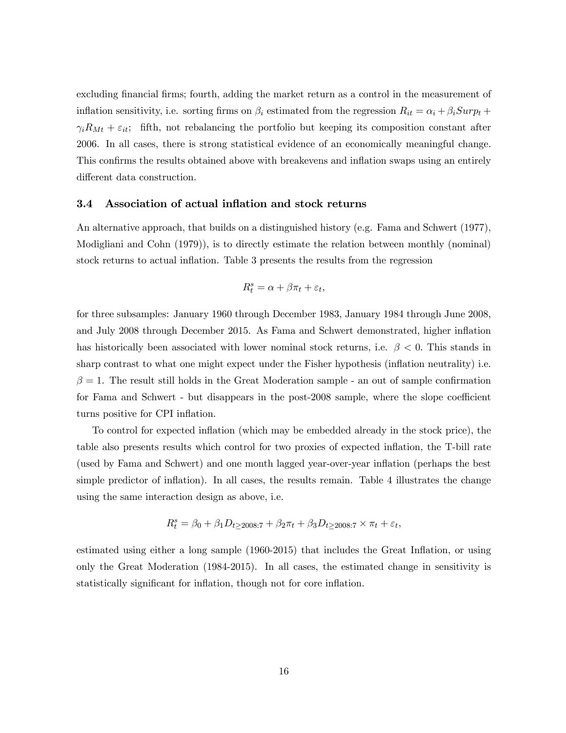excluding financial firms; fourth, adding the market return as a control in the measurement of inflation sensitivity, i.e. sorting firms on $\beta_i$ estimated from the regression $R_{it} = \alpha_i + \beta_i Surp_t + \gamma_i R_{Mt} + \varepsilon_{it}$; fifth, not rebalancing the portfolio but keeping its composition constant after 2006. In all cases, there is strong statistical evidence of an economically meaningful change. This confirms the results obtained above with breakevens and inflation swaps using an entirely different data construction.

### 3.4 Association of actual inflation and stock returns

An alternative approach, that builds on a distinguished history (e.g. Fama and Schwert (1977), Modigliani and Cohn (1979)), is to directly estimate the relation between monthly (nominal) stock returns to actual inflation. Table 3 presents the results from the regression

$$R_t^s = \alpha + \beta \pi_t + \varepsilon_t,$$

for three subsamples: January 1960 through December 1983, January 1984 through June 2008, and July 2008 through December 2015. As Fama and Schwert demonstrated, higher inflation has historically been associated with lower nominal stock returns, i.e. $\beta < 0$. This stands in sharp contrast to what one might expect under the Fisher hypothesis (inflation neutrality) i.e. $\beta = 1$. The result still holds in the Great Moderation sample - an out of sample confirmation for Fama and Schwert - but disappears in the post-2008 sample, where the slope coefficient turns positive for CPI inflation.

To control for expected inflation (which may be embedded already in the stock price), the table also presents results which control for two proxies of expected inflation, the T-bill rate (used by Fama and Schwert) and one month lagged year-over-year inflation (perhaps the best simple predictor of inflation). In all cases, the results remain. Table 4 illustrates the change using the same interaction design as above, i.e.

$$R_t^s = \beta_0 + \beta_1 D_{t \geq 2008:7} + \beta_2 \pi_t + \beta_3 D_{t \geq 2008:7} \times \pi_t + \varepsilon_t,$$

estimated using either a long sample (1960-2015) that includes the Great Inflation, or using only the Great Moderation (1984-2015). In all cases, the estimated change in sensitivity is statistically significant for inflation, though not for core inflation.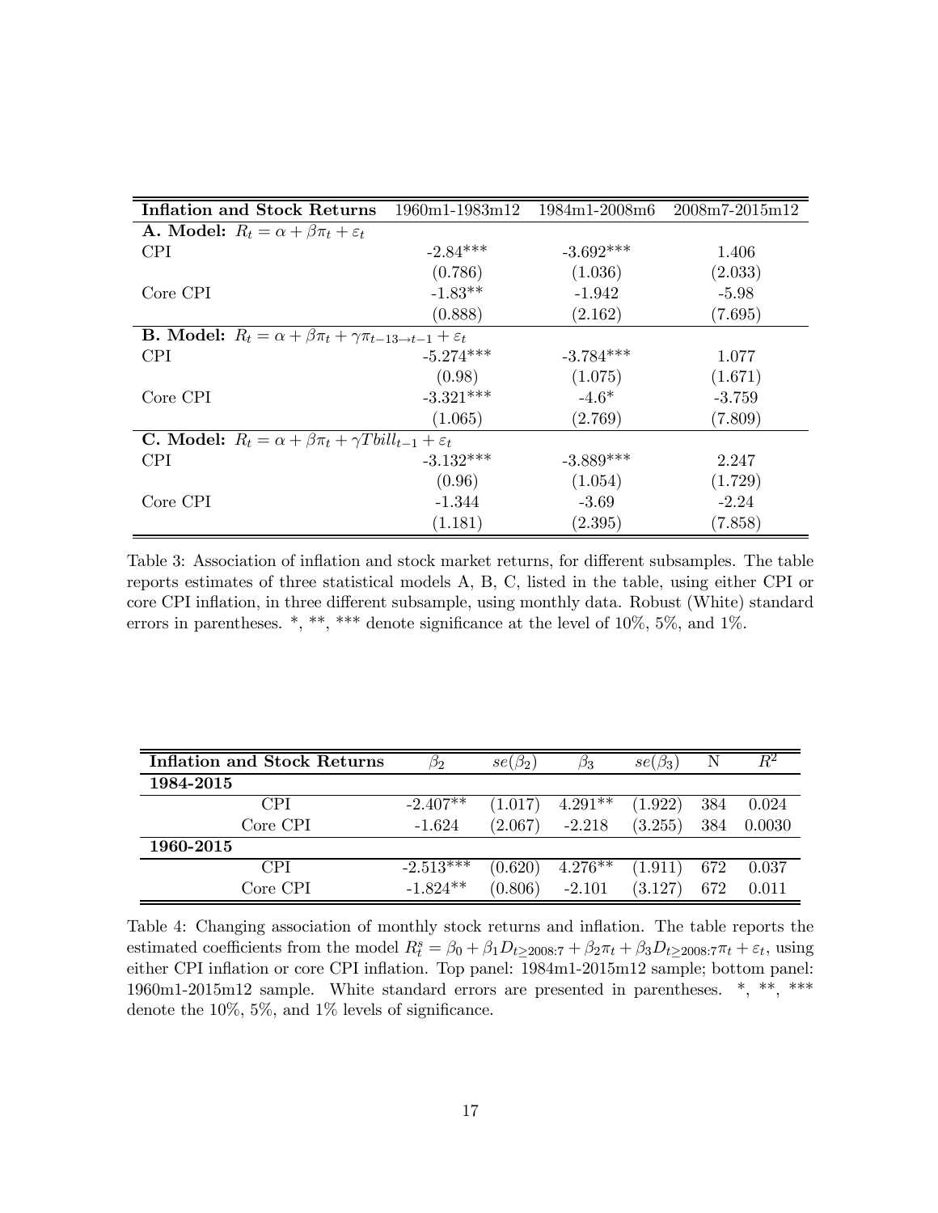| Inflation and Stock Returns | 1960m1-1983m12 | 1984m1-2008m6 | 2008m7-2015m12 |
|---|---|---|---|
| **A. Model:** $R_t = \alpha + \beta\pi_t + \varepsilon_t$ | | | |
| CPI | -2.84*** | -3.692*** | 1.406 |
| | (0.786) | (1.036) | (2.033) |
| Core CPI | -1.83** | -1.942 | -5.98 |
| | (0.888) | (2.162) | (7.695) |
| **B. Model:** $R_t = \alpha + \beta\pi_t + \gamma\pi_{t-13\rightarrow t-1} + \varepsilon_t$ | | | |
| CPI | -5.274*** | -3.784*** | 1.077 |
| | (0.98) | (1.075) | (1.671) |
| Core CPI | -3.321*** | -4.6* | -3.759 |
| | (1.065) | (2.769) | (7.809) |
| **C. Model:** $R_t = \alpha + \beta\pi_t + \gamma Tbill_{t-1} + \varepsilon_t$ | | | |
| CPI | -3.132*** | -3.889*** | 2.247 |
| | (0.96) | (1.054) | (1.729) |
| Core CPI | -1.344 | -3.69 | -2.24 |
| | (1.181) | (2.395) | (7.858) |

Table 3: Association of inflation and stock market returns, for different subsamples. The table reports estimates of three statistical models A, B, C, listed in the table, using either CPI or core CPI inflation, in three different subsample, using monthly data. Robust (White) standard errors in parentheses. *, **, *** denote significance at the level of 10%, 5%, and 1%.

| Inflation and Stock Returns | $\beta_2$ | $se(\beta_2)$ | $\beta_3$ | $se(\beta_3)$ | N | $R^2$ |
|---|---|---|---|---|---|---|
| **1984-2015** | | | | | | |
| CPI | -2.407** | (1.017) | 4.291** | (1.922) | 384 | 0.024 |
| Core CPI | -1.624 | (2.067) | -2.218 | (3.255) | 384 | 0.0030 |
| **1960-2015** | | | | | | |
| CPI | -2.513*** | (0.620) | 4.276** | (1.911) | 672 | 0.037 |
| Core CPI | -1.824** | (0.806) | -2.101 | (3.127) | 672 | 0.011 |

Table 4: Changing association of monthly stock returns and inflation. The table reports the estimated coefficients from the model $R^s_t = \beta_0 + \beta_1 D_{t\geq 2008:7} + \beta_2\pi_t + \beta_3 D_{t\geq 2008:7}\pi_t + \varepsilon_t$, using either CPI inflation or core CPI inflation. Top panel: 1984m1-2015m12 sample; bottom panel: 1960m1-2015m12 sample. White standard errors are presented in parentheses. *, **, *** denote the 10%, 5%, and 1% levels of significance.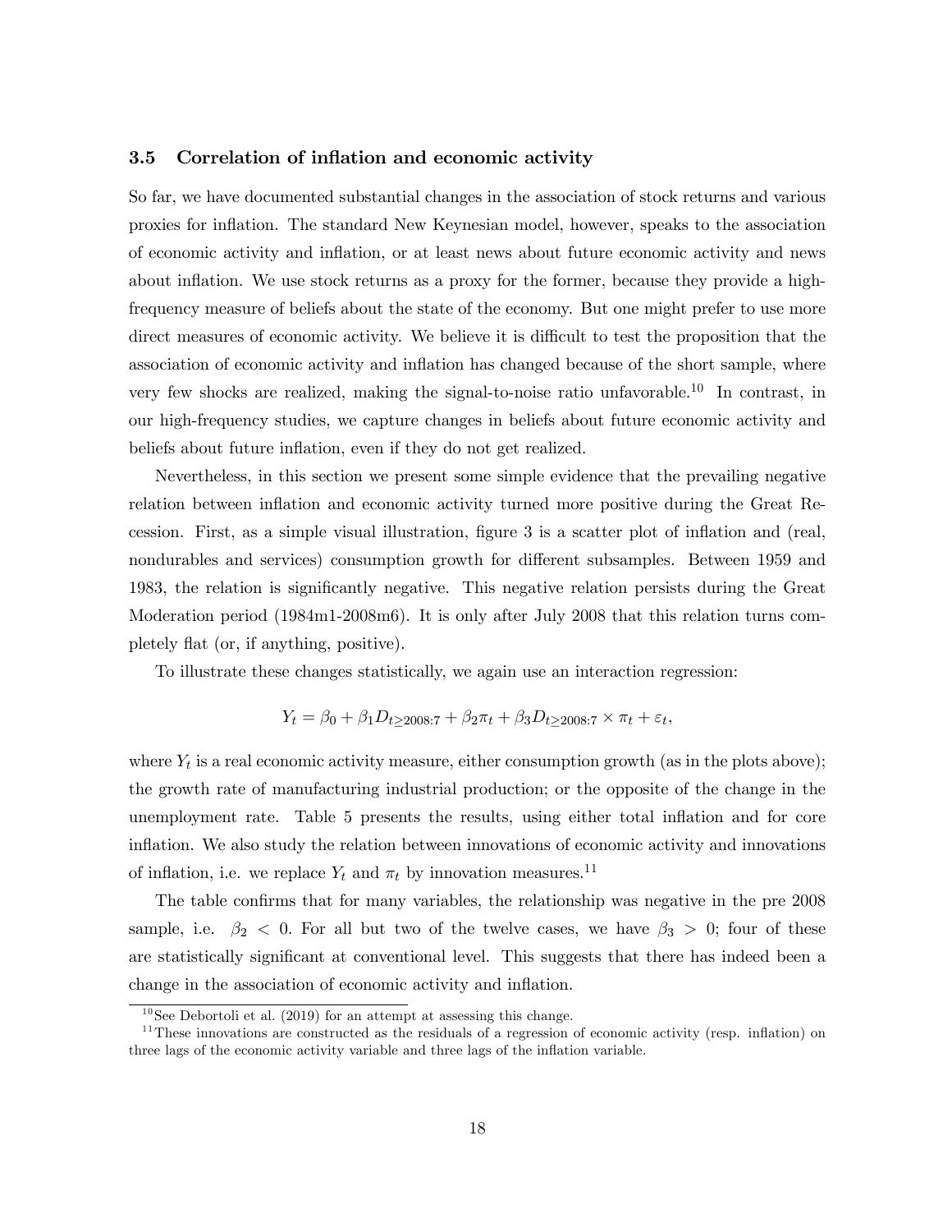### 3.5 Correlation of inflation and economic activity

So far, we have documented substantial changes in the association of stock returns and various proxies for inflation. The standard New Keynesian model, however, speaks to the association of economic activity and inflation, or at least news about future economic activity and news about inflation. We use stock returns as a proxy for the former, because they provide a high-frequency measure of beliefs about the state of the economy. But one might prefer to use more direct measures of economic activity. We believe it is difficult to test the proposition that the association of economic activity and inflation has changed because of the short sample, where very few shocks are realized, making the signal-to-noise ratio unfavorable.[10] In contrast, in our high-frequency studies, we capture changes in beliefs about future economic activity and beliefs about future inflation, even if they do not get realized.

Nevertheless, in this section we present some simple evidence that the prevailing negative relation between inflation and economic activity turned more positive during the Great Recession. First, as a simple visual illustration, figure 3 is a scatter plot of inflation and (real, nondurables and services) consumption growth for different subsamples. Between 1959 and 1983, the relation is significantly negative. This negative relation persists during the Great Moderation period (1984m1-2008m6). It is only after July 2008 that this relation turns completely flat (or, if anything, positive).

To illustrate these changes statistically, we again use an interaction regression:

$$Y_t = \beta_0 + \beta_1 D_{t \geq 2008:7} + \beta_2 \pi_t + \beta_3 D_{t \geq 2008:7} \times \pi_t + \varepsilon_t,$$

where $Y_t$ is a real economic activity measure, either consumption growth (as in the plots above); the growth rate of manufacturing industrial production; or the opposite of the change in the unemployment rate. Table 5 presents the results, using either total inflation and for core inflation. We also study the relation between innovations of economic activity and innovations of inflation, i.e. we replace $Y_t$ and $\pi_t$ by innovation measures.[11]

The table confirms that for many variables, the relationship was negative in the pre 2008 sample, i.e. $\beta_2 < 0$. For all but two of the twelve cases, we have $\beta_3 > 0$; four of these are statistically significant at conventional level. This suggests that there has indeed been a change in the association of economic activity and inflation.

[10] See Debortoli et al. (2019) for an attempt at assessing this change.

[11] These innovations are constructed as the residuals of a regression of economic activity (resp. inflation) on three lags of the economic activity variable and three lags of the inflation variable.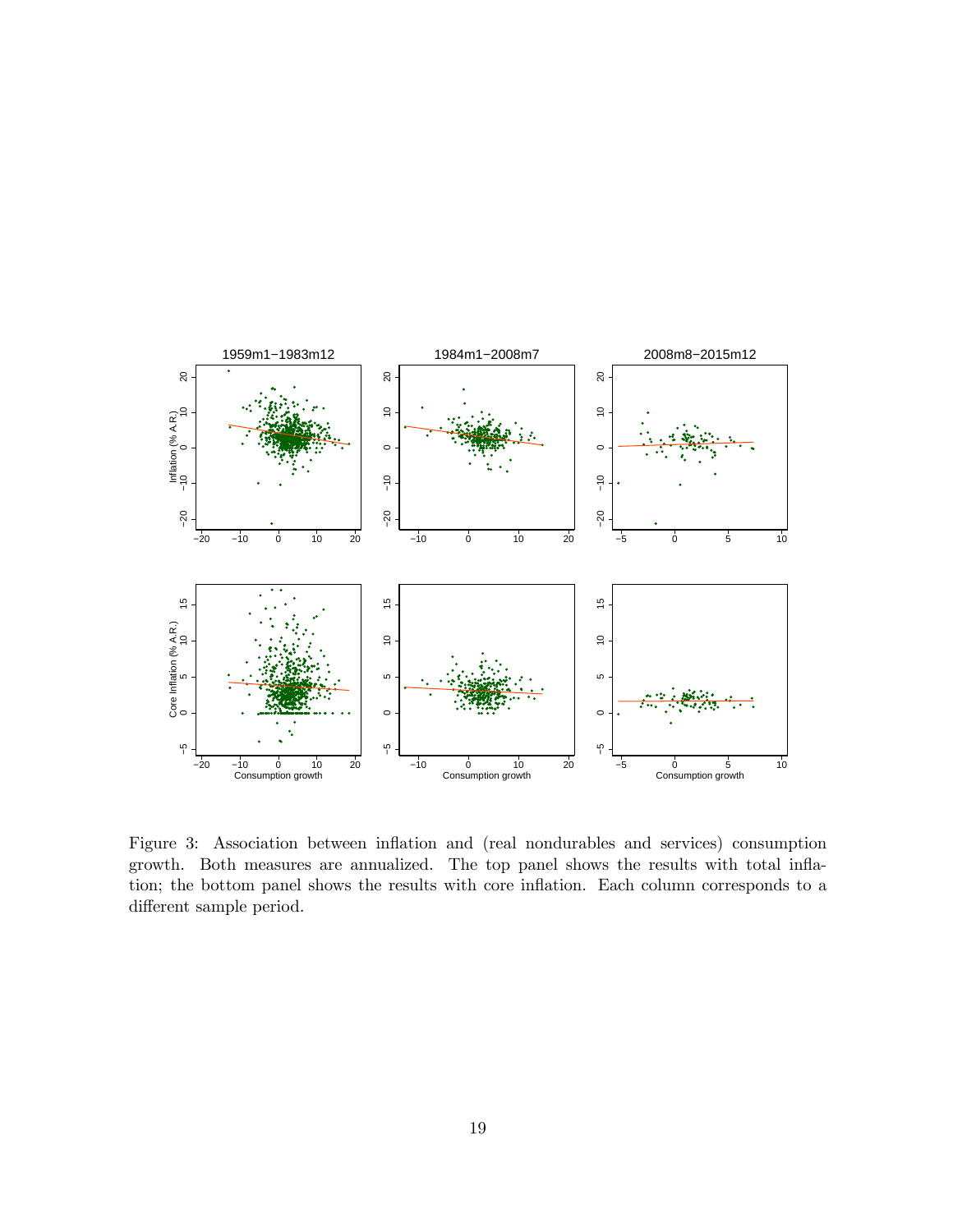Figure 3: Association between inflation and (real nondurables and services) consumption growth. Both measures are annualized. The top panel shows the results with total inflation; the bottom panel shows the results with core inflation. Each column corresponds to a different sample period.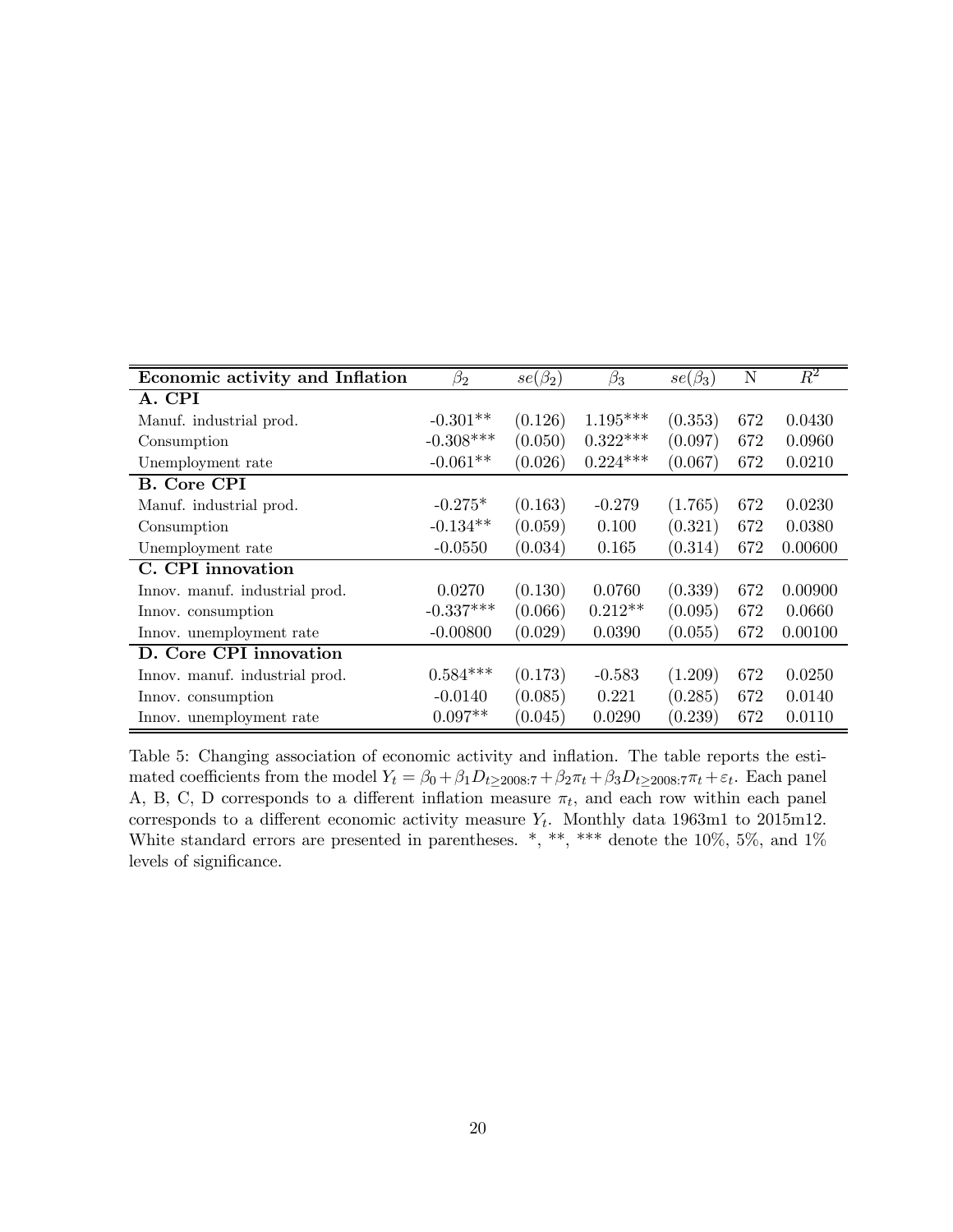| Economic activity and Inflation | $\beta_2$ | $se(\beta_2)$ | $\beta_3$ | $se(\beta_3)$ | N | $R^2$ |
|---|---|---|---|---|---|---|
| **A. CPI** | | | | | | |
| Manuf. industrial prod. | -0.301** | (0.126) | 1.195*** | (0.353) | 672 | 0.0430 |
| Consumption | -0.308*** | (0.050) | 0.322*** | (0.097) | 672 | 0.0960 |
| Unemployment rate | -0.061** | (0.026) | 0.224*** | (0.067) | 672 | 0.0210 |
| **B. Core CPI** | | | | | | |
| Manuf. industrial prod. | -0.275* | (0.163) | -0.279 | (1.765) | 672 | 0.0230 |
| Consumption | -0.134** | (0.059) | 0.100 | (0.321) | 672 | 0.0380 |
| Unemployment rate | -0.0550 | (0.034) | 0.165 | (0.314) | 672 | 0.00600 |
| **C. CPI innovation** | | | | | | |
| Innov. manuf. industrial prod. | 0.0270 | (0.130) | 0.0760 | (0.339) | 672 | 0.00900 |
| Innov. consumption | -0.337*** | (0.066) | 0.212** | (0.095) | 672 | 0.0660 |
| Innov. unemployment rate | -0.00800 | (0.029) | 0.0390 | (0.055) | 672 | 0.00100 |
| **D. Core CPI innovation** | | | | | | |
| Innov. manuf. industrial prod. | 0.584*** | (0.173) | -0.583 | (1.209) | 672 | 0.0250 |
| Innov. consumption | -0.0140 | (0.085) | 0.221 | (0.285) | 672 | 0.0140 |
| Innov. unemployment rate | 0.097** | (0.045) | 0.0290 | (0.239) | 672 | 0.0110 |

Table 5: Changing association of economic activity and inflation. The table reports the estimated coefficients from the model $Y_t = \beta_0 + \beta_1 D_{t\geq 2008:7} + \beta_2 \pi_t + \beta_3 D_{t\geq 2008:7}\pi_t + \varepsilon_t$. Each panel A, B, C, D corresponds to a different inflation measure $\pi_t$, and each row within each panel corresponds to a different economic activity measure $Y_t$. Monthly data 1963m1 to 2015m12. White standard errors are presented in parentheses. *, **, *** denote the 10%, 5%, and 1% levels of significance.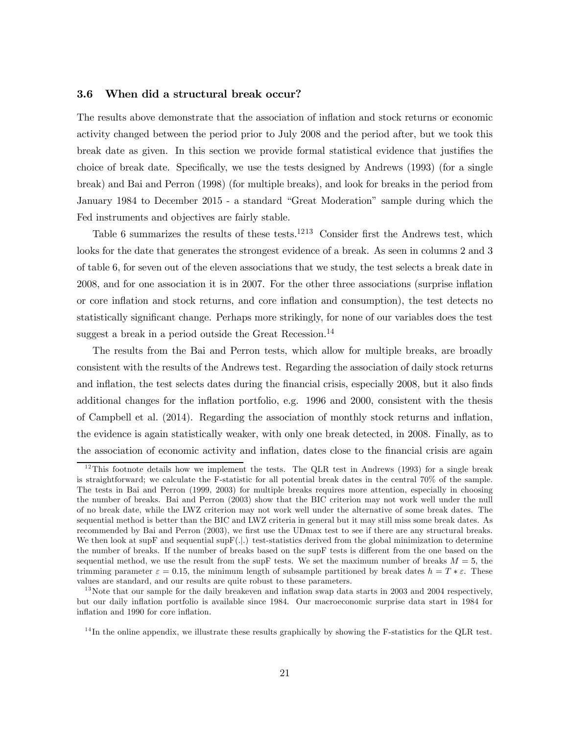### 3.6 When did a structural break occur?

The results above demonstrate that the association of inflation and stock returns or economic activity changed between the period prior to July 2008 and the period after, but we took this break date as given. In this section we provide formal statistical evidence that justifies the choice of break date. Specifically, we use the tests designed by Andrews (1993) (for a single break) and Bai and Perron (1998) (for multiple breaks), and look for breaks in the period from January 1984 to December 2015 - a standard "Great Moderation" sample during which the Fed instruments and objectives are fairly stable.

Table 6 summarizes the results of these tests.[12][13] Consider first the Andrews test, which looks for the date that generates the strongest evidence of a break. As seen in columns 2 and 3 of table 6, for seven out of the eleven associations that we study, the test selects a break date in 2008, and for one association it is in 2007. For the other three associations (surprise inflation or core inflation and stock returns, and core inflation and consumption), the test detects no statistically significant change. Perhaps more strikingly, for none of our variables does the test suggest a break in a period outside the Great Recession.[14]

The results from the Bai and Perron tests, which allow for multiple breaks, are broadly consistent with the results of the Andrews test. Regarding the association of daily stock returns and inflation, the test selects dates during the financial crisis, especially 2008, but it also finds additional changes for the inflation portfolio, e.g. 1996 and 2000, consistent with the thesis of Campbell et al. (2014). Regarding the association of monthly stock returns and inflation, the evidence is again statistically weaker, with only one break detected, in 2008. Finally, as to the association of economic activity and inflation, dates close to the financial crisis are again

[12] This footnote details how we implement the tests. The QLR test in Andrews (1993) for a single break is straightforward; we calculate the F-statistic for all potential break dates in the central 70% of the sample. The tests in Bai and Perron (1999, 2003) for multiple breaks requires more attention, especially in choosing the number of breaks. Bai and Perron (2003) show that the BIC criterion may not work well under the null of no break date, while the LWZ criterion may not work well under the alternative of some break dates. The sequential method is better than the BIC and LWZ criteria in general but it may still miss some break dates. As recommended by Bai and Perron (2003), we first use the UDmax test to see if there are any structural breaks. We then look at supF and sequential supF(.|.) test-statistics derived from the global minimization to determine the number of breaks. If the number of breaks based on the supF tests is different from the one based on the sequential method, we use the result from the supF tests. We set the maximum number of breaks $M = 5$, the trimming parameter $\varepsilon = 0.15$, the minimum length of subsample partitioned by break dates $h = T * \varepsilon$. These values are standard, and our results are quite robust to these parameters.

[13] Note that our sample for the daily breakeven and inflation swap data starts in 2003 and 2004 respectively, but our daily inflation portfolio is available since 1984. Our macroeconomic surprise data start in 1984 for inflation and 1990 for core inflation.

[14] In the online appendix, we illustrate these results graphically by showing the F-statistics for the QLR test.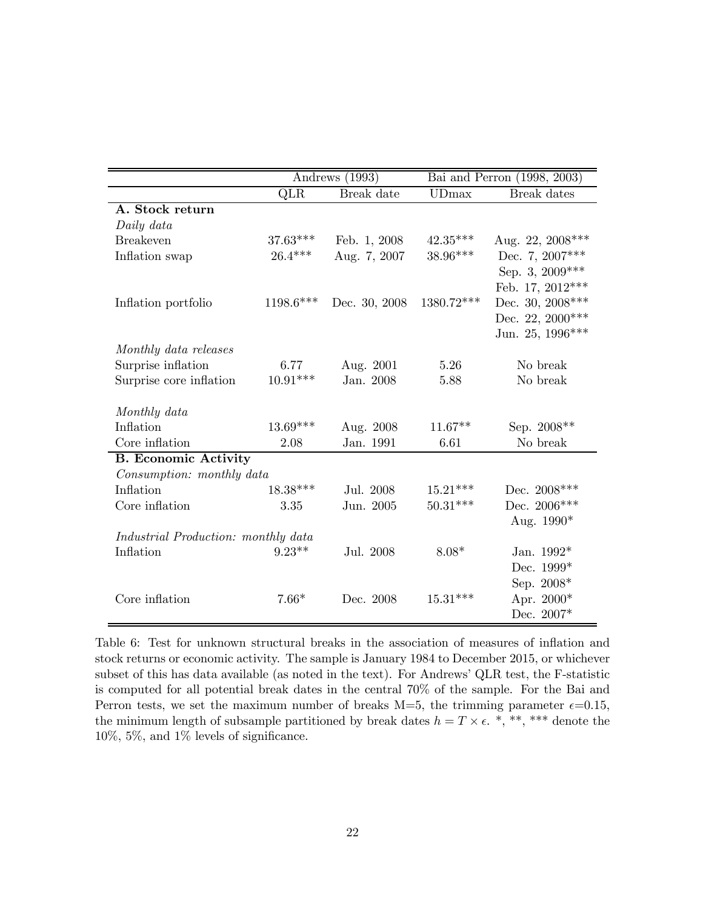| | Andrews (1993) | | Bai and Perron (1998, 2003) | |
|---|---|---|---|---|
| | QLR | Break date | UDmax | Break dates |
| **A. Stock return** | | | | |
| *Daily data* | | | | |
| Breakeven | 37.63*** | Feb. 1, 2008 | 42.35*** | Aug. 22, 2008*** |
| Inflation swap | 26.4*** | Aug. 7, 2007 | 38.96*** | Dec. 7, 2007*** |
| | | | | Sep. 3, 2009*** |
| | | | | Feb. 17, 2012*** |
| Inflation portfolio | 1198.6*** | Dec. 30, 2008 | 1380.72*** | Dec. 30, 2008*** |
| | | | | Dec. 22, 2000*** |
| | | | | Jun. 25, 1996*** |
| *Monthly data releases* | | | | |
| Surprise inflation | 6.77 | Aug. 2001 | 5.26 | No break |
| Surprise core inflation | 10.91*** | Jan. 2008 | 5.88 | No break |
| *Monthly data* | | | | |
| Inflation | 13.69*** | Aug. 2008 | 11.67** | Sep. 2008** |
| Core inflation | 2.08 | Jan. 1991 | 6.61 | No break |
| **B. Economic Activity** | | | | |
| *Consumption: monthly data* | | | | |
| Inflation | 18.38*** | Jul. 2008 | 15.21*** | Dec. 2008*** |
| Core inflation | 3.35 | Jun. 2005 | 50.31*** | Dec. 2006*** |
| | | | | Aug. 1990* |
| *Industrial Production: monthly data* | | | | |
| Inflation | 9.23** | Jul. 2008 | 8.08* | Jan. 1992* |
| | | | | Dec. 1999* |
| | | | | Sep. 2008* |
| Core inflation | 7.66* | Dec. 2008 | 15.31*** | Apr. 2000* |
| | | | | Dec. 2007* |

Table 6: Test for unknown structural breaks in the association of measures of inflation and stock returns or economic activity. The sample is January 1984 to December 2015, or whichever subset of this has data available (as noted in the text). For Andrews' QLR test, the F-statistic is computed for all potential break dates in the central 70% of the sample. For the Bai and Perron tests, we set the maximum number of breaks M=5, the trimming parameter $\epsilon$=0.15, the minimum length of subsample partitioned by break dates $h = T \times \epsilon$. *, **, *** denote the 10%, 5%, and 1% levels of significance.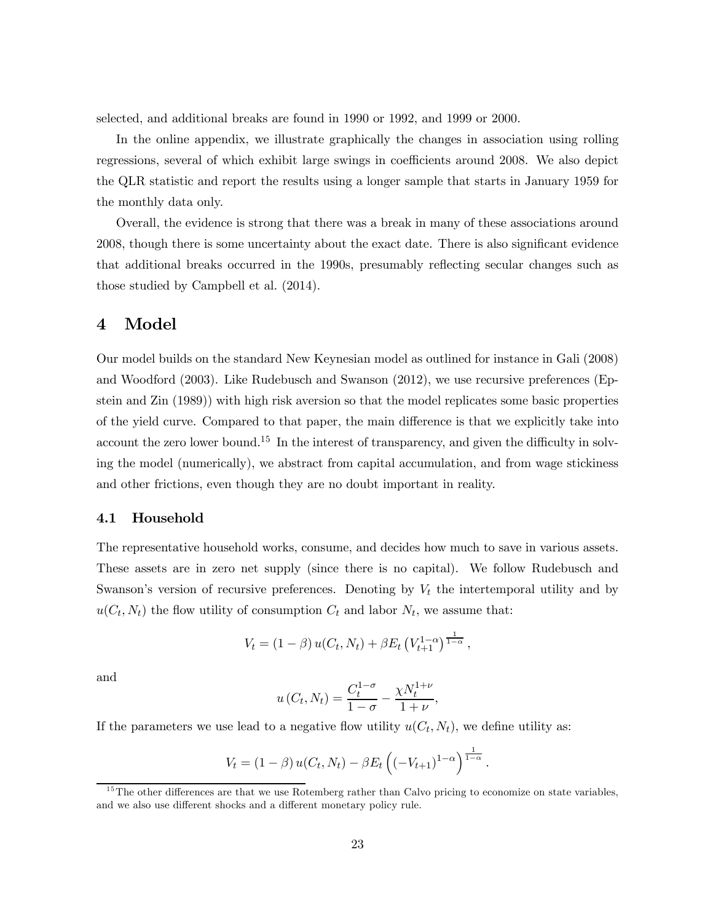selected, and additional breaks are found in 1990 or 1992, and 1999 or 2000.

In the online appendix, we illustrate graphically the changes in association using rolling regressions, several of which exhibit large swings in coefficients around 2008. We also depict the QLR statistic and report the results using a longer sample that starts in January 1959 for the monthly data only.

Overall, the evidence is strong that there was a break in many of these associations around 2008, though there is some uncertainty about the exact date. There is also significant evidence that additional breaks occurred in the 1990s, presumably reflecting secular changes such as those studied by Campbell et al. (2014).

# 4 Model

Our model builds on the standard New Keynesian model as outlined for instance in Gali (2008) and Woodford (2003). Like Rudebusch and Swanson (2012), we use recursive preferences (Epstein and Zin (1989)) with high risk aversion so that the model replicates some basic properties of the yield curve. Compared to that paper, the main difference is that we explicitly take into account the zero lower bound.[15] In the interest of transparency, and given the difficulty in solving the model (numerically), we abstract from capital accumulation, and from wage stickiness and other frictions, even though they are no doubt important in reality.

## 4.1 Household

The representative household works, consume, and decides how much to save in various assets. These assets are in zero net supply (since there is no capital). We follow Rudebusch and Swanson's version of recursive preferences. Denoting by $V_t$ the intertemporal utility and by $u(C_t, N_t)$ the flow utility of consumption $C_t$ and labor $N_t$, we assume that:

$$V_t = (1 - \beta)\, u(C_t, N_t) + \beta E_t \left(V_{t+1}^{1-\alpha}\right)^{\frac{1}{1-\alpha}},$$

and

$$u\left(C_t, N_t\right) = \frac{C_t^{1-\sigma}}{1-\sigma} - \frac{\chi N_t^{1+\nu}}{1+\nu},$$

If the parameters we use lead to a negative flow utility $u(C_t, N_t)$, we define utility as:

$$V_t = (1 - \beta)\, u(C_t, N_t) - \beta E_t \left(\left(-V_{t+1}\right)^{1-\alpha}\right)^{\frac{1}{1-\alpha}}.$$

[15] The other differences are that we use Rotemberg rather than Calvo pricing to economize on state variables, and we also use different shocks and a different monetary policy rule.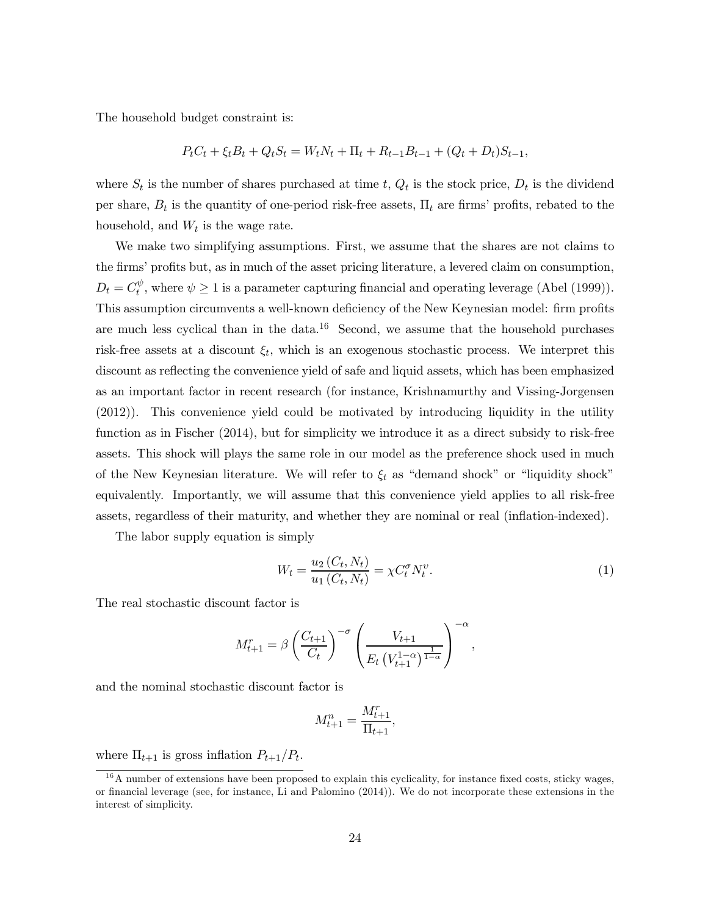The household budget constraint is:

$$P_t C_t + \xi_t B_t + Q_t S_t = W_t N_t + \Pi_t + R_{t-1} B_{t-1} + (Q_t + D_t) S_{t-1},$$

where $S_t$ is the number of shares purchased at time $t$, $Q_t$ is the stock price, $D_t$ is the dividend per share, $B_t$ is the quantity of one-period risk-free assets, $\Pi_t$ are firms' profits, rebated to the household, and $W_t$ is the wage rate.

We make two simplifying assumptions. First, we assume that the shares are not claims to the firms' profits but, as in much of the asset pricing literature, a levered claim on consumption, $D_t = C_t^{\psi}$, where $\psi \geq 1$ is a parameter capturing financial and operating leverage (Abel (1999)). This assumption circumvents a well-known deficiency of the New Keynesian model: firm profits are much less cyclical than in the data.[16] Second, we assume that the household purchases risk-free assets at a discount $\xi_t$, which is an exogenous stochastic process. We interpret this discount as reflecting the convenience yield of safe and liquid assets, which has been emphasized as an important factor in recent research (for instance, Krishnamurthy and Vissing-Jorgensen (2012)). This convenience yield could be motivated by introducing liquidity in the utility function as in Fischer (2014), but for simplicity we introduce it as a direct subsidy to risk-free assets. This shock will plays the same role in our model as the preference shock used in much of the New Keynesian literature. We will refer to $\xi_t$ as "demand shock" or "liquidity shock" equivalently. Importantly, we will assume that this convenience yield applies to all risk-free assets, regardless of their maturity, and whether they are nominal or real (inflation-indexed).

The labor supply equation is simply

$$W_t = \frac{u_2(C_t, N_t)}{u_1(C_t, N_t)} = \chi C_t^{\sigma} N_t^{\upsilon}. \tag{1}$$

The real stochastic discount factor is

$$M_{t+1}^r = \beta \left( \frac{C_{t+1}}{C_t} \right)^{-\sigma} \left( \frac{V_{t+1}}{E_t \left( V_{t+1}^{1-\alpha} \right)^{\frac{1}{1-\alpha}}} \right)^{-\alpha},$$

and the nominal stochastic discount factor is

$$M_{t+1}^n = \frac{M_{t+1}^r}{\Pi_{t+1}},$$

where $\Pi_{t+1}$ is gross inflation $P_{t+1}/P_t$.

[16] A number of extensions have been proposed to explain this cyclicality, for instance fixed costs, sticky wages, or financial leverage (see, for instance, Li and Palomino (2014)). We do not incorporate these extensions in the interest of simplicity.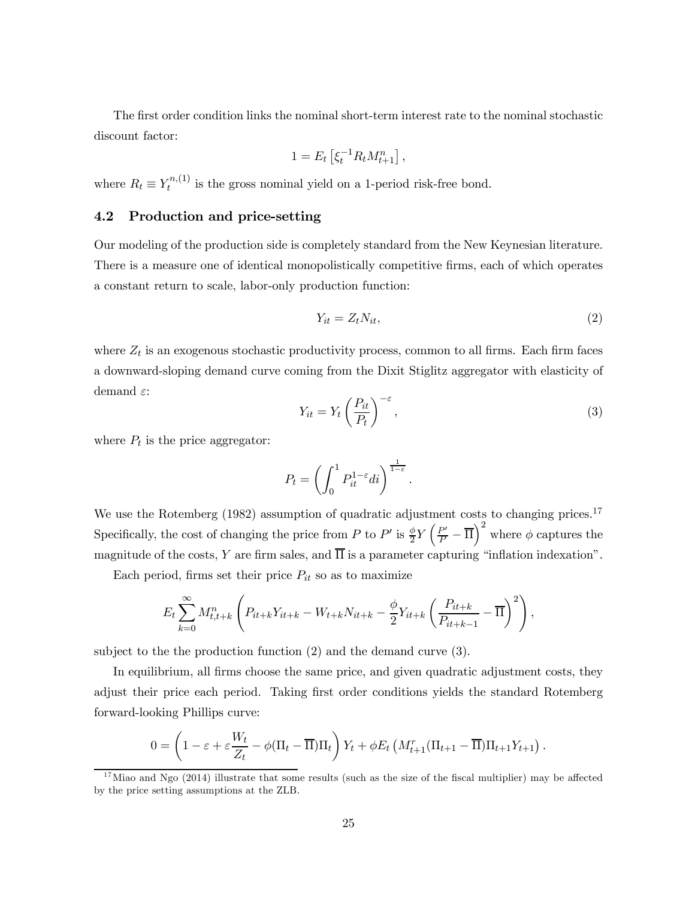The first order condition links the nominal short-term interest rate to the nominal stochastic discount factor:

$$1 = E_t \left[ \xi_t^{-1} R_t M_{t+1}^n \right],$$

where $R_t \equiv Y_t^{n,(1)}$ is the gross nominal yield on a 1-period risk-free bond.

### 4.2 Production and price-setting

Our modeling of the production side is completely standard from the New Keynesian literature. There is a measure one of identical monopolistically competitive firms, each of which operates a constant return to scale, labor-only production function:

$$Y_{it} = Z_t N_{it}, \tag{2}$$

where $Z_t$ is an exogenous stochastic productivity process, common to all firms. Each firm faces a downward-sloping demand curve coming from the Dixit Stiglitz aggregator with elasticity of demand $\varepsilon$:

$$Y_{it} = Y_t \left( \frac{P_{it}}{P_t} \right)^{-\varepsilon}, \tag{3}$$

where $P_t$ is the price aggregator:

$$P_t = \left( \int_0^1 P_{it}^{1-\varepsilon} di \right)^{\frac{1}{1-\varepsilon}}.$$

We use the Rotemberg (1982) assumption of quadratic adjustment costs to changing prices.[17] Specifically, the cost of changing the price from $P$ to $P'$ is $\frac{\phi}{2} Y \left( \frac{P'}{P} - \overline{\Pi} \right)^2$ where $\phi$ captures the magnitude of the costs, $Y$ are firm sales, and $\overline{\Pi}$ is a parameter capturing "inflation indexation".

Each period, firms set their price $P_{it}$ so as to maximize

$$E_t \sum_{k=0}^{\infty} M_{t,t+k}^n \left( P_{it+k} Y_{it+k} - W_{t+k} N_{it+k} - \frac{\phi}{2} Y_{it+k} \left( \frac{P_{it+k}}{P_{it+k-1}} - \overline{\Pi} \right)^2 \right),$$

subject to the the production function (2) and the demand curve (3).

In equilibrium, all firms choose the same price, and given quadratic adjustment costs, they adjust their price each period. Taking first order conditions yields the standard Rotemberg forward-looking Phillips curve:

$$0 = \left( 1 - \varepsilon + \varepsilon \frac{W_t}{Z_t} - \phi(\Pi_t - \overline{\Pi})\Pi_t \right) Y_t + \phi E_t \left( M_{t+1}^r (\Pi_{t+1} - \overline{\Pi}) \Pi_{t+1} Y_{t+1} \right).$$

[17] Miao and Ngo (2014) illustrate that some results (such as the size of the fiscal multiplier) may be affected by the price setting assumptions at the ZLB.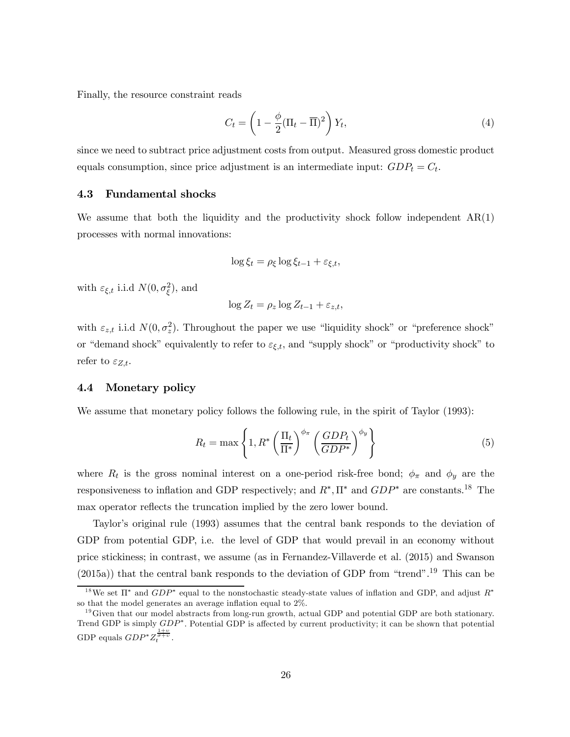Finally, the resource constraint reads

$$C_t = \left(1 - \frac{\phi}{2}(\Pi_t - \overline{\Pi})^2\right) Y_t, \tag{4}$$

since we need to subtract price adjustment costs from output. Measured gross domestic product equals consumption, since price adjustment is an intermediate input: $GDP_t = C_t$.

### 4.3 Fundamental shocks

We assume that both the liquidity and the productivity shock follow independent AR(1) processes with normal innovations:

$$\log \xi_t = \rho_\xi \log \xi_{t-1} + \varepsilon_{\xi,t},$$

with $\varepsilon_{\xi,t}$ i.i.d $N(0, \sigma_\xi^2)$, and

$$\log Z_t = \rho_z \log Z_{t-1} + \varepsilon_{z,t},$$

with $\varepsilon_{z,t}$ i.i.d $N(0, \sigma_z^2)$. Throughout the paper we use "liquidity shock" or "preference shock" or "demand shock" equivalently to refer to $\varepsilon_{\xi,t}$, and "supply shock" or "productivity shock" to refer to $\varepsilon_{Z,t}$.

### 4.4 Monetary policy

We assume that monetary policy follows the following rule, in the spirit of Taylor (1993):

$$R_t = \max\left\{1, R^* \left(\frac{\Pi_t}{\Pi^*}\right)^{\phi_\pi} \left(\frac{GDP_t}{GDP^*}\right)^{\phi_y}\right\} \tag{5}$$

where $R_t$ is the gross nominal interest on a one-period risk-free bond; $\phi_\pi$ and $\phi_y$ are the responsiveness to inflation and GDP respectively; and $R^*, \Pi^*$ and $GDP^*$ are constants.[18] The max operator reflects the truncation implied by the zero lower bound.

Taylor's original rule (1993) assumes that the central bank responds to the deviation of GDP from potential GDP, i.e. the level of GDP that would prevail in an economy without price stickiness; in contrast, we assume (as in Fernandez-Villaverde et al. (2015) and Swanson (2015a)) that the central bank responds to the deviation of GDP from "trend".[19] This can be

[18] We set $\Pi^*$ and $GDP^*$ equal to the nonstochastic steady-state values of inflation and GDP, and adjust $R^*$ so that the model generates an average inflation equal to 2%.

[19] Given that our model abstracts from long-run growth, actual GDP and potential GDP are both stationary. Trend GDP is simply $GDP^*$. Potential GDP is affected by current productivity; it can be shown that potential GDP equals $GDP^* Z_t^{\frac{1+v}{\sigma+v}}$.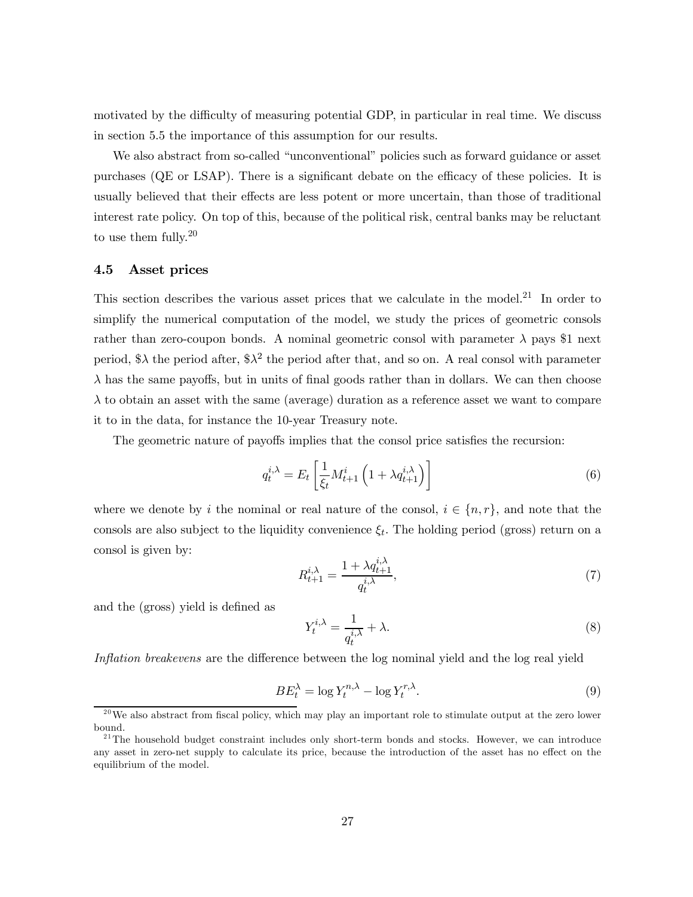motivated by the difficulty of measuring potential GDP, in particular in real time. We discuss in section 5.5 the importance of this assumption for our results.

We also abstract from so-called "unconventional" policies such as forward guidance or asset purchases (QE or LSAP). There is a significant debate on the efficacy of these policies. It is usually believed that their effects are less potent or more uncertain, than those of traditional interest rate policy. On top of this, because of the political risk, central banks may be reluctant to use them fully.[20]

### 4.5 Asset prices

This section describes the various asset prices that we calculate in the model.[21] In order to simplify the numerical computation of the model, we study the prices of geometric consols rather than zero-coupon bonds. A nominal geometric consol with parameter $\lambda$ pays \$1 next period, \$$\lambda$ the period after, \$$\lambda^2$ the period after that, and so on. A real consol with parameter $\lambda$ has the same payoffs, but in units of final goods rather than in dollars. We can then choose $\lambda$ to obtain an asset with the same (average) duration as a reference asset we want to compare it to in the data, for instance the 10-year Treasury note.

The geometric nature of payoffs implies that the consol price satisfies the recursion:

$$q_t^{i,\lambda} = E_t \left[ \frac{1}{\xi_t} M_{t+1}^i \left( 1 + \lambda q_{t+1}^{i,\lambda} \right) \right] \tag{6}$$

where we denote by $i$ the nominal or real nature of the consol, $i \in \{n, r\}$, and note that the consols are also subject to the liquidity convenience $\xi_t$. The holding period (gross) return on a consol is given by:

$$R_{t+1}^{i,\lambda} = \frac{1 + \lambda q_{t+1}^{i,\lambda}}{q_t^{i,\lambda}}, \tag{7}$$

and the (gross) yield is defined as

$$Y_t^{i,\lambda} = \frac{1}{q_t^{i,\lambda}} + \lambda. \tag{8}$$

*Inflation breakevens* are the difference between the log nominal yield and the log real yield

$$BE_t^{\lambda} = \log Y_t^{n,\lambda} - \log Y_t^{r,\lambda}. \tag{9}$$

[20] We also abstract from fiscal policy, which may play an important role to stimulate output at the zero lower bound.

[21] The household budget constraint includes only short-term bonds and stocks. However, we can introduce any asset in zero-net supply to calculate its price, because the introduction of the asset has no effect on the equilibrium of the model.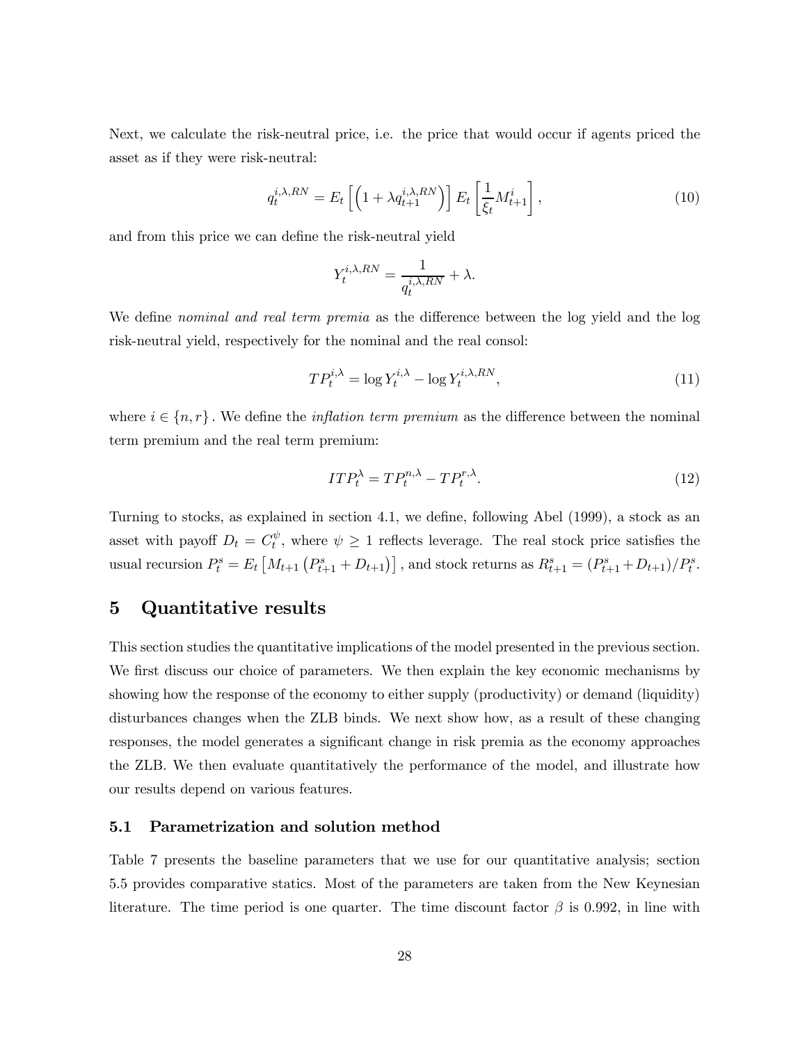Next, we calculate the risk-neutral price, i.e. the price that would occur if agents priced the asset as if they were risk-neutral:

$$q_t^{i,\lambda,RN} = E_t\left[\left(1+\lambda q_{t+1}^{i,\lambda,RN}\right)\right] E_t\left[\frac{1}{\xi_t} M_{t+1}^i\right], \tag{10}$$

and from this price we can define the risk-neutral yield

$$Y_t^{i,\lambda,RN} = \frac{1}{q_t^{i,\lambda,RN}} + \lambda.$$

We define *nominal and real term premia* as the difference between the log yield and the log risk-neutral yield, respectively for the nominal and the real consol:

$$TP_t^{i,\lambda} = \log Y_t^{i,\lambda} - \log Y_t^{i,\lambda,RN}, \tag{11}$$

where $i \in \{n, r\}$. We define the *inflation term premium* as the difference between the nominal term premium and the real term premium:

$$ITP_t^{\lambda} = TP_t^{n,\lambda} - TP_t^{r,\lambda}. \tag{12}$$

Turning to stocks, as explained in section 4.1, we define, following Abel (1999), a stock as an asset with payoff $D_t = C_t^{\psi}$, where $\psi \geq 1$ reflects leverage. The real stock price satisfies the usual recursion $P_t^s = E_t\left[M_{t+1}\left(P_{t+1}^s + D_{t+1}\right)\right]$, and stock returns as $R_{t+1}^s = (P_{t+1}^s + D_{t+1})/P_t^s$.

# 5 Quantitative results

This section studies the quantitative implications of the model presented in the previous section. We first discuss our choice of parameters. We then explain the key economic mechanisms by showing how the response of the economy to either supply (productivity) or demand (liquidity) disturbances changes when the ZLB binds. We next show how, as a result of these changing responses, the model generates a significant change in risk premia as the economy approaches the ZLB. We then evaluate quantitatively the performance of the model, and illustrate how our results depend on various features.

## 5.1 Parametrization and solution method

Table 7 presents the baseline parameters that we use for our quantitative analysis; section 5.5 provides comparative statics. Most of the parameters are taken from the New Keynesian literature. The time period is one quarter. The time discount factor $\beta$ is 0.992, in line with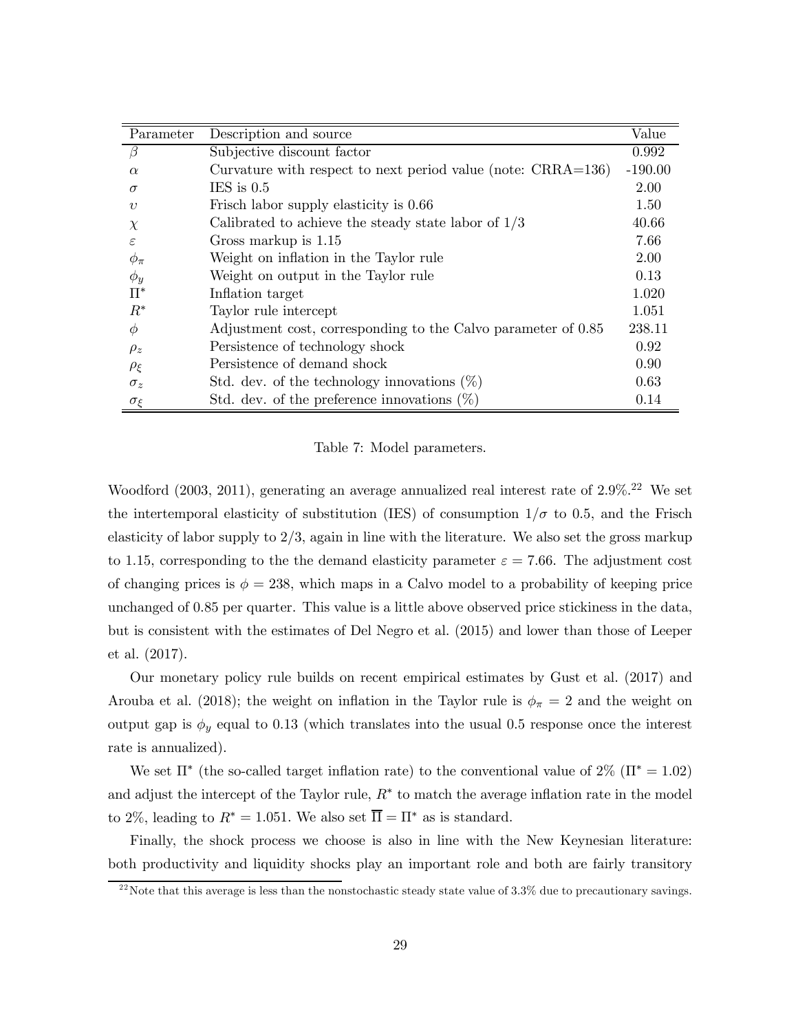| Parameter | Description and source | Value |
|---|---|---|
| $\beta$ | Subjective discount factor | 0.992 |
| $\alpha$ | Curvature with respect to next period value (note: CRRA=136) | -190.00 |
| $\sigma$ | IES is 0.5 | 2.00 |
| $\upsilon$ | Frisch labor supply elasticity is 0.66 | 1.50 |
| $\chi$ | Calibrated to achieve the steady state labor of 1/3 | 40.66 |
| $\varepsilon$ | Gross markup is 1.15 | 7.66 |
| $\phi_\pi$ | Weight on inflation in the Taylor rule | 2.00 |
| $\phi_y$ | Weight on output in the Taylor rule | 0.13 |
| $\Pi^*$ | Inflation target | 1.020 |
| $R^*$ | Taylor rule intercept | 1.051 |
| $\phi$ | Adjustment cost, corresponding to the Calvo parameter of 0.85 | 238.11 |
| $\rho_z$ | Persistence of technology shock | 0.92 |
| $\rho_\xi$ | Persistence of demand shock | 0.90 |
| $\sigma_z$ | Std. dev. of the technology innovations (%) | 0.63 |
| $\sigma_\xi$ | Std. dev. of the preference innovations (%) | 0.14 |

Table 7: Model parameters.

Woodford (2003, 2011), generating an average annualized real interest rate of 2.9%.[22] We set the intertemporal elasticity of substitution (IES) of consumption $1/\sigma$ to 0.5, and the Frisch elasticity of labor supply to 2/3, again in line with the literature. We also set the gross markup to 1.15, corresponding to the the demand elasticity parameter $\varepsilon = 7.66$. The adjustment cost of changing prices is $\phi = 238$, which maps in a Calvo model to a probability of keeping price unchanged of 0.85 per quarter. This value is a little above observed price stickiness in the data, but is consistent with the estimates of Del Negro et al. (2015) and lower than those of Leeper et al. (2017).

Our monetary policy rule builds on recent empirical estimates by Gust et al. (2017) and Arouba et al. (2018); the weight on inflation in the Taylor rule is $\phi_\pi = 2$ and the weight on output gap is $\phi_y$ equal to 0.13 (which translates into the usual 0.5 response once the interest rate is annualized).

We set $\Pi^*$ (the so-called target inflation rate) to the conventional value of 2% ($\Pi^* = 1.02$) and adjust the intercept of the Taylor rule, $R^*$ to match the average inflation rate in the model to 2%, leading to $R^* = 1.051$. We also set $\overline{\Pi} = \Pi^*$ as is standard.

Finally, the shock process we choose is also in line with the New Keynesian literature: both productivity and liquidity shocks play an important role and both are fairly transitory

[22] Note that this average is less than the nonstochastic steady state value of 3.3% due to precautionary savings.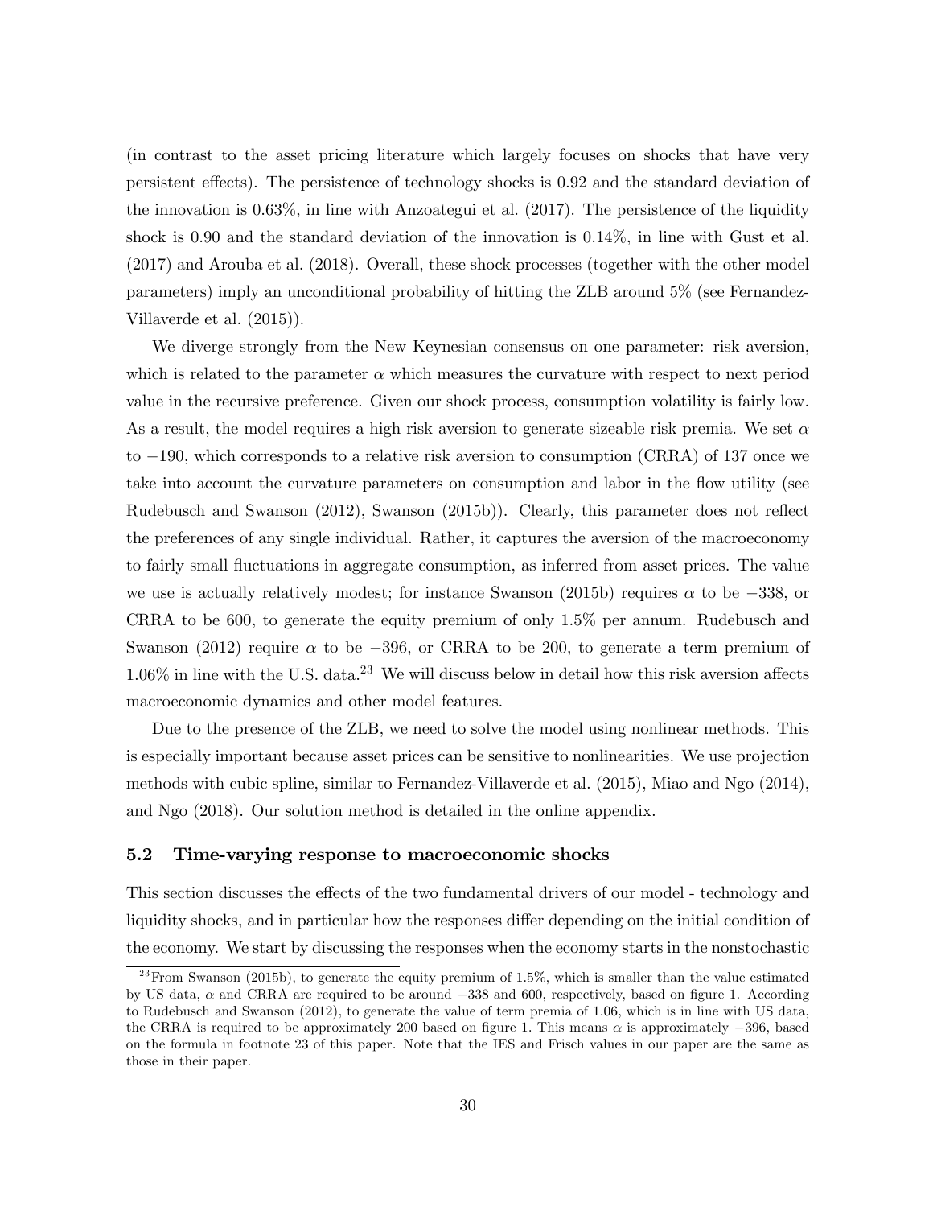(in contrast to the asset pricing literature which largely focuses on shocks that have very persistent effects). The persistence of technology shocks is 0.92 and the standard deviation of the innovation is 0.63%, in line with Anzoategui et al. (2017). The persistence of the liquidity shock is 0.90 and the standard deviation of the innovation is 0.14%, in line with Gust et al. (2017) and Arouba et al. (2018). Overall, these shock processes (together with the other model parameters) imply an unconditional probability of hitting the ZLB around 5% (see Fernandez-Villaverde et al. (2015)).

We diverge strongly from the New Keynesian consensus on one parameter: risk aversion, which is related to the parameter $\alpha$ which measures the curvature with respect to next period value in the recursive preference. Given our shock process, consumption volatility is fairly low. As a result, the model requires a high risk aversion to generate sizeable risk premia. We set $\alpha$ to $-190$, which corresponds to a relative risk aversion to consumption (CRRA) of 137 once we take into account the curvature parameters on consumption and labor in the flow utility (see Rudebusch and Swanson (2012), Swanson (2015b)). Clearly, this parameter does not reflect the preferences of any single individual. Rather, it captures the aversion of the macroeconomy to fairly small fluctuations in aggregate consumption, as inferred from asset prices. The value we use is actually relatively modest; for instance Swanson (2015b) requires $\alpha$ to be $-338$, or CRRA to be 600, to generate the equity premium of only 1.5% per annum. Rudebusch and Swanson (2012) require $\alpha$ to be $-396$, or CRRA to be 200, to generate a term premium of 1.06% in line with the U.S. data.[23] We will discuss below in detail how this risk aversion affects macroeconomic dynamics and other model features.

Due to the presence of the ZLB, we need to solve the model using nonlinear methods. This is especially important because asset prices can be sensitive to nonlinearities. We use projection methods with cubic spline, similar to Fernandez-Villaverde et al. (2015), Miao and Ngo (2014), and Ngo (2018). Our solution method is detailed in the online appendix.

### 5.2 Time-varying response to macroeconomic shocks

This section discusses the effects of the two fundamental drivers of our model - technology and liquidity shocks, and in particular how the responses differ depending on the initial condition of the economy. We start by discussing the responses when the economy starts in the nonstochastic

[23] From Swanson (2015b), to generate the equity premium of 1.5%, which is smaller than the value estimated by US data, $\alpha$ and CRRA are required to be around $-338$ and 600, respectively, based on figure 1. According to Rudebusch and Swanson (2012), to generate the value of term premia of 1.06, which is in line with US data, the CRRA is required to be approximately 200 based on figure 1. This means $\alpha$ is approximately $-396$, based on the formula in footnote 23 of this paper. Note that the IES and Frisch values in our paper are the same as those in their paper.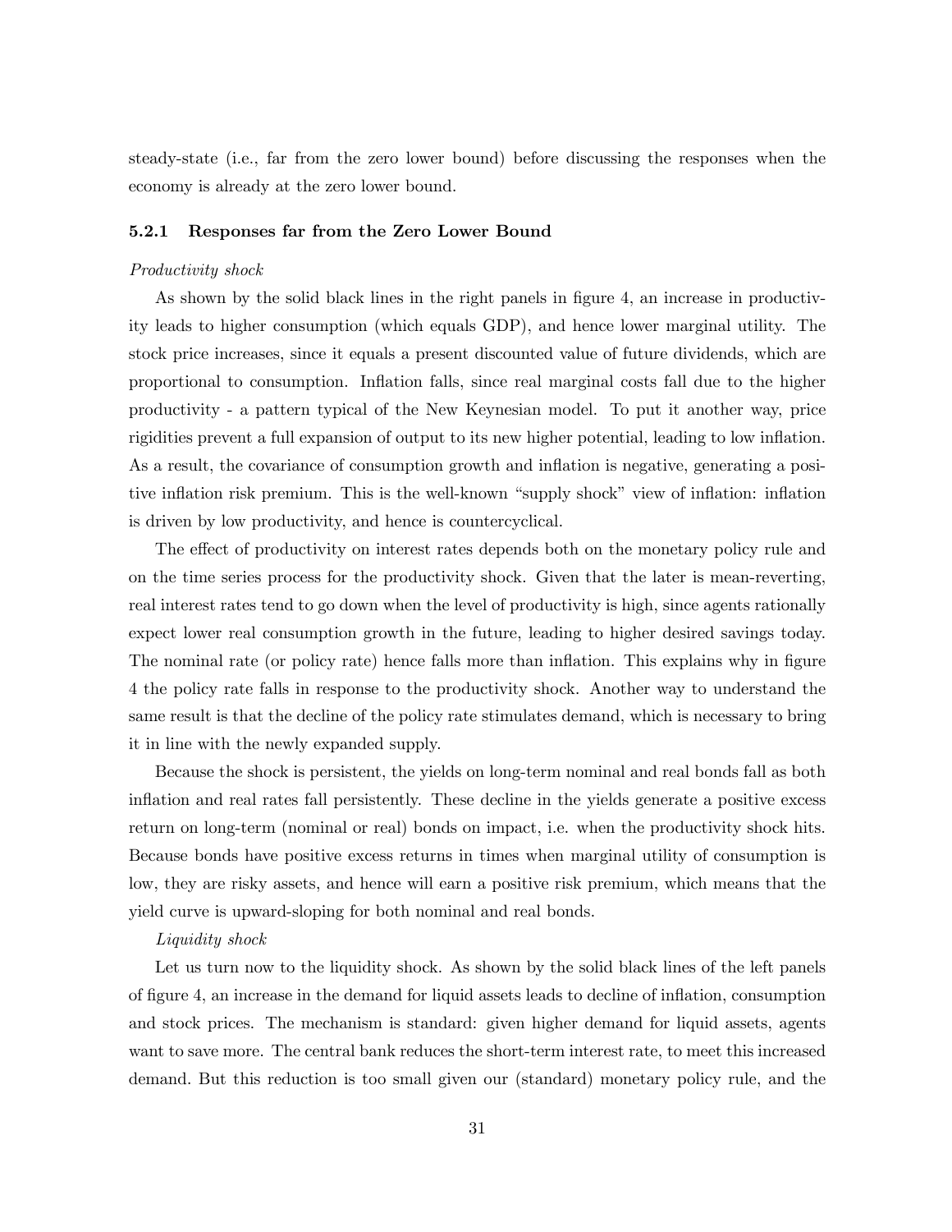steady-state (i.e., far from the zero lower bound) before discussing the responses when the economy is already at the zero lower bound.

### 5.2.1 Responses far from the Zero Lower Bound

*Productivity shock*

As shown by the solid black lines in the right panels in figure 4, an increase in productivity leads to higher consumption (which equals GDP), and hence lower marginal utility. The stock price increases, since it equals a present discounted value of future dividends, which are proportional to consumption. Inflation falls, since real marginal costs fall due to the higher productivity - a pattern typical of the New Keynesian model. To put it another way, price rigidities prevent a full expansion of output to its new higher potential, leading to low inflation. As a result, the covariance of consumption growth and inflation is negative, generating a positive inflation risk premium. This is the well-known "supply shock" view of inflation: inflation is driven by low productivity, and hence is countercyclical.

The effect of productivity on interest rates depends both on the monetary policy rule and on the time series process for the productivity shock. Given that the later is mean-reverting, real interest rates tend to go down when the level of productivity is high, since agents rationally expect lower real consumption growth in the future, leading to higher desired savings today. The nominal rate (or policy rate) hence falls more than inflation. This explains why in figure 4 the policy rate falls in response to the productivity shock. Another way to understand the same result is that the decline of the policy rate stimulates demand, which is necessary to bring it in line with the newly expanded supply.

Because the shock is persistent, the yields on long-term nominal and real bonds fall as both inflation and real rates fall persistently. These decline in the yields generate a positive excess return on long-term (nominal or real) bonds on impact, i.e. when the productivity shock hits. Because bonds have positive excess returns in times when marginal utility of consumption is low, they are risky assets, and hence will earn a positive risk premium, which means that the yield curve is upward-sloping for both nominal and real bonds.

*Liquidity shock*

Let us turn now to the liquidity shock. As shown by the solid black lines of the left panels of figure 4, an increase in the demand for liquid assets leads to decline of inflation, consumption and stock prices. The mechanism is standard: given higher demand for liquid assets, agents want to save more. The central bank reduces the short-term interest rate, to meet this increased demand. But this reduction is too small given our (standard) monetary policy rule, and the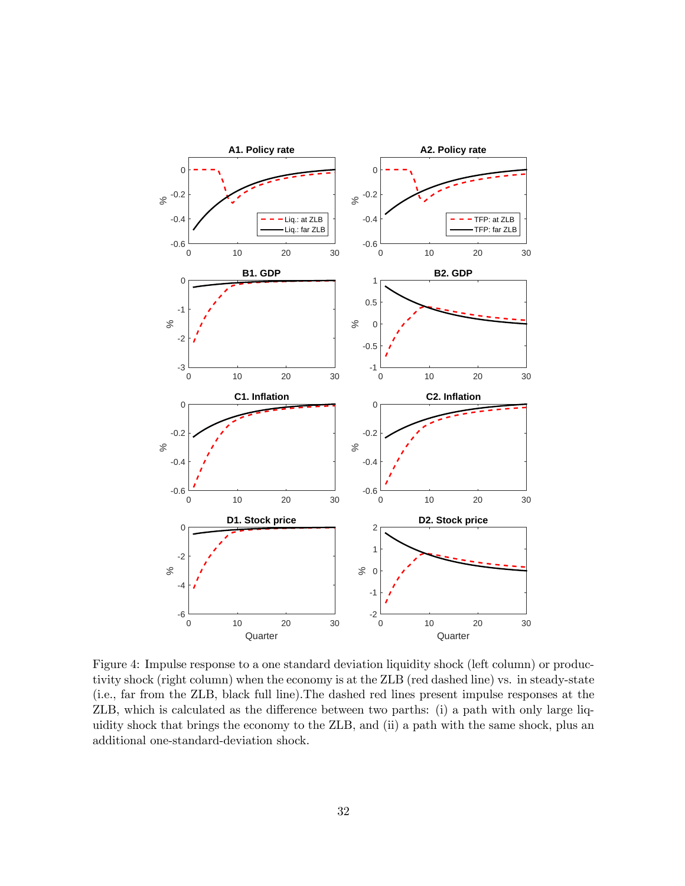Figure 4: Impulse response to a one standard deviation liquidity shock (left column) or productivity shock (right column) when the economy is at the ZLB (red dashed line) vs. in steady-state (i.e., far from the ZLB, black full line).The dashed red lines present impulse responses at the ZLB, which is calculated as the difference between two parths: (i) a path with only large liquidity shock that brings the economy to the ZLB, and (ii) a path with the same shock, plus an additional one-standard-deviation shock.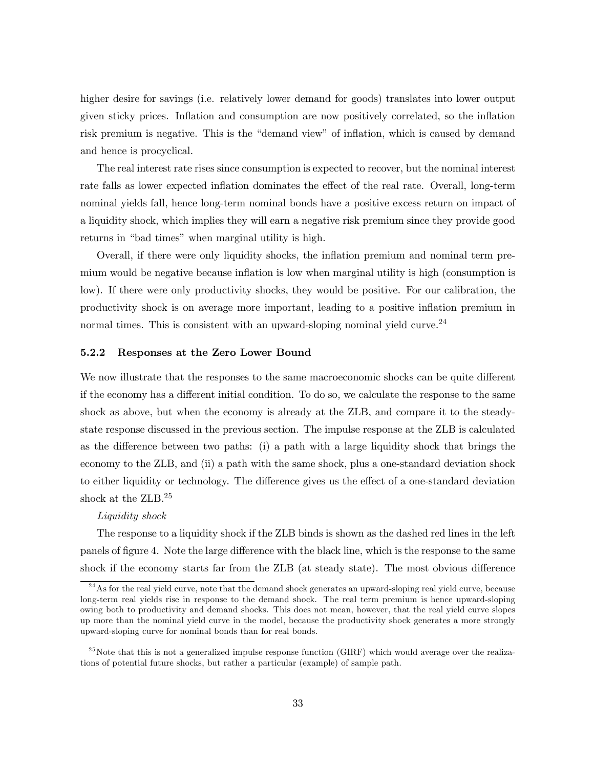higher desire for savings (i.e. relatively lower demand for goods) translates into lower output given sticky prices. Inflation and consumption are now positively correlated, so the inflation risk premium is negative. This is the "demand view" of inflation, which is caused by demand and hence is procyclical.

The real interest rate rises since consumption is expected to recover, but the nominal interest rate falls as lower expected inflation dominates the effect of the real rate. Overall, long-term nominal yields fall, hence long-term nominal bonds have a positive excess return on impact of a liquidity shock, which implies they will earn a negative risk premium since they provide good returns in "bad times" when marginal utility is high.

Overall, if there were only liquidity shocks, the inflation premium and nominal term premium would be negative because inflation is low when marginal utility is high (consumption is low). If there were only productivity shocks, they would be positive. For our calibration, the productivity shock is on average more important, leading to a positive inflation premium in normal times. This is consistent with an upward-sloping nominal yield curve.[24]

### 5.2.2 Responses at the Zero Lower Bound

We now illustrate that the responses to the same macroeconomic shocks can be quite different if the economy has a different initial condition. To do so, we calculate the response to the same shock as above, but when the economy is already at the ZLB, and compare it to the steady-state response discussed in the previous section. The impulse response at the ZLB is calculated as the difference between two paths: (i) a path with a large liquidity shock that brings the economy to the ZLB, and (ii) a path with the same shock, plus a one-standard deviation shock to either liquidity or technology. The difference gives us the effect of a one-standard deviation shock at the ZLB.[25]

*Liquidity shock*

The response to a liquidity shock if the ZLB binds is shown as the dashed red lines in the left panels of figure 4. Note the large difference with the black line, which is the response to the same shock if the economy starts far from the ZLB (at steady state). The most obvious difference

---

[24] As for the real yield curve, note that the demand shock generates an upward-sloping real yield curve, because long-term real yields rise in response to the demand shock. The real term premium is hence upward-sloping owing both to productivity and demand shocks. This does not mean, however, that the real yield curve slopes up more than the nominal yield curve in the model, because the productivity shock generates a more strongly upward-sloping curve for nominal bonds than for real bonds.

[25] Note that this is not a generalized impulse response function (GIRF) which would average over the realizations of potential future shocks, but rather a particular (example) of sample path.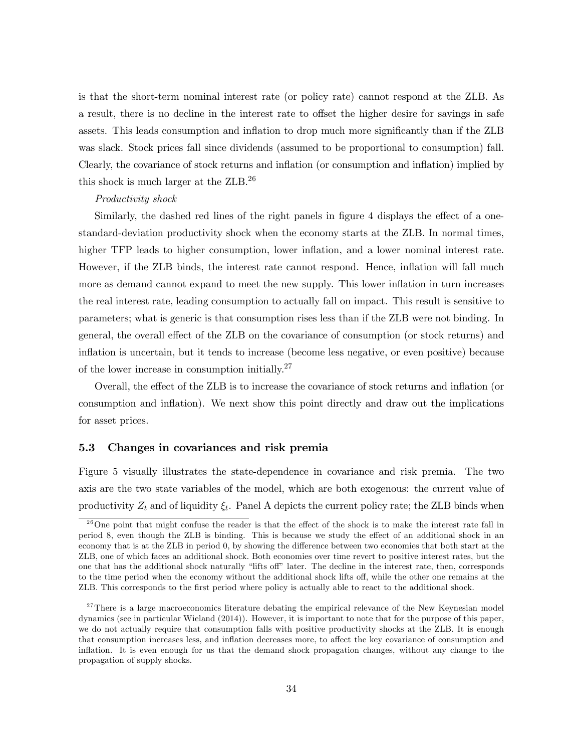is that the short-term nominal interest rate (or policy rate) cannot respond at the ZLB. As a result, there is no decline in the interest rate to offset the higher desire for savings in safe assets. This leads consumption and inflation to drop much more significantly than if the ZLB was slack. Stock prices fall since dividends (assumed to be proportional to consumption) fall. Clearly, the covariance of stock returns and inflation (or consumption and inflation) implied by this shock is much larger at the ZLB.[26]

*Productivity shock*

Similarly, the dashed red lines of the right panels in figure 4 displays the effect of a one-standard-deviation productivity shock when the economy starts at the ZLB. In normal times, higher TFP leads to higher consumption, lower inflation, and a lower nominal interest rate. However, if the ZLB binds, the interest rate cannot respond. Hence, inflation will fall much more as demand cannot expand to meet the new supply. This lower inflation in turn increases the real interest rate, leading consumption to actually fall on impact. This result is sensitive to parameters; what is generic is that consumption rises less than if the ZLB were not binding. In general, the overall effect of the ZLB on the covariance of consumption (or stock returns) and inflation is uncertain, but it tends to increase (become less negative, or even positive) because of the lower increase in consumption initially.[27]

Overall, the effect of the ZLB is to increase the covariance of stock returns and inflation (or consumption and inflation). We next show this point directly and draw out the implications for asset prices.

### 5.3 Changes in covariances and risk premia

Figure 5 visually illustrates the state-dependence in covariance and risk premia. The two axis are the two state variables of the model, which are both exogenous: the current value of productivity $Z_t$ and of liquidity $\xi_t$. Panel A depicts the current policy rate; the ZLB binds when

[26] One point that might confuse the reader is that the effect of the shock is to make the interest rate fall in period 8, even though the ZLB is binding. This is because we study the effect of an additional shock in an economy that is at the ZLB in period 0, by showing the difference between two economies that both start at the ZLB, one of which faces an additional shock. Both economies over time revert to positive interest rates, but the one that has the additional shock naturally "lifts off" later. The decline in the interest rate, then, corresponds to the time period when the economy without the additional shock lifts off, while the other one remains at the ZLB. This corresponds to the first period where policy is actually able to react to the additional shock.

[27] There is a large macroeconomics literature debating the empirical relevance of the New Keynesian model dynamics (see in particular Wieland (2014)). However, it is important to note that for the purpose of this paper, we do not actually require that consumption falls with positive productivity shocks at the ZLB. It is enough that consumption increases less, and inflation decreases more, to affect the key covariance of consumption and inflation. It is even enough for us that the demand shock propagation changes, without any change to the propagation of supply shocks.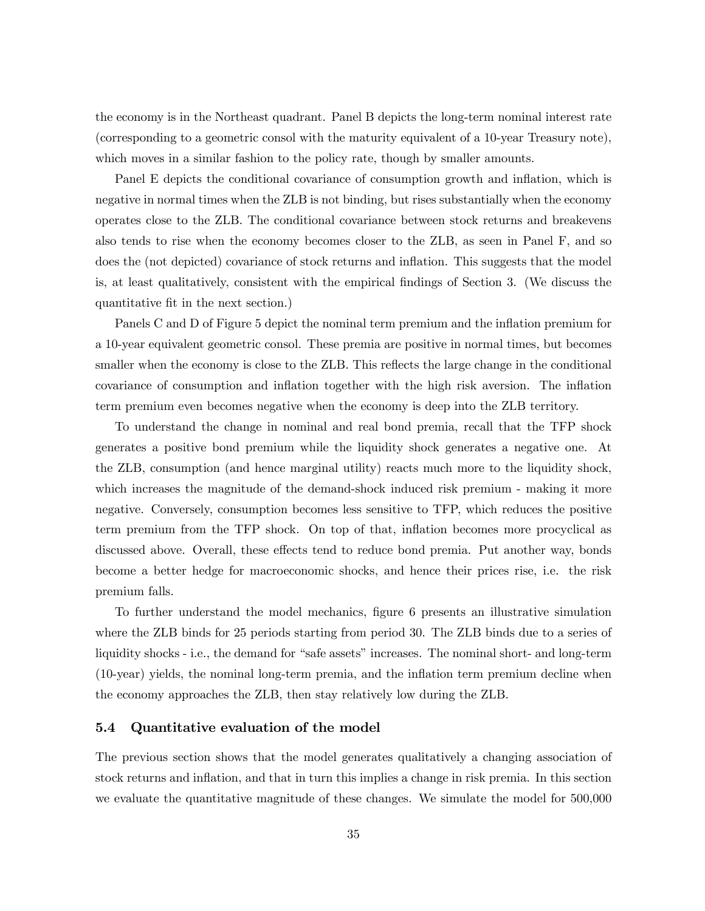the economy is in the Northeast quadrant. Panel B depicts the long-term nominal interest rate (corresponding to a geometric consol with the maturity equivalent of a 10-year Treasury note), which moves in a similar fashion to the policy rate, though by smaller amounts.

Panel E depicts the conditional covariance of consumption growth and inflation, which is negative in normal times when the ZLB is not binding, but rises substantially when the economy operates close to the ZLB. The conditional covariance between stock returns and breakevens also tends to rise when the economy becomes closer to the ZLB, as seen in Panel F, and so does the (not depicted) covariance of stock returns and inflation. This suggests that the model is, at least qualitatively, consistent with the empirical findings of Section 3. (We discuss the quantitative fit in the next section.)

Panels C and D of Figure 5 depict the nominal term premium and the inflation premium for a 10-year equivalent geometric consol. These premia are positive in normal times, but becomes smaller when the economy is close to the ZLB. This reflects the large change in the conditional covariance of consumption and inflation together with the high risk aversion. The inflation term premium even becomes negative when the economy is deep into the ZLB territory.

To understand the change in nominal and real bond premia, recall that the TFP shock generates a positive bond premium while the liquidity shock generates a negative one. At the ZLB, consumption (and hence marginal utility) reacts much more to the liquidity shock, which increases the magnitude of the demand-shock induced risk premium - making it more negative. Conversely, consumption becomes less sensitive to TFP, which reduces the positive term premium from the TFP shock. On top of that, inflation becomes more procyclical as discussed above. Overall, these effects tend to reduce bond premia. Put another way, bonds become a better hedge for macroeconomic shocks, and hence their prices rise, i.e. the risk premium falls.

To further understand the model mechanics, figure 6 presents an illustrative simulation where the ZLB binds for 25 periods starting from period 30. The ZLB binds due to a series of liquidity shocks - i.e., the demand for "safe assets" increases. The nominal short- and long-term (10-year) yields, the nominal long-term premia, and the inflation term premium decline when the economy approaches the ZLB, then stay relatively low during the ZLB.

### 5.4 Quantitative evaluation of the model

The previous section shows that the model generates qualitatively a changing association of stock returns and inflation, and that in turn this implies a change in risk premia. In this section we evaluate the quantitative magnitude of these changes. We simulate the model for 500,000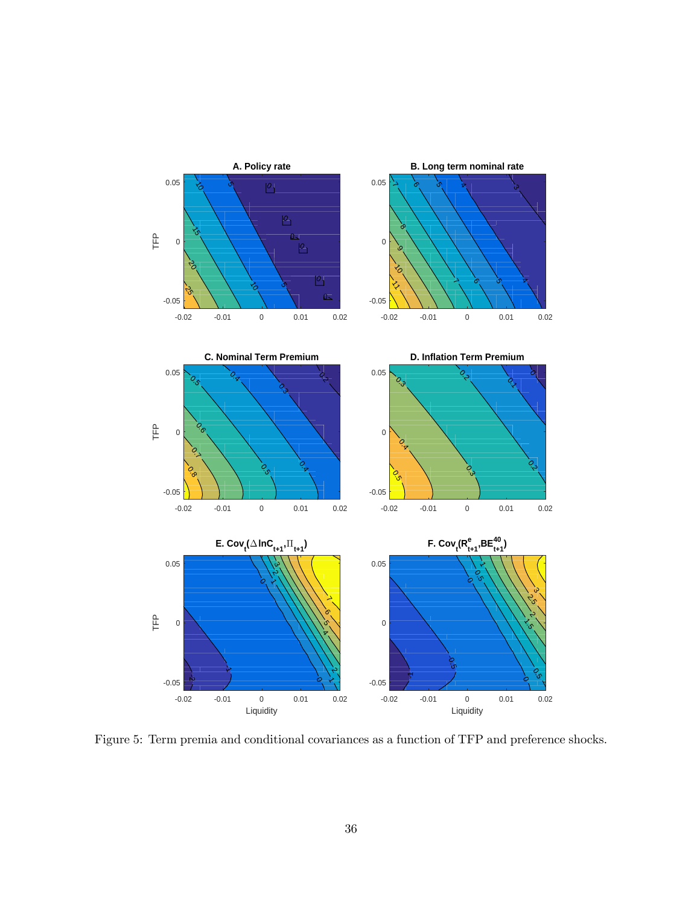Figure 5: Term premia and conditional covariances as a function of TFP and preference shocks.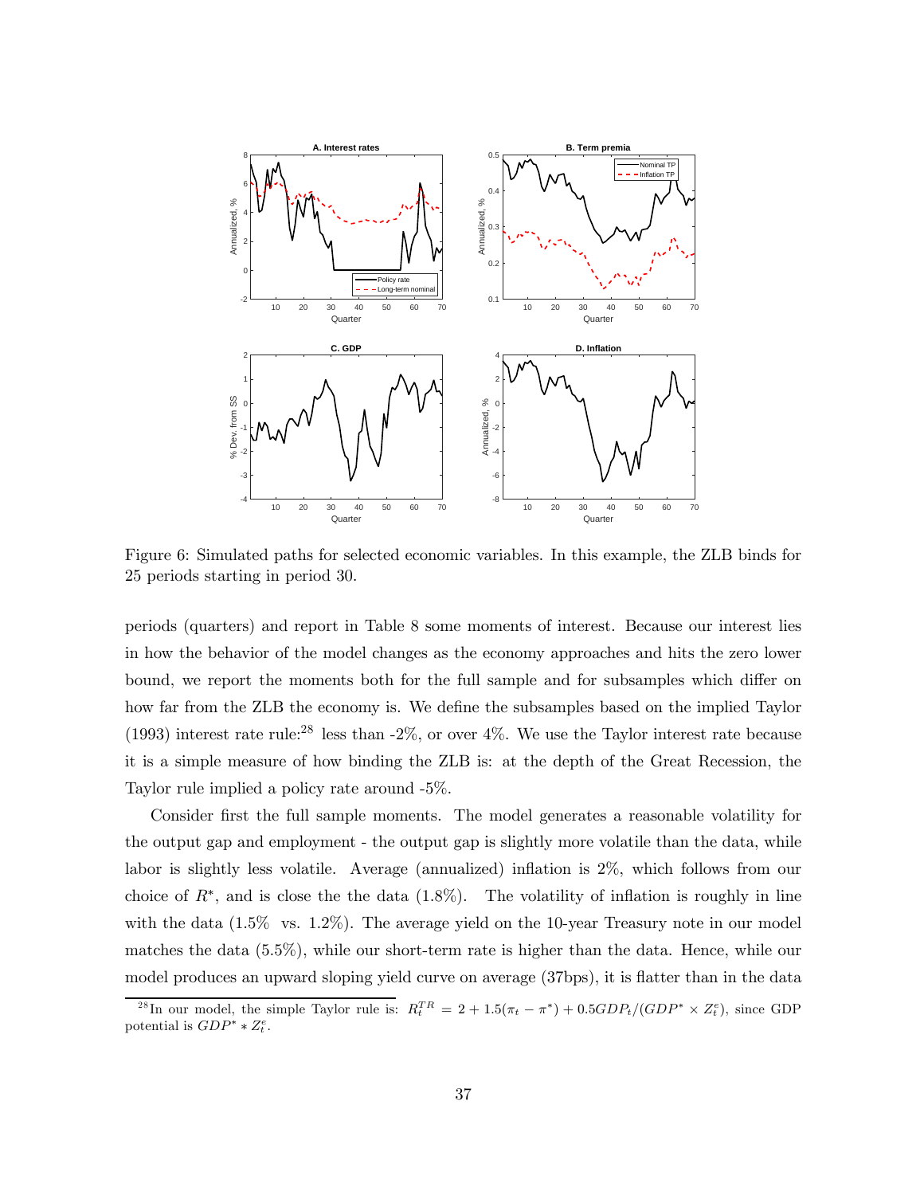Figure 6: Simulated paths for selected economic variables. In this example, the ZLB binds for 25 periods starting in period 30.

periods (quarters) and report in Table 8 some moments of interest. Because our interest lies in how the behavior of the model changes as the economy approaches and hits the zero lower bound, we report the moments both for the full sample and for subsamples which differ on how far from the ZLB the economy is. We define the subsamples based on the implied Taylor (1993) interest rate rule:[28] less than -2%, or over 4%. We use the Taylor interest rate because it is a simple measure of how binding the ZLB is: at the depth of the Great Recession, the Taylor rule implied a policy rate around -5%.

Consider first the full sample moments. The model generates a reasonable volatility for the output gap and employment - the output gap is slightly more volatile than the data, while labor is slightly less volatile. Average (annualized) inflation is 2%, which follows from our choice of $R^*$, and is close the the data (1.8%). The volatility of inflation is roughly in line with the data (1.5% vs. 1.2%). The average yield on the 10-year Treasury note in our model matches the data (5.5%), while our short-term rate is higher than the data. Hence, while our model produces an upward sloping yield curve on average (37bps), it is flatter than in the data

[28] In our model, the simple Taylor rule is: $R_t^{TR} = 2 + 1.5(\pi_t - \pi^*) + 0.5GDP_t/(GDP^* \times Z_t^e)$, since GDP potential is $GDP^* * Z_t^e$.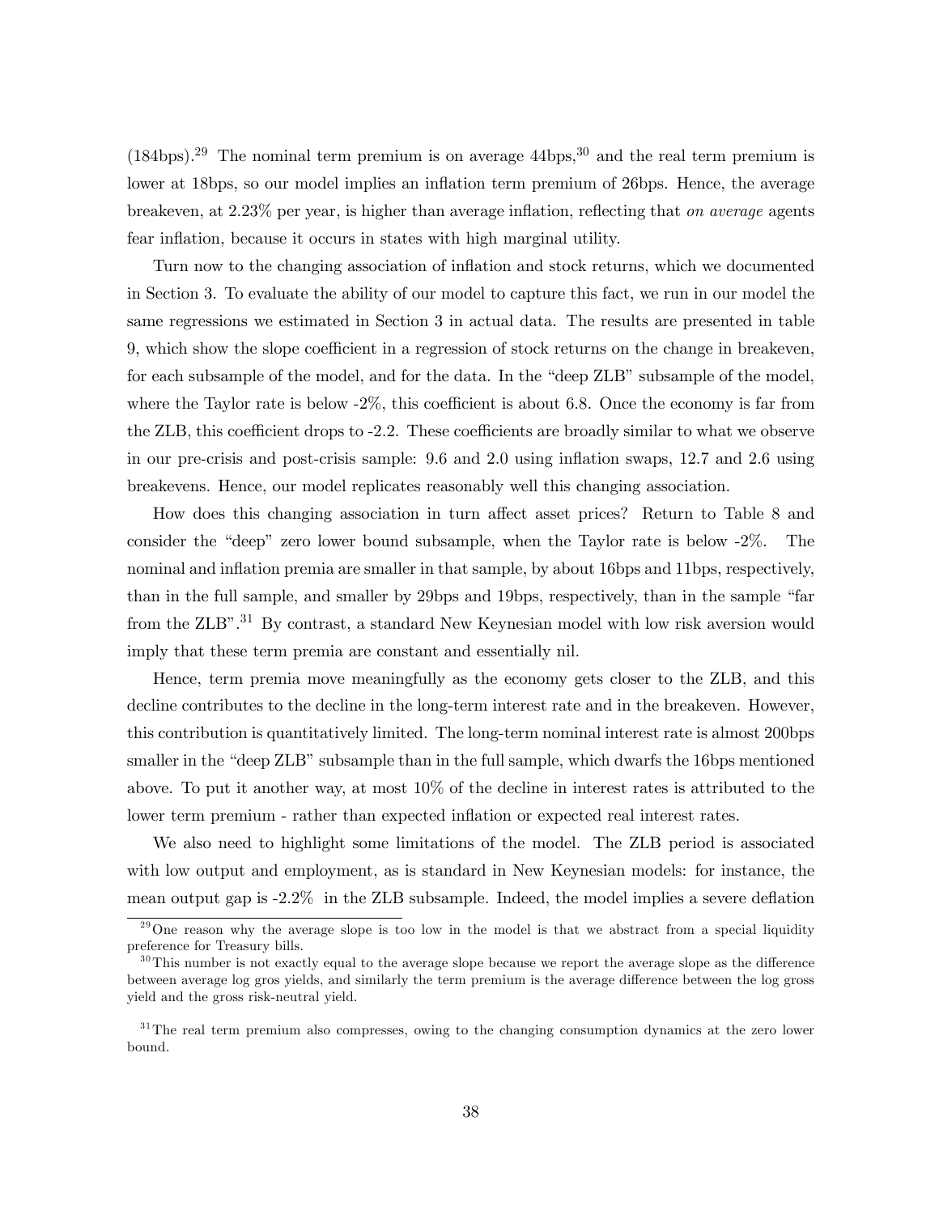(184bps).[29] The nominal term premium is on average 44bps,[30] and the real term premium is lower at 18bps, so our model implies an inflation term premium of 26bps. Hence, the average breakeven, at 2.23% per year, is higher than average inflation, reflecting that *on average* agents fear inflation, because it occurs in states with high marginal utility.

Turn now to the changing association of inflation and stock returns, which we documented in Section 3. To evaluate the ability of our model to capture this fact, we run in our model the same regressions we estimated in Section 3 in actual data. The results are presented in table 9, which show the slope coefficient in a regression of stock returns on the change in breakeven, for each subsample of the model, and for the data. In the "deep ZLB" subsample of the model, where the Taylor rate is below -2%, this coefficient is about 6.8. Once the economy is far from the ZLB, this coefficient drops to -2.2. These coefficients are broadly similar to what we observe in our pre-crisis and post-crisis sample: 9.6 and 2.0 using inflation swaps, 12.7 and 2.6 using breakevens. Hence, our model replicates reasonably well this changing association.

How does this changing association in turn affect asset prices? Return to Table 8 and consider the "deep" zero lower bound subsample, when the Taylor rate is below -2%. The nominal and inflation premia are smaller in that sample, by about 16bps and 11bps, respectively, than in the full sample, and smaller by 29bps and 19bps, respectively, than in the sample "far from the ZLB".[31] By contrast, a standard New Keynesian model with low risk aversion would imply that these term premia are constant and essentially nil.

Hence, term premia move meaningfully as the economy gets closer to the ZLB, and this decline contributes to the decline in the long-term interest rate and in the breakeven. However, this contribution is quantitatively limited. The long-term nominal interest rate is almost 200bps smaller in the "deep ZLB" subsample than in the full sample, which dwarfs the 16bps mentioned above. To put it another way, at most 10% of the decline in interest rates is attributed to the lower term premium - rather than expected inflation or expected real interest rates.

We also need to highlight some limitations of the model. The ZLB period is associated with low output and employment, as is standard in New Keynesian models: for instance, the mean output gap is -2.2% in the ZLB subsample. Indeed, the model implies a severe deflation

[29] One reason why the average slope is too low in the model is that we abstract from a special liquidity preference for Treasury bills.

[30] This number is not exactly equal to the average slope because we report the average slope as the difference between average log gros yields, and similarly the term premium is the average difference between the log gross yield and the gross risk-neutral yield.

[31] The real term premium also compresses, owing to the changing consumption dynamics at the zero lower bound.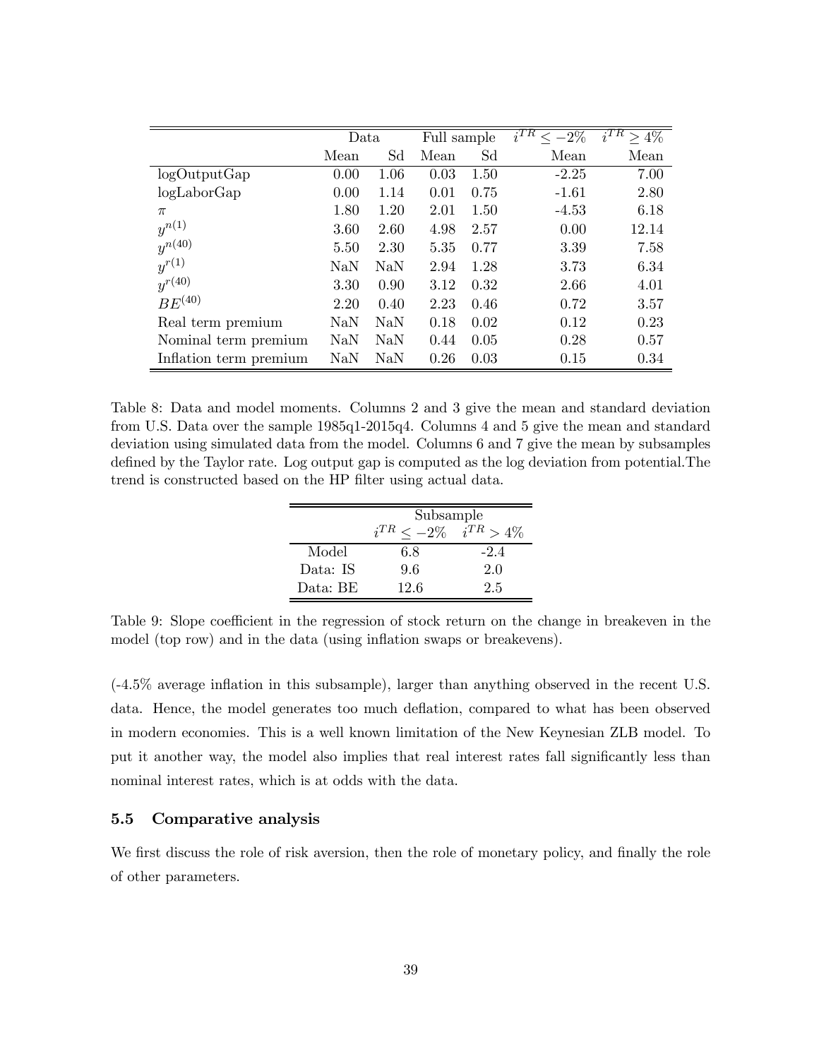| | Data | | Full sample | | $i^{TR} \leq -2\%$ | $i^{TR} \geq 4\%$ |
|---|---|---|---|---|---|---|
| | Mean | Sd | Mean | Sd | Mean | Mean |
| logOutputGap | 0.00 | 1.06 | 0.03 | 1.50 | -2.25 | 7.00 |
| logLaborGap | 0.00 | 1.14 | 0.01 | 0.75 | -1.61 | 2.80 |
| $\pi$ | 1.80 | 1.20 | 2.01 | 1.50 | -4.53 | 6.18 |
| $y^{n(1)}$ | 3.60 | 2.60 | 4.98 | 2.57 | 0.00 | 12.14 |
| $y^{n(40)}$ | 5.50 | 2.30 | 5.35 | 0.77 | 3.39 | 7.58 |
| $y^{r(1)}$ | NaN | NaN | 2.94 | 1.28 | 3.73 | 6.34 |
| $y^{r(40)}$ | 3.30 | 0.90 | 3.12 | 0.32 | 2.66 | 4.01 |
| $BE^{(40)}$ | 2.20 | 0.40 | 2.23 | 0.46 | 0.72 | 3.57 |
| Real term premium | NaN | NaN | 0.18 | 0.02 | 0.12 | 0.23 |
| Nominal term premium | NaN | NaN | 0.44 | 0.05 | 0.28 | 0.57 |
| Inflation term premium | NaN | NaN | 0.26 | 0.03 | 0.15 | 0.34 |

Table 8: Data and model moments. Columns 2 and 3 give the mean and standard deviation from U.S. Data over the sample 1985q1-2015q4. Columns 4 and 5 give the mean and standard deviation using simulated data from the model. Columns 6 and 7 give the mean by subsamples defined by the Taylor rate. Log output gap is computed as the log deviation from potential.The trend is constructed based on the HP filter using actual data.

| | Subsample | |
|---|---|---|
| | $i^{TR} \leq -2\%$ | $i^{TR} > 4\%$ |
| Model | 6.8 | -2.4 |
| Data: IS | 9.6 | 2.0 |
| Data: BE | 12.6 | 2.5 |

Table 9: Slope coefficient in the regression of stock return on the change in breakeven in the model (top row) and in the data (using inflation swaps or breakevens).

(-4.5% average inflation in this subsample), larger than anything observed in the recent U.S. data. Hence, the model generates too much deflation, compared to what has been observed in modern economies. This is a well known limitation of the New Keynesian ZLB model. To put it another way, the model also implies that real interest rates fall significantly less than nominal interest rates, which is at odds with the data.

### 5.5 Comparative analysis

We first discuss the role of risk aversion, then the role of monetary policy, and finally the role of other parameters.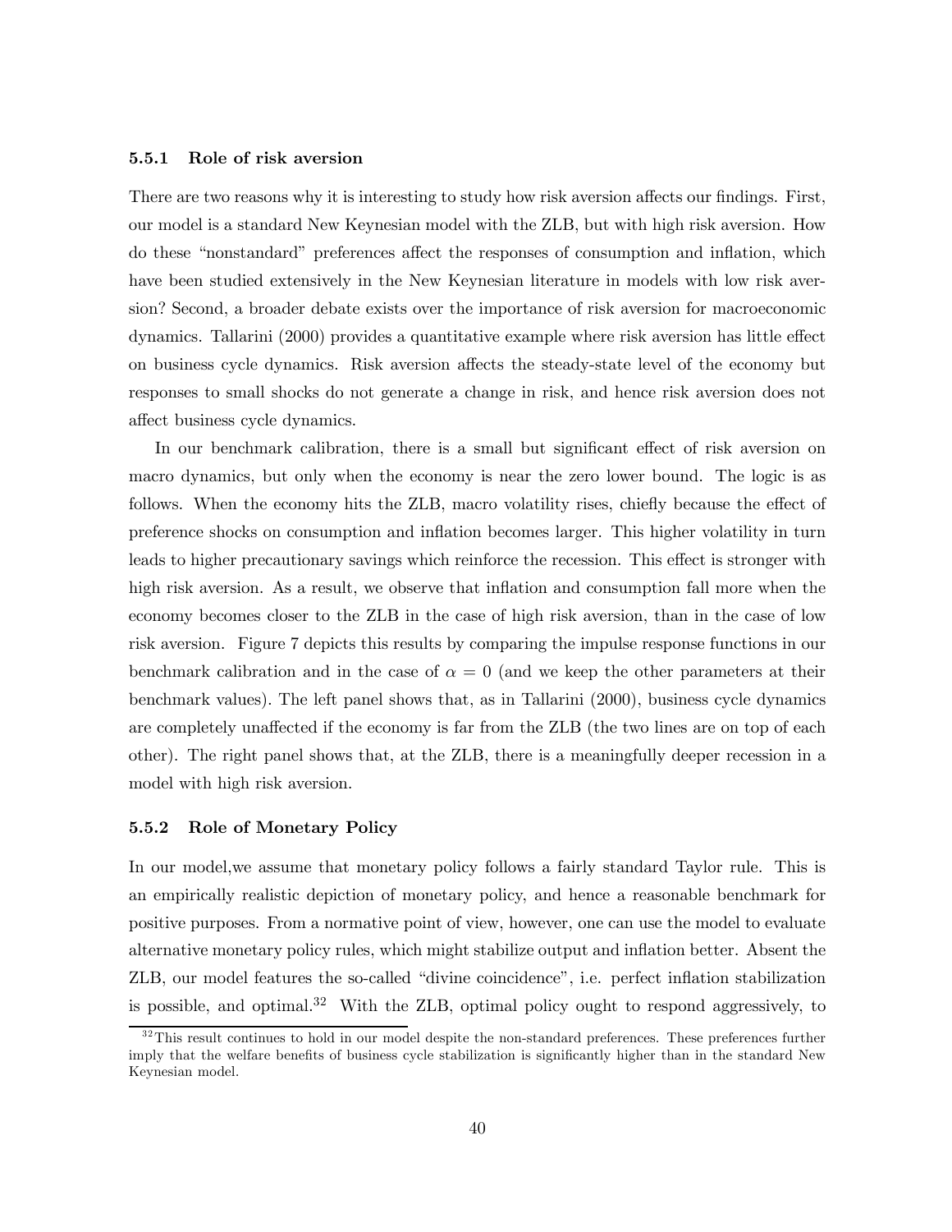#### 5.5.1 Role of risk aversion

There are two reasons why it is interesting to study how risk aversion affects our findings. First, our model is a standard New Keynesian model with the ZLB, but with high risk aversion. How do these "nonstandard" preferences affect the responses of consumption and inflation, which have been studied extensively in the New Keynesian literature in models with low risk aversion? Second, a broader debate exists over the importance of risk aversion for macroeconomic dynamics. Tallarini (2000) provides a quantitative example where risk aversion has little effect on business cycle dynamics. Risk aversion affects the steady-state level of the economy but responses to small shocks do not generate a change in risk, and hence risk aversion does not affect business cycle dynamics.

In our benchmark calibration, there is a small but significant effect of risk aversion on macro dynamics, but only when the economy is near the zero lower bound. The logic is as follows. When the economy hits the ZLB, macro volatility rises, chiefly because the effect of preference shocks on consumption and inflation becomes larger. This higher volatility in turn leads to higher precautionary savings which reinforce the recession. This effect is stronger with high risk aversion. As a result, we observe that inflation and consumption fall more when the economy becomes closer to the ZLB in the case of high risk aversion, than in the case of low risk aversion. Figure 7 depicts this results by comparing the impulse response functions in our benchmark calibration and in the case of $\alpha = 0$ (and we keep the other parameters at their benchmark values). The left panel shows that, as in Tallarini (2000), business cycle dynamics are completely unaffected if the economy is far from the ZLB (the two lines are on top of each other). The right panel shows that, at the ZLB, there is a meaningfully deeper recession in a model with high risk aversion.

#### 5.5.2 Role of Monetary Policy

In our model,we assume that monetary policy follows a fairly standard Taylor rule. This is an empirically realistic depiction of monetary policy, and hence a reasonable benchmark for positive purposes. From a normative point of view, however, one can use the model to evaluate alternative monetary policy rules, which might stabilize output and inflation better. Absent the ZLB, our model features the so-called "divine coincidence", i.e. perfect inflation stabilization is possible, and optimal.[32] With the ZLB, optimal policy ought to respond aggressively, to

[32] This result continues to hold in our model despite the non-standard preferences. These preferences further imply that the welfare benefits of business cycle stabilization is significantly higher than in the standard New Keynesian model.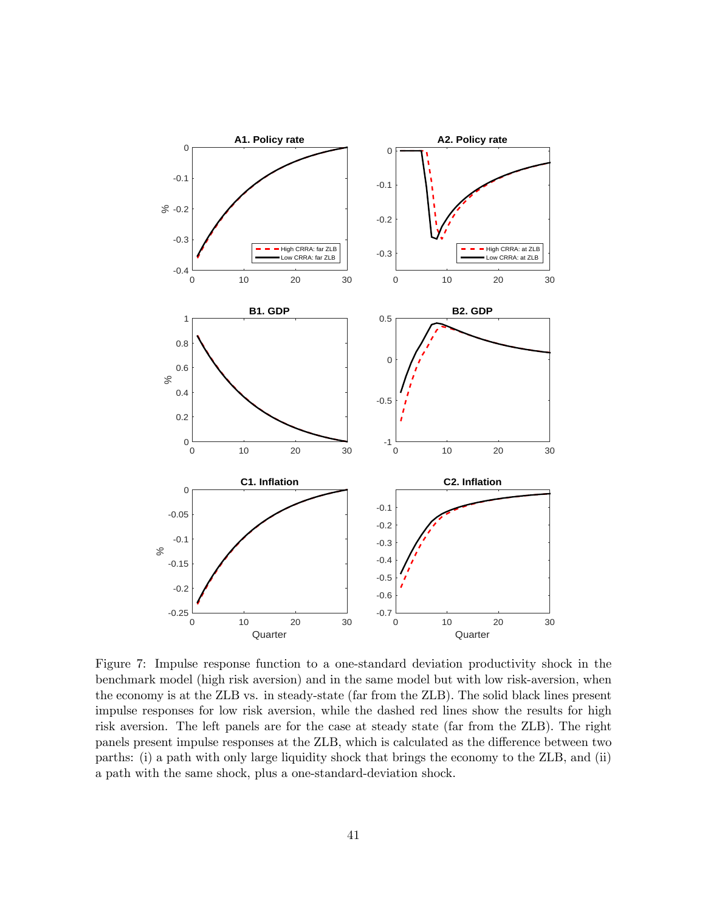Figure 7: Impulse response function to a one-standard deviation productivity shock in the benchmark model (high risk aversion) and in the same model but with low risk-aversion, when the economy is at the ZLB vs. in steady-state (far from the ZLB). The solid black lines present impulse responses for low risk aversion, while the dashed red lines show the results for high risk aversion. The left panels are for the case at steady state (far from the ZLB). The right panels present impulse responses at the ZLB, which is calculated as the difference between two parths: (i) a path with only large liquidity shock that brings the economy to the ZLB, and (ii) a path with the same shock, plus a one-standard-deviation shock.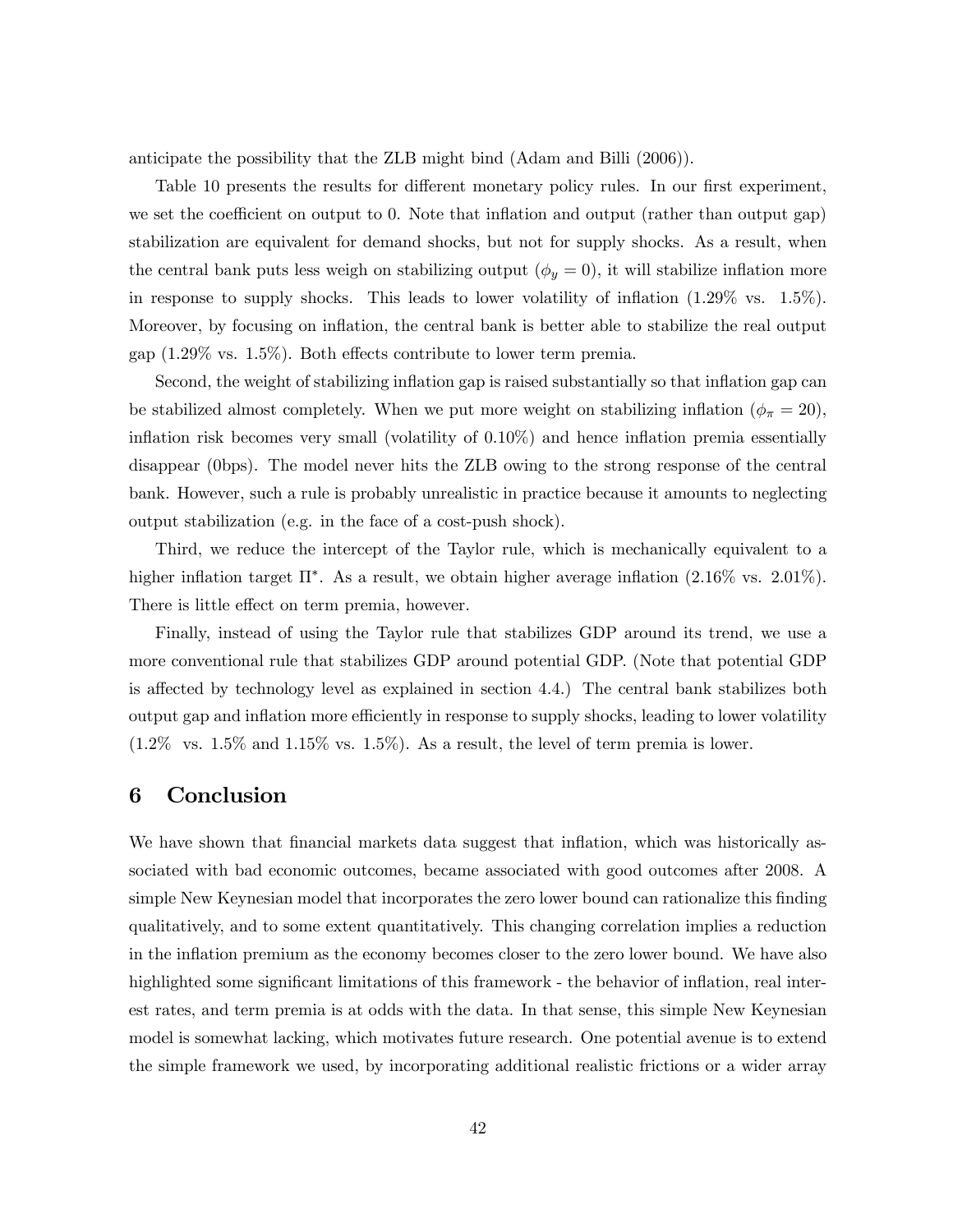anticipate the possibility that the ZLB might bind (Adam and Billi (2006)).

Table 10 presents the results for different monetary policy rules. In our first experiment, we set the coefficient on output to 0. Note that inflation and output (rather than output gap) stabilization are equivalent for demand shocks, but not for supply shocks. As a result, when the central bank puts less weigh on stabilizing output ($\phi_y = 0$), it will stabilize inflation more in response to supply shocks. This leads to lower volatility of inflation (1.29% vs. 1.5%). Moreover, by focusing on inflation, the central bank is better able to stabilize the real output gap (1.29% vs. 1.5%). Both effects contribute to lower term premia.

Second, the weight of stabilizing inflation gap is raised substantially so that inflation gap can be stabilized almost completely. When we put more weight on stabilizing inflation ($\phi_\pi = 20$), inflation risk becomes very small (volatility of 0.10%) and hence inflation premia essentially disappear (0bps). The model never hits the ZLB owing to the strong response of the central bank. However, such a rule is probably unrealistic in practice because it amounts to neglecting output stabilization (e.g. in the face of a cost-push shock).

Third, we reduce the intercept of the Taylor rule, which is mechanically equivalent to a higher inflation target $\Pi^*$. As a result, we obtain higher average inflation (2.16% vs. 2.01%). There is little effect on term premia, however.

Finally, instead of using the Taylor rule that stabilizes GDP around its trend, we use a more conventional rule that stabilizes GDP around potential GDP. (Note that potential GDP is affected by technology level as explained in section 4.4.) The central bank stabilizes both output gap and inflation more efficiently in response to supply shocks, leading to lower volatility (1.2% vs. 1.5% and 1.15% vs. 1.5%). As a result, the level of term premia is lower.

# 6 Conclusion

We have shown that financial markets data suggest that inflation, which was historically associated with bad economic outcomes, became associated with good outcomes after 2008. A simple New Keynesian model that incorporates the zero lower bound can rationalize this finding qualitatively, and to some extent quantitatively. This changing correlation implies a reduction in the inflation premium as the economy becomes closer to the zero lower bound. We have also highlighted some significant limitations of this framework - the behavior of inflation, real interest rates, and term premia is at odds with the data. In that sense, this simple New Keynesian model is somewhat lacking, which motivates future research. One potential avenue is to extend the simple framework we used, by incorporating additional realistic frictions or a wider array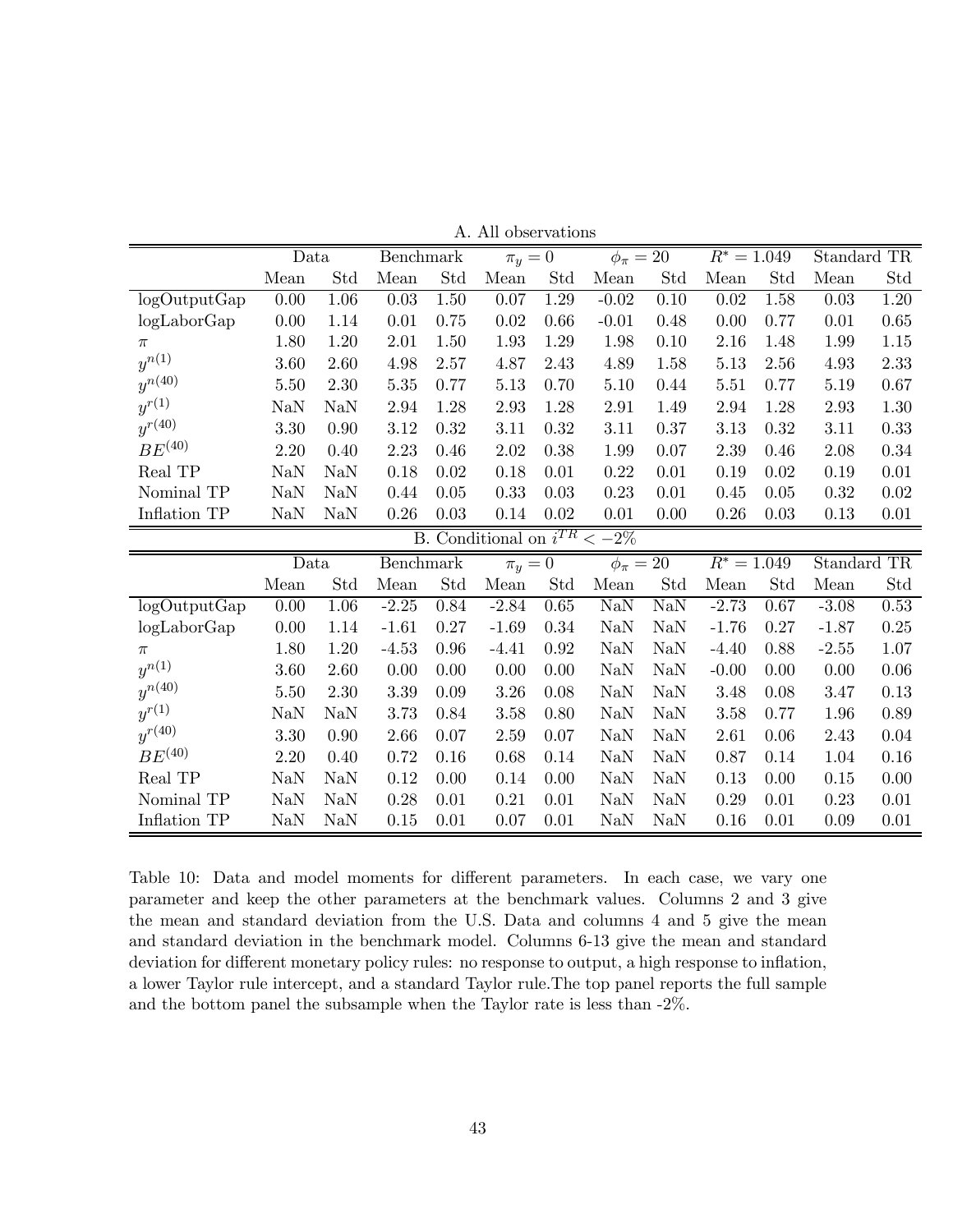A. All observations

| | Data | | Benchmark | | $\pi_y = 0$ | | $\phi_\pi = 20$ | | $R^* = 1.049$ | | Standard TR | |
|---|---|---|---|---|---|---|---|---|---|---|---|---|
| | Mean | Std | Mean | Std | Mean | Std | Mean | Std | Mean | Std | Mean | Std |
| logOutputGap | 0.00 | 1.06 | 0.03 | 1.50 | 0.07 | 1.29 | -0.02 | 0.10 | 0.02 | 1.58 | 0.03 | 1.20 |
| logLaborGap | 0.00 | 1.14 | 0.01 | 0.75 | 0.02 | 0.66 | -0.01 | 0.48 | 0.00 | 0.77 | 0.01 | 0.65 |
| $\pi$ | 1.80 | 1.20 | 2.01 | 1.50 | 1.93 | 1.29 | 1.98 | 0.10 | 2.16 | 1.48 | 1.99 | 1.15 |
| $y^{n(1)}$ | 3.60 | 2.60 | 4.98 | 2.57 | 4.87 | 2.43 | 4.89 | 1.58 | 5.13 | 2.56 | 4.93 | 2.33 |
| $y^{n(40)}$ | 5.50 | 2.30 | 5.35 | 0.77 | 5.13 | 0.70 | 5.10 | 0.44 | 5.51 | 0.77 | 5.19 | 0.67 |
| $y^{r(1)}$ | NaN | NaN | 2.94 | 1.28 | 2.93 | 1.28 | 2.91 | 1.49 | 2.94 | 1.28 | 2.93 | 1.30 |
| $y^{r(40)}$ | 3.30 | 0.90 | 3.12 | 0.32 | 3.11 | 0.32 | 3.11 | 0.37 | 3.13 | 0.32 | 3.11 | 0.33 |
| $BE^{(40)}$ | 2.20 | 0.40 | 2.23 | 0.46 | 2.02 | 0.38 | 1.99 | 0.07 | 2.39 | 0.46 | 2.08 | 0.34 |
| Real TP | NaN | NaN | 0.18 | 0.02 | 0.18 | 0.01 | 0.22 | 0.01 | 0.19 | 0.02 | 0.19 | 0.01 |
| Nominal TP | NaN | NaN | 0.44 | 0.05 | 0.33 | 0.03 | 0.23 | 0.01 | 0.45 | 0.05 | 0.32 | 0.02 |
| Inflation TP | NaN | NaN | 0.26 | 0.03 | 0.14 | 0.02 | 0.01 | 0.00 | 0.26 | 0.03 | 0.13 | 0.01 |

B. Conditional on $i^{TR} < -2\%$

| | Data | | Benchmark | | $\pi_y = 0$ | | $\phi_\pi = 20$ | | $R^* = 1.049$ | | Standard TR | |
|---|---|---|---|---|---|---|---|---|---|---|---|---|
| | Mean | Std | Mean | Std | Mean | Std | Mean | Std | Mean | Std | Mean | Std |
| logOutputGap | 0.00 | 1.06 | -2.25 | 0.84 | -2.84 | 0.65 | NaN | NaN | -2.73 | 0.67 | -3.08 | 0.53 |
| logLaborGap | 0.00 | 1.14 | -1.61 | 0.27 | -1.69 | 0.34 | NaN | NaN | -1.76 | 0.27 | -1.87 | 0.25 |
| $\pi$ | 1.80 | 1.20 | -4.53 | 0.96 | -4.41 | 0.92 | NaN | NaN | -4.40 | 0.88 | -2.55 | 1.07 |
| $y^{n(1)}$ | 3.60 | 2.60 | 0.00 | 0.00 | 0.00 | 0.00 | NaN | NaN | -0.00 | 0.00 | 0.00 | 0.06 |
| $y^{n(40)}$ | 5.50 | 2.30 | 3.39 | 0.09 | 3.26 | 0.08 | NaN | NaN | 3.48 | 0.08 | 3.47 | 0.13 |
| $y^{r(1)}$ | NaN | NaN | 3.73 | 0.84 | 3.58 | 0.80 | NaN | NaN | 3.58 | 0.77 | 1.96 | 0.89 |
| $y^{r(40)}$ | 3.30 | 0.90 | 2.66 | 0.07 | 2.59 | 0.07 | NaN | NaN | 2.61 | 0.06 | 2.43 | 0.04 |
| $BE^{(40)}$ | 2.20 | 0.40 | 0.72 | 0.16 | 0.68 | 0.14 | NaN | NaN | 0.87 | 0.14 | 1.04 | 0.16 |
| Real TP | NaN | NaN | 0.12 | 0.00 | 0.14 | 0.00 | NaN | NaN | 0.13 | 0.00 | 0.15 | 0.00 |
| Nominal TP | NaN | NaN | 0.28 | 0.01 | 0.21 | 0.01 | NaN | NaN | 0.29 | 0.01 | 0.23 | 0.01 |
| Inflation TP | NaN | NaN | 0.15 | 0.01 | 0.07 | 0.01 | NaN | NaN | 0.16 | 0.01 | 0.09 | 0.01 |

Table 10: Data and model moments for different parameters. In each case, we vary one parameter and keep the other parameters at the benchmark values. Columns 2 and 3 give the mean and standard deviation from the U.S. Data and columns 4 and 5 give the mean and standard deviation in the benchmark model. Columns 6-13 give the mean and standard deviation for different monetary policy rules: no response to output, a high response to inflation, a lower Taylor rule intercept, and a standard Taylor rule.The top panel reports the full sample and the bottom panel the subsample when the Taylor rate is less than -2%.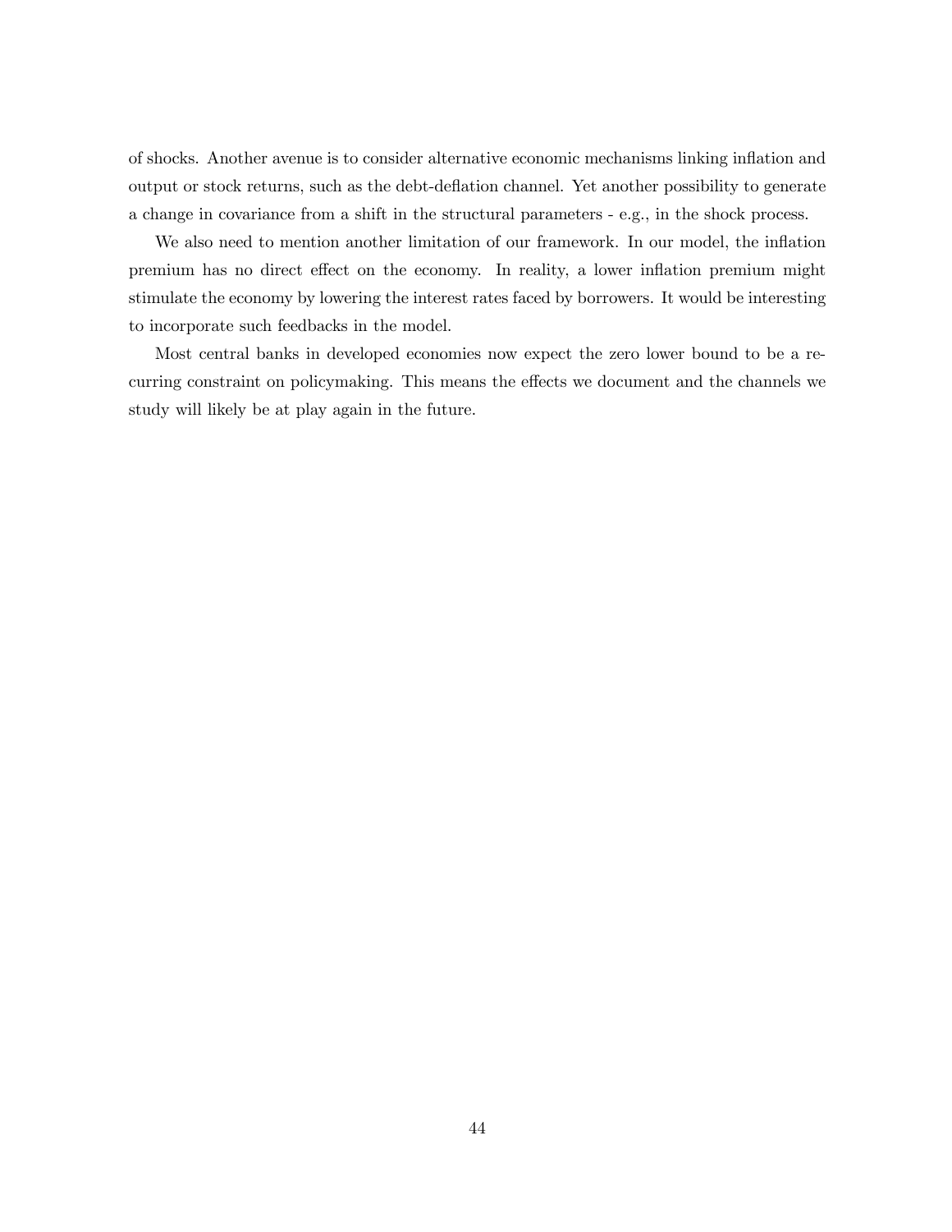of shocks. Another avenue is to consider alternative economic mechanisms linking inflation and output or stock returns, such as the debt-deflation channel. Yet another possibility to generate a change in covariance from a shift in the structural parameters - e.g., in the shock process.

We also need to mention another limitation of our framework. In our model, the inflation premium has no direct effect on the economy. In reality, a lower inflation premium might stimulate the economy by lowering the interest rates faced by borrowers. It would be interesting to incorporate such feedbacks in the model.

Most central banks in developed economies now expect the zero lower bound to be a recurring constraint on policymaking. This means the effects we document and the channels we study will likely be at play again in the future.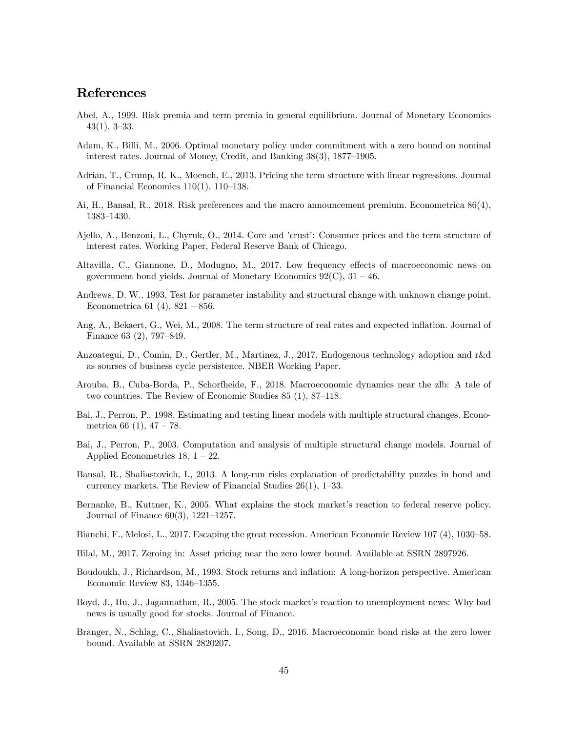## References

Abel, A., 1999. Risk premia and term premia in general equilibrium. Journal of Monetary Economics 43(1), 3–33.

Adam, K., Billi, M., 2006. Optimal monetary policy under commitment with a zero bound on nominal interest rates. Journal of Money, Credit, and Banking 38(3), 1877–1905.

Adrian, T., Crump, R. K., Moench, E., 2013. Pricing the term structure with linear regressions. Journal of Financial Economics 110(1), 110–138.

Ai, H., Bansal, R., 2018. Risk preferences and the macro announcement premium. Econometrica 86(4), 1383–1430.

Ajello, A., Benzoni, L., Chyruk, O., 2014. Core and 'crust': Consumer prices and the term structure of interest rates. Working Paper, Federal Reserve Bank of Chicago.

Altavilla, C., Giannone, D., Modugno, M., 2017. Low frequency effects of macroeconomic news on government bond yields. Journal of Monetary Economics 92(C), 31 – 46.

Andrews, D. W., 1993. Test for parameter instability and structural change with unknown change point. Econometrica 61 (4), 821 – 856.

Ang, A., Bekaert, G., Wei, M., 2008. The term structure of real rates and expected inflation. Journal of Finance 63 (2), 797–849.

Anzoategui, D., Comin, D., Gertler, M., Martinez, J., 2017. Endogenous technology adoption and r&d as sourses of business cycle persistence. NBER Working Paper.

Arouba, B., Cuba-Borda, P., Schorfheide, F., 2018. Macroeconomic dynamics near the zlb: A tale of two countries. The Review of Economic Studies 85 (1), 87–118.

Bai, J., Perron, P., 1998. Estimating and testing linear models with multiple structural changes. Econometrica 66 (1), 47 – 78.

Bai, J., Perron, P., 2003. Computation and analysis of multiple structural change models. Journal of Applied Econometrics 18, 1 – 22.

Bansal, R., Shaliastovich, I., 2013. A long-run risks explanation of predictability puzzles in bond and currency markets. The Review of Financial Studies 26(1), 1–33.

Bernanke, B., Kuttner, K., 2005. What explains the stock market's reaction to federal reserve policy. Journal of Finance 60(3), 1221–1257.

Bianchi, F., Melosi, L., 2017. Escaping the great recession. American Economic Review 107 (4), 1030–58.

Bilal, M., 2017. Zeroing in: Asset pricing near the zero lower bound. Available at SSRN 2897926.

Boudoukh, J., Richardson, M., 1993. Stock returns and inflation: A long-horizon perspective. American Economic Review 83, 1346–1355.

Boyd, J., Hu, J., Jagannathan, R., 2005. The stock market's reaction to unemployment news: Why bad news is usually good for stocks. Journal of Finance.

Branger, N., Schlag, C., Shaliastovich, I., Song, D., 2016. Macroeconomic bond risks at the zero lower bound. Available at SSRN 2820207.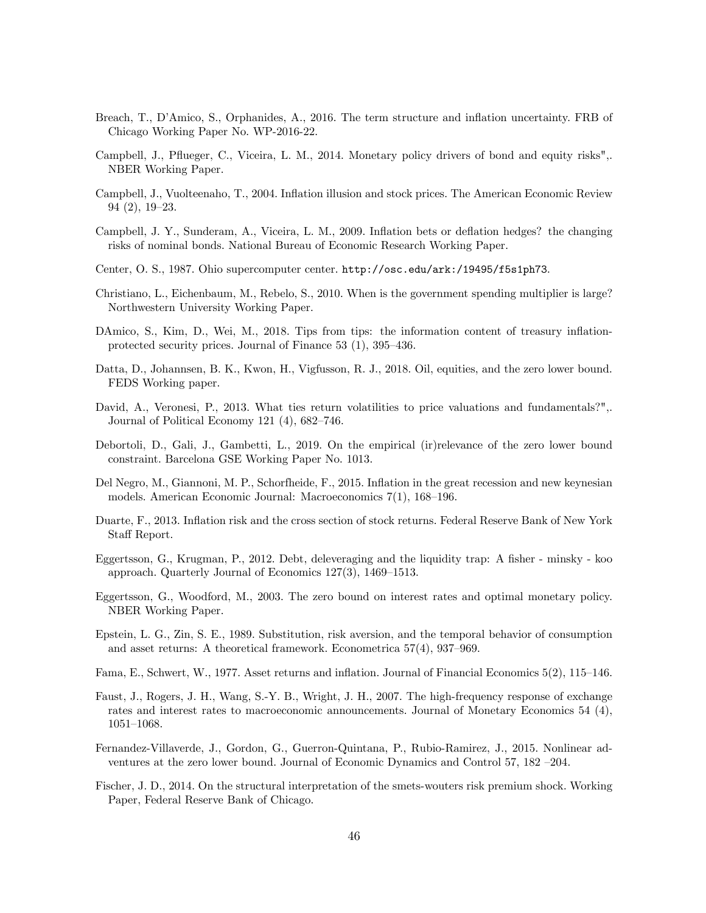Breach, T., D'Amico, S., Orphanides, A., 2016. The term structure and inflation uncertainty. FRB of Chicago Working Paper No. WP-2016-22.

Campbell, J., Pflueger, C., Viceira, L. M., 2014. Monetary policy drivers of bond and equity risks",. NBER Working Paper.

Campbell, J., Vuolteenaho, T., 2004. Inflation illusion and stock prices. The American Economic Review 94 (2), 19–23.

Campbell, J. Y., Sunderam, A., Viceira, L. M., 2009. Inflation bets or deflation hedges? the changing risks of nominal bonds. National Bureau of Economic Research Working Paper.

Center, O. S., 1987. Ohio supercomputer center. `http://osc.edu/ark:/19495/f5s1ph73`.

Christiano, L., Eichenbaum, M., Rebelo, S., 2010. When is the government spending multiplier is large? Northwestern University Working Paper.

DAmico, S., Kim, D., Wei, M., 2018. Tips from tips: the information content of treasury inflation-protected security prices. Journal of Finance 53 (1), 395–436.

Datta, D., Johannsen, B. K., Kwon, H., Vigfusson, R. J., 2018. Oil, equities, and the zero lower bound. FEDS Working paper.

David, A., Veronesi, P., 2013. What ties return volatilities to price valuations and fundamentals?",. Journal of Political Economy 121 (4), 682–746.

Debortoli, D., Gali, J., Gambetti, L., 2019. On the empirical (ir)relevance of the zero lower bound constraint. Barcelona GSE Working Paper No. 1013.

Del Negro, M., Giannoni, M. P., Schorfheide, F., 2015. Inflation in the great recession and new keynesian models. American Economic Journal: Macroeconomics 7(1), 168–196.

Duarte, F., 2013. Inflation risk and the cross section of stock returns. Federal Reserve Bank of New York Staff Report.

Eggertsson, G., Krugman, P., 2012. Debt, deleveraging and the liquidity trap: A fisher - minsky - koo approach. Quarterly Journal of Economics 127(3), 1469–1513.

Eggertsson, G., Woodford, M., 2003. The zero bound on interest rates and optimal monetary policy. NBER Working Paper.

Epstein, L. G., Zin, S. E., 1989. Substitution, risk aversion, and the temporal behavior of consumption and asset returns: A theoretical framework. Econometrica 57(4), 937–969.

Fama, E., Schwert, W., 1977. Asset returns and inflation. Journal of Financial Economics 5(2), 115–146.

Faust, J., Rogers, J. H., Wang, S.-Y. B., Wright, J. H., 2007. The high-frequency response of exchange rates and interest rates to macroeconomic announcements. Journal of Monetary Economics 54 (4), 1051–1068.

Fernandez-Villaverde, J., Gordon, G., Guerron-Quintana, P., Rubio-Ramirez, J., 2015. Nonlinear adventures at the zero lower bound. Journal of Economic Dynamics and Control 57, 182 –204.

Fischer, J. D., 2014. On the structural interpretation of the smets-wouters risk premium shock. Working Paper, Federal Reserve Bank of Chicago.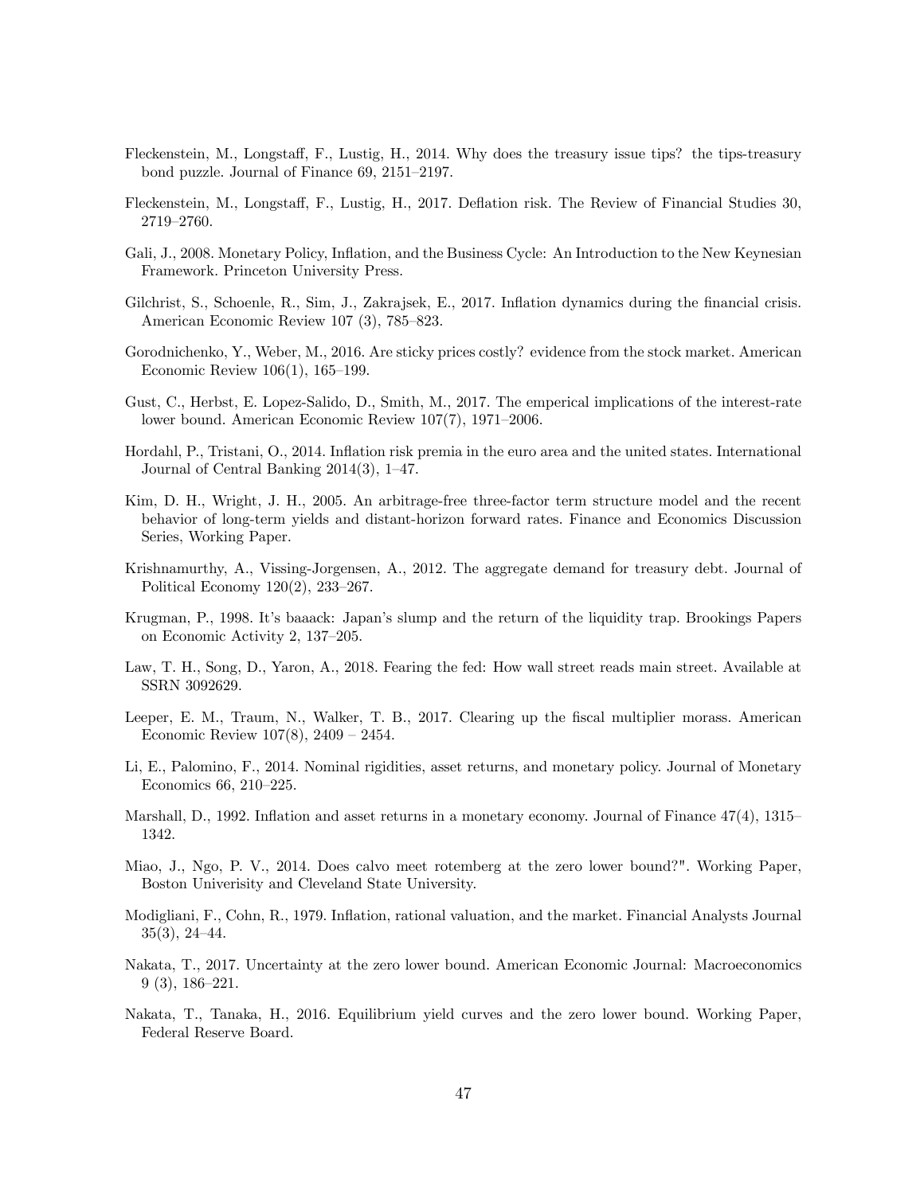Fleckenstein, M., Longstaff, F., Lustig, H., 2014. Why does the treasury issue tips? the tips-treasury bond puzzle. Journal of Finance 69, 2151–2197.

Fleckenstein, M., Longstaff, F., Lustig, H., 2017. Deflation risk. The Review of Financial Studies 30, 2719–2760.

Gali, J., 2008. Monetary Policy, Inflation, and the Business Cycle: An Introduction to the New Keynesian Framework. Princeton University Press.

Gilchrist, S., Schoenle, R., Sim, J., Zakrajsek, E., 2017. Inflation dynamics during the financial crisis. American Economic Review 107 (3), 785–823.

Gorodnichenko, Y., Weber, M., 2016. Are sticky prices costly? evidence from the stock market. American Economic Review 106(1), 165–199.

Gust, C., Herbst, E. Lopez-Salido, D., Smith, M., 2017. The emperical implications of the interest-rate lower bound. American Economic Review 107(7), 1971–2006.

Hordahl, P., Tristani, O., 2014. Inflation risk premia in the euro area and the united states. International Journal of Central Banking 2014(3), 1–47.

Kim, D. H., Wright, J. H., 2005. An arbitrage-free three-factor term structure model and the recent behavior of long-term yields and distant-horizon forward rates. Finance and Economics Discussion Series, Working Paper.

Krishnamurthy, A., Vissing-Jorgensen, A., 2012. The aggregate demand for treasury debt. Journal of Political Economy 120(2), 233–267.

Krugman, P., 1998. It's baaack: Japan's slump and the return of the liquidity trap. Brookings Papers on Economic Activity 2, 137–205.

Law, T. H., Song, D., Yaron, A., 2018. Fearing the fed: How wall street reads main street. Available at SSRN 3092629.

Leeper, E. M., Traum, N., Walker, T. B., 2017. Clearing up the fiscal multiplier morass. American Economic Review 107(8), 2409 – 2454.

Li, E., Palomino, F., 2014. Nominal rigidities, asset returns, and monetary policy. Journal of Monetary Economics 66, 210–225.

Marshall, D., 1992. Inflation and asset returns in a monetary economy. Journal of Finance 47(4), 1315–1342.

Miao, J., Ngo, P. V., 2014. Does calvo meet rotemberg at the zero lower bound?". Working Paper, Boston Univerisity and Cleveland State University.

Modigliani, F., Cohn, R., 1979. Inflation, rational valuation, and the market. Financial Analysts Journal 35(3), 24–44.

Nakata, T., 2017. Uncertainty at the zero lower bound. American Economic Journal: Macroeconomics 9 (3), 186–221.

Nakata, T., Tanaka, H., 2016. Equilibrium yield curves and the zero lower bound. Working Paper, Federal Reserve Board.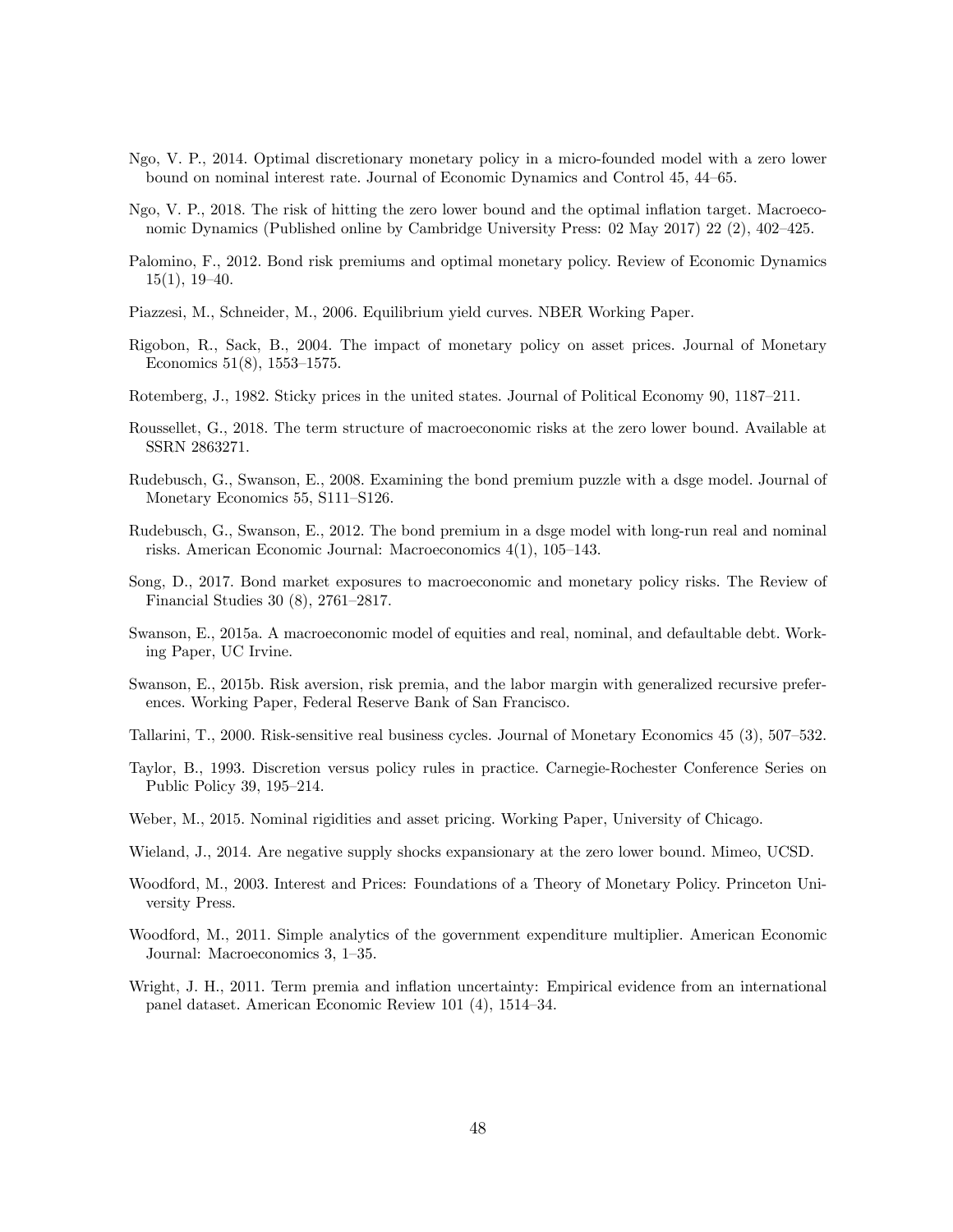Ngo, V. P., 2014. Optimal discretionary monetary policy in a micro-founded model with a zero lower bound on nominal interest rate. Journal of Economic Dynamics and Control 45, 44–65.

Ngo, V. P., 2018. The risk of hitting the zero lower bound and the optimal inflation target. Macroeconomic Dynamics (Published online by Cambridge University Press: 02 May 2017) 22 (2), 402–425.

Palomino, F., 2012. Bond risk premiums and optimal monetary policy. Review of Economic Dynamics 15(1), 19–40.

Piazzesi, M., Schneider, M., 2006. Equilibrium yield curves. NBER Working Paper.

Rigobon, R., Sack, B., 2004. The impact of monetary policy on asset prices. Journal of Monetary Economics 51(8), 1553–1575.

Rotemberg, J., 1982. Sticky prices in the united states. Journal of Political Economy 90, 1187–211.

Roussellet, G., 2018. The term structure of macroeconomic risks at the zero lower bound. Available at SSRN 2863271.

Rudebusch, G., Swanson, E., 2008. Examining the bond premium puzzle with a dsge model. Journal of Monetary Economics 55, S111–S126.

Rudebusch, G., Swanson, E., 2012. The bond premium in a dsge model with long-run real and nominal risks. American Economic Journal: Macroeconomics 4(1), 105–143.

Song, D., 2017. Bond market exposures to macroeconomic and monetary policy risks. The Review of Financial Studies 30 (8), 2761–2817.

Swanson, E., 2015a. A macroeconomic model of equities and real, nominal, and defaultable debt. Working Paper, UC Irvine.

Swanson, E., 2015b. Risk aversion, risk premia, and the labor margin with generalized recursive preferences. Working Paper, Federal Reserve Bank of San Francisco.

Tallarini, T., 2000. Risk-sensitive real business cycles. Journal of Monetary Economics 45 (3), 507–532.

Taylor, B., 1993. Discretion versus policy rules in practice. Carnegie-Rochester Conference Series on Public Policy 39, 195–214.

Weber, M., 2015. Nominal rigidities and asset pricing. Working Paper, University of Chicago.

Wieland, J., 2014. Are negative supply shocks expansionary at the zero lower bound. Mimeo, UCSD.

Woodford, M., 2003. Interest and Prices: Foundations of a Theory of Monetary Policy. Princeton University Press.

Woodford, M., 2011. Simple analytics of the government expenditure multiplier. American Economic Journal: Macroeconomics 3, 1–35.

Wright, J. H., 2011. Term premia and inflation uncertainty: Empirical evidence from an international panel dataset. American Economic Review 101 (4), 1514–34.